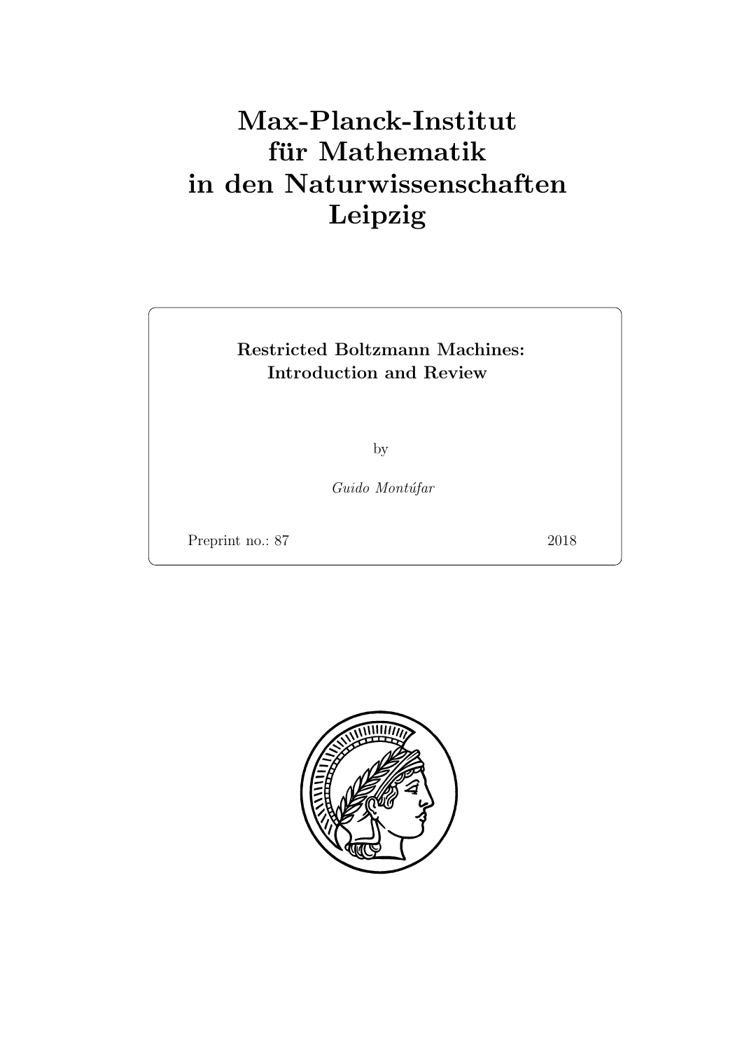# Max-Planck-Institut für Mathematik in den Naturwissenschaften Leipzig

**Restricted Boltzmann Machines: Introduction and Review**

by

*Guido Montúfar*

Preprint no.: 87 2018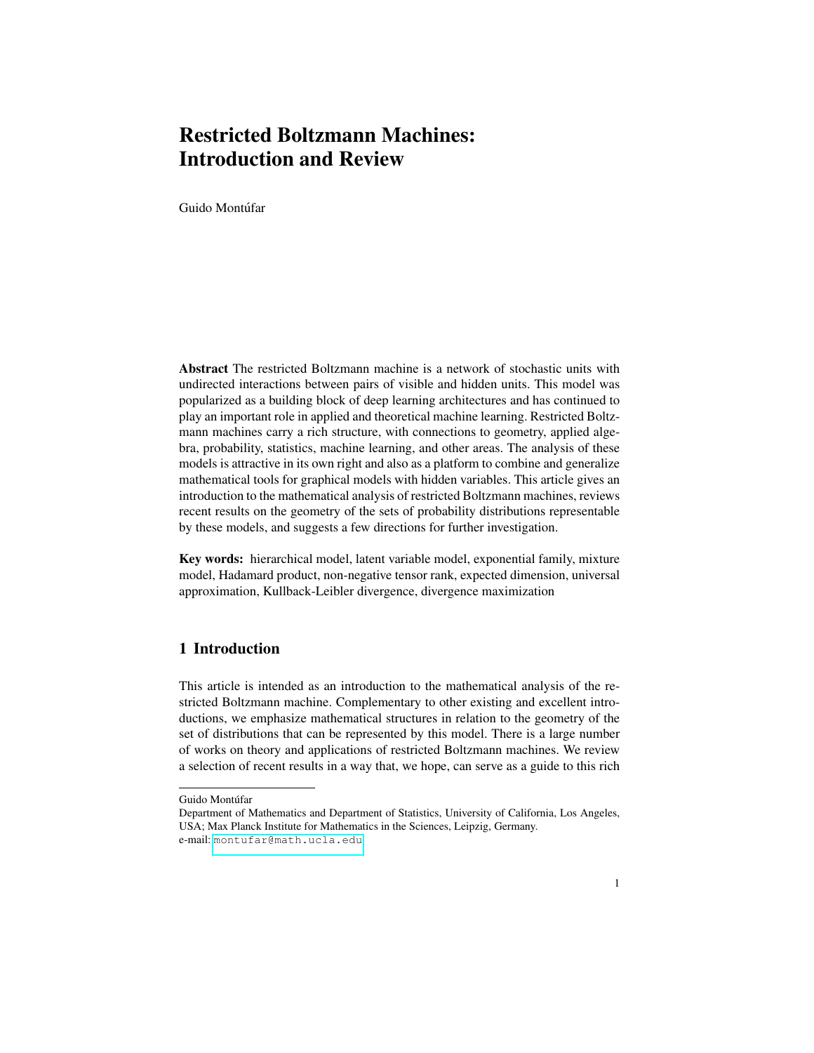# Restricted Boltzmann Machines: Introduction and Review

Guido Montúfar

**Abstract** The restricted Boltzmann machine is a network of stochastic units with undirected interactions between pairs of visible and hidden units. This model was popularized as a building block of deep learning architectures and has continued to play an important role in applied and theoretical machine learning. Restricted Boltzmann machines carry a rich structure, with connections to geometry, applied algebra, probability, statistics, machine learning, and other areas. The analysis of these models is attractive in its own right and also as a platform to combine and generalize mathematical tools for graphical models with hidden variables. This article gives an introduction to the mathematical analysis of restricted Boltzmann machines, reviews recent results on the geometry of the sets of probability distributions representable by these models, and suggests a few directions for further investigation.

**Key words:** hierarchical model, latent variable model, exponential family, mixture model, Hadamard product, non-negative tensor rank, expected dimension, universal approximation, Kullback-Leibler divergence, divergence maximization

## 1 Introduction

This article is intended as an introduction to the mathematical analysis of the restricted Boltzmann machine. Complementary to other existing and excellent introductions, we emphasize mathematical structures in relation to the geometry of the set of distributions that can be represented by this model. There is a large number of works on theory and applications of restricted Boltzmann machines. We review a selection of recent results in a way that, we hope, can serve as a guide to this rich

---

Guido Montúfar
Department of Mathematics and Department of Statistics, University of California, Los Angeles, USA; Max Planck Institute for Mathematics in the Sciences, Leipzig, Germany.
e-mail: montufar@math.ucla.edu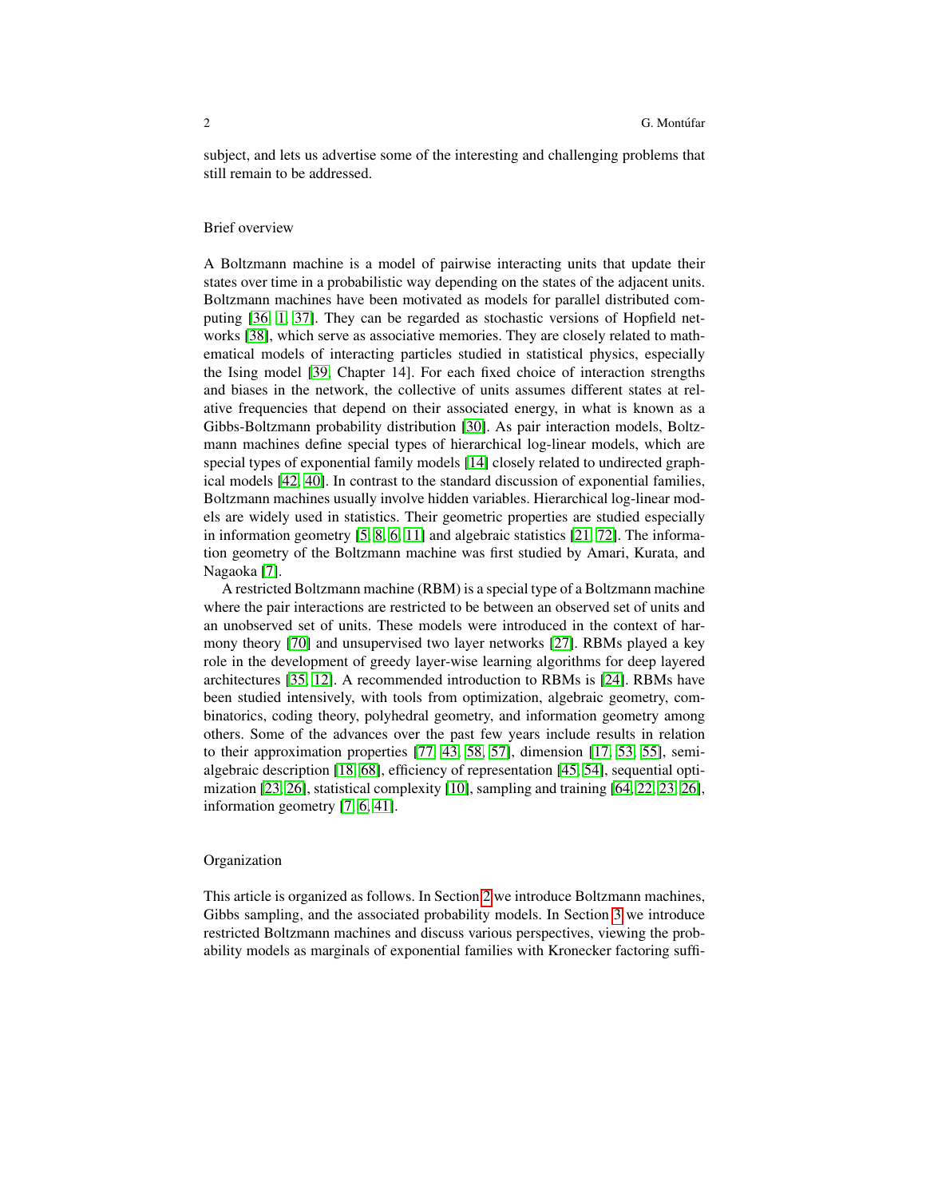subject, and lets us advertise some of the interesting and challenging problems that still remain to be addressed.

### Brief overview

A Boltzmann machine is a model of pairwise interacting units that update their states over time in a probabilistic way depending on the states of the adjacent units. Boltzmann machines have been motivated as models for parallel distributed computing [36, 1, 37]. They can be regarded as stochastic versions of Hopfield networks [38], which serve as associative memories. They are closely related to mathematical models of interacting particles studied in statistical physics, especially the Ising model [39, Chapter 14]. For each fixed choice of interaction strengths and biases in the network, the collective of units assumes different states at relative frequencies that depend on their associated energy, in what is known as a Gibbs-Boltzmann probability distribution [30]. As pair interaction models, Boltzmann machines define special types of hierarchical log-linear models, which are special types of exponential family models [14] closely related to undirected graphical models [42, 40]. In contrast to the standard discussion of exponential families, Boltzmann machines usually involve hidden variables. Hierarchical log-linear models are widely used in statistics. Their geometric properties are studied especially in information geometry [5, 8, 6, 11] and algebraic statistics [21, 72]. The information geometry of the Boltzmann machine was first studied by Amari, Kurata, and Nagaoka [7].

A restricted Boltzmann machine (RBM) is a special type of a Boltzmann machine where the pair interactions are restricted to be between an observed set of units and an unobserved set of units. These models were introduced in the context of harmony theory [70] and unsupervised two layer networks [27]. RBMs played a key role in the development of greedy layer-wise learning algorithms for deep layered architectures [35, 12]. A recommended introduction to RBMs is [24]. RBMs have been studied intensively, with tools from optimization, algebraic geometry, combinatorics, coding theory, polyhedral geometry, and information geometry among others. Some of the advances over the past few years include results in relation to their approximation properties [77, 43, 58, 57], dimension [17, 53, 55], semialgebraic description [18, 68], efficiency of representation [45, 54], sequential optimization [23, 26], statistical complexity [10], sampling and training [64, 22, 23, 26], information geometry [7, 6, 41].

### Organization

This article is organized as follows. In Section 2 we introduce Boltzmann machines, Gibbs sampling, and the associated probability models. In Section 3 we introduce restricted Boltzmann machines and discuss various perspectives, viewing the probability models as marginals of exponential families with Kronecker factoring suffi-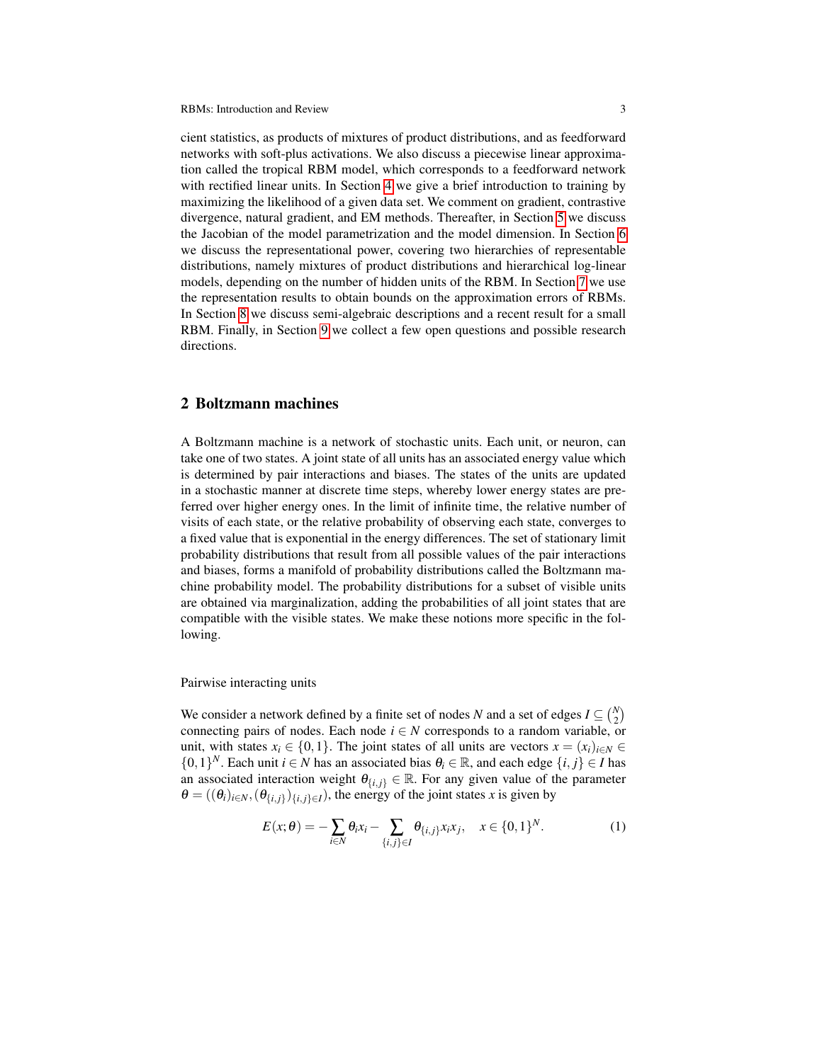cient statistics, as products of mixtures of product distributions, and as feedforward networks with soft-plus activations. We also discuss a piecewise linear approximation called the tropical RBM model, which corresponds to a feedforward network with rectified linear units. In Section 4 we give a brief introduction to training by maximizing the likelihood of a given data set. We comment on gradient, contrastive divergence, natural gradient, and EM methods. Thereafter, in Section 5 we discuss the Jacobian of the model parametrization and the model dimension. In Section 6 we discuss the representational power, covering two hierarchies of representable distributions, namely mixtures of product distributions and hierarchical log-linear models, depending on the number of hidden units of the RBM. In Section 7 we use the representation results to obtain bounds on the approximation errors of RBMs. In Section 8 we discuss semi-algebraic descriptions and a recent result for a small RBM. Finally, in Section 9 we collect a few open questions and possible research directions.

## 2 Boltzmann machines

A Boltzmann machine is a network of stochastic units. Each unit, or neuron, can take one of two states. A joint state of all units has an associated energy value which is determined by pair interactions and biases. The states of the units are updated in a stochastic manner at discrete time steps, whereby lower energy states are preferred over higher energy ones. In the limit of infinite time, the relative number of visits of each state, or the relative probability of observing each state, converges to a fixed value that is exponential in the energy differences. The set of stationary limit probability distributions that result from all possible values of the pair interactions and biases, forms a manifold of probability distributions called the Boltzmann machine probability model. The probability distributions for a subset of visible units are obtained via marginalization, adding the probabilities of all joint states that are compatible with the visible states. We make these notions more specific in the following.

Pairwise interacting units

We consider a network defined by a finite set of nodes $N$ and a set of edges $I \subseteq \binom{N}{2}$ connecting pairs of nodes. Each node $i \in N$ corresponds to a random variable, or unit, with states $x_i \in \{0,1\}$. The joint states of all units are vectors $x = (x_i)_{i\in N} \in \{0,1\}^N$. Each unit $i \in N$ has an associated bias $\theta_i \in \mathbb{R}$, and each edge $\{i,j\} \in I$ has an associated interaction weight $\theta_{\{i,j\}} \in \mathbb{R}$. For any given value of the parameter $\theta = ((\theta_i)_{i\in N}, (\theta_{\{i,j\}})_{\{i,j\}\in I})$, the energy of the joint states $x$ is given by

$$E(x;\theta) = -\sum_{i\in N} \theta_i x_i - \sum_{\{i,j\}\in I} \theta_{\{i,j\}} x_i x_j, \quad x \in \{0,1\}^N. \tag{1}$$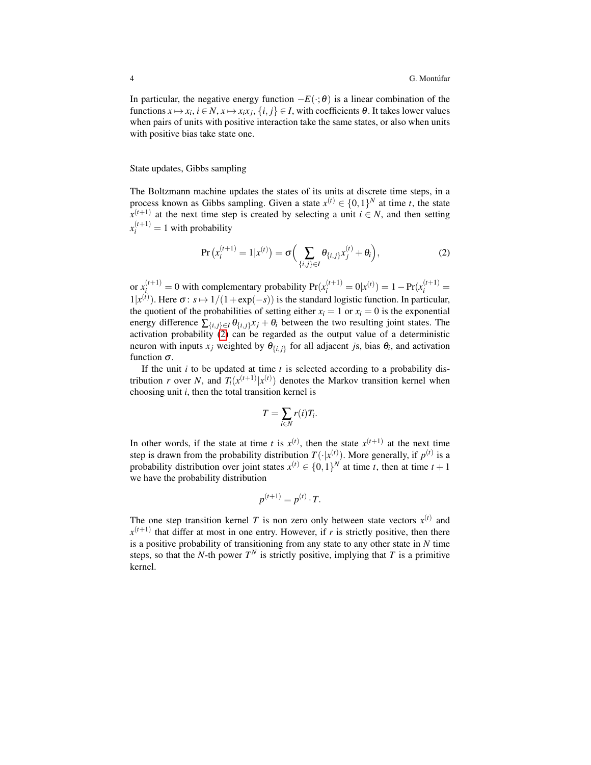In particular, the negative energy function $-E(\cdot;\theta)$ is a linear combination of the functions $x \mapsto x_i$, $i \in N$, $x \mapsto x_i x_j$, $\{i,j\} \in I$, with coefficients $\theta$. It takes lower values when pairs of units with positive interaction take the same states, or also when units with positive bias take state one.

State updates, Gibbs sampling

The Boltzmann machine updates the states of its units at discrete time steps, in a process known as Gibbs sampling. Given a state $x^{(t)} \in \{0,1\}^N$ at time $t$, the state $x^{(t+1)}$ at the next time step is created by selecting a unit $i \in N$, and then setting $x_i^{(t+1)} = 1$ with probability

$$\Pr\left(x_i^{(t+1)} = 1 | x^{(t)}\right) = \sigma\Big(\sum_{\{i,j\} \in I} \theta_{\{i,j\}} x_j^{(t)} + \theta_i\Big), \tag{2}$$

or $x_i^{(t+1)} = 0$ with complementary probability $\Pr(x_i^{(t+1)} = 0 | x^{(t)}) = 1 - \Pr(x_i^{(t+1)} = 1 | x^{(t)})$. Here $\sigma \colon s \mapsto 1/(1+\exp(-s))$ is the standard logistic function. In particular, the quotient of the probabilities of setting either $x_i = 1$ or $x_i = 0$ is the exponential energy difference $\sum_{\{i,j\} \in I} \theta_{\{i,j\}} x_j + \theta_i$ between the two resulting joint states. The activation probability (2) can be regarded as the output value of a deterministic neuron with inputs $x_j$ weighted by $\theta_{\{i,j\}}$ for all adjacent $j$s, bias $\theta_i$, and activation function $\sigma$.

If the unit $i$ to be updated at time $t$ is selected according to a probability distribution $r$ over $N$, and $T_i(x^{(t+1)} | x^{(t)})$ denotes the Markov transition kernel when choosing unit $i$, then the total transition kernel is

$$T = \sum_{i \in N} r(i) T_i.$$

In other words, if the state at time $t$ is $x^{(t)}$, then the state $x^{(t+1)}$ at the next time step is drawn from the probability distribution $T(\cdot | x^{(t)})$. More generally, if $p^{(t)}$ is a probability distribution over joint states $x^{(t)} \in \{0,1\}^N$ at time $t$, then at time $t+1$ we have the probability distribution

$$p^{(t+1)} = p^{(t)} \cdot T.$$

The one step transition kernel $T$ is non zero only between state vectors $x^{(t)}$ and $x^{(t+1)}$ that differ at most in one entry. However, if $r$ is strictly positive, then there is a positive probability of transitioning from any state to any other state in $N$ time steps, so that the $N$-th power $T^N$ is strictly positive, implying that $T$ is a primitive kernel.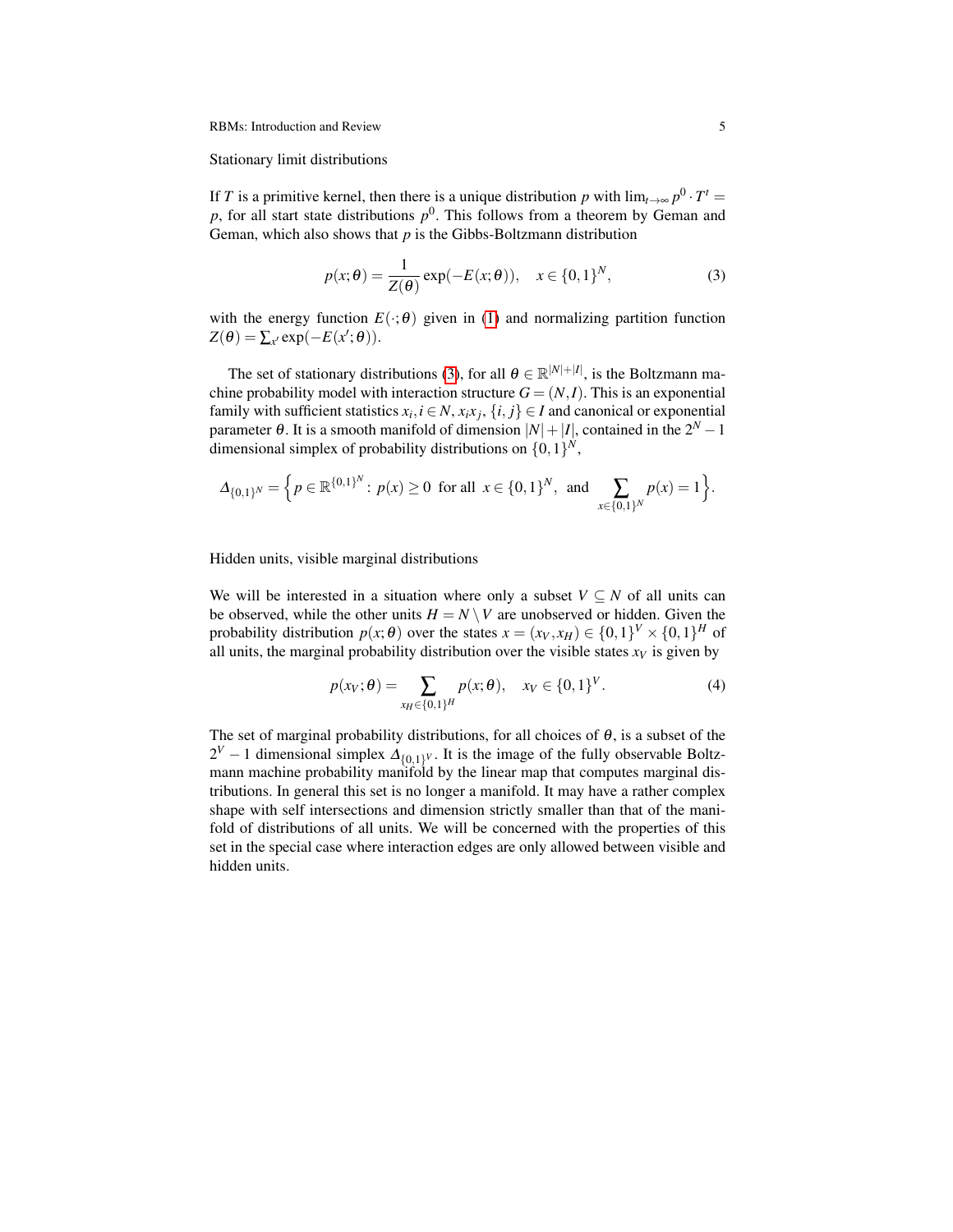Stationary limit distributions

If $T$ is a primitive kernel, then there is a unique distribution $p$ with $\lim_{t\to\infty} p^0 \cdot T^t = p$, for all start state distributions $p^0$. This follows from a theorem by Geman and Geman, which also shows that $p$ is the Gibbs-Boltzmann distribution

$$p(x;\theta) = \frac{1}{Z(\theta)} \exp(-E(x;\theta)), \quad x \in \{0,1\}^N, \tag{3}$$

with the energy function $E(\cdot;\theta)$ given in (1) and normalizing partition function $Z(\theta) = \sum_{x'} \exp(-E(x';\theta))$.

The set of stationary distributions (3), for all $\theta \in \mathbb{R}^{|N|+|I|}$, is the Boltzmann machine probability model with interaction structure $G = (N, I)$. This is an exponential family with sufficient statistics $x_i, i \in N$, $x_i x_j$, $\{i, j\} \in I$ and canonical or exponential parameter $\theta$. It is a smooth manifold of dimension $|N| + |I|$, contained in the $2^N - 1$ dimensional simplex of probability distributions on $\{0,1\}^N$,

$$\Delta_{\{0,1\}^N} = \Big\{ p \in \mathbb{R}^{\{0,1\}^N} : p(x) \geq 0 \text{ for all } x \in \{0,1\}^N, \text{ and } \sum_{x \in \{0,1\}^N} p(x) = 1 \Big\}.$$

Hidden units, visible marginal distributions

We will be interested in a situation where only a subset $V \subseteq N$ of all units can be observed, while the other units $H = N \setminus V$ are unobserved or hidden. Given the probability distribution $p(x;\theta)$ over the states $x = (x_V, x_H) \in \{0,1\}^V \times \{0,1\}^H$ of all units, the marginal probability distribution over the visible states $x_V$ is given by

$$p(x_V;\theta) = \sum_{x_H \in \{0,1\}^H} p(x;\theta), \quad x_V \in \{0,1\}^V. \tag{4}$$

The set of marginal probability distributions, for all choices of $\theta$, is a subset of the $2^V - 1$ dimensional simplex $\Delta_{\{0,1\}^V}$. It is the image of the fully observable Boltzmann machine probability manifold by the linear map that computes marginal distributions. In general this set is no longer a manifold. It may have a rather complex shape with self intersections and dimension strictly smaller than that of the manifold of distributions of all units. We will be concerned with the properties of this set in the special case where interaction edges are only allowed between visible and hidden units.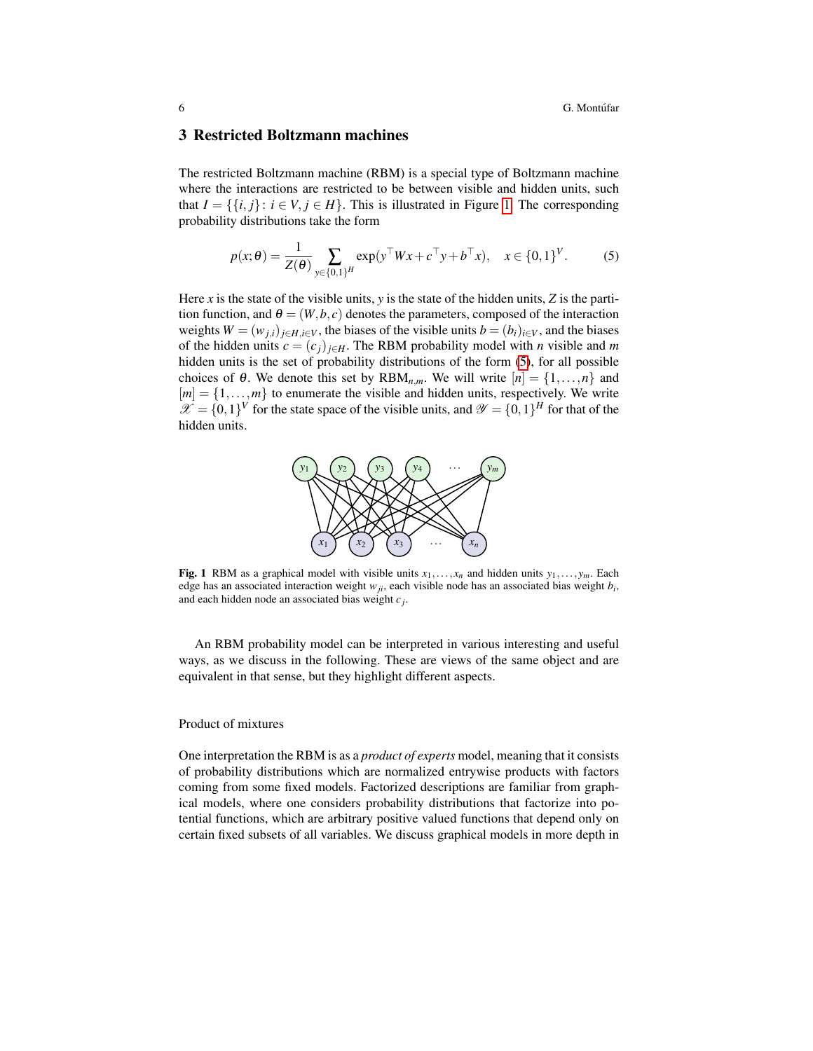## 3 Restricted Boltzmann machines

The restricted Boltzmann machine (RBM) is a special type of Boltzmann machine where the interactions are restricted to be between visible and hidden units, such that $I = \{\{i, j\} : i \in V, j \in H\}$. This is illustrated in Figure 1. The corresponding probability distributions take the form

$$p(x;\theta) = \frac{1}{Z(\theta)} \sum_{y \in \{0,1\}^H} \exp(y^\top W x + c^\top y + b^\top x), \quad x \in \{0,1\}^V. \tag{5}$$

Here $x$ is the state of the visible units, $y$ is the state of the hidden units, $Z$ is the partition function, and $\theta = (W, b, c)$ denotes the parameters, composed of the interaction weights $W = (w_{j,i})_{j \in H, i \in V}$, the biases of the visible units $b = (b_i)_{i \in V}$, and the biases of the hidden units $c = (c_j)_{j \in H}$. The RBM probability model with $n$ visible and $m$ hidden units is the set of probability distributions of the form (5), for all possible choices of $\theta$. We denote this set by $\mathrm{RBM}_{n,m}$. We will write $[n] = \{1, \ldots, n\}$ and $[m] = \{1, \ldots, m\}$ to enumerate the visible and hidden units, respectively. We write $\mathscr{X} = \{0,1\}^V$ for the state space of the visible units, and $\mathscr{Y} = \{0,1\}^H$ for that of the hidden units.

**Fig. 1** RBM as a graphical model with visible units $x_1, \ldots, x_n$ and hidden units $y_1, \ldots, y_m$. Each edge has an associated interaction weight $w_{ji}$, each visible node has an associated bias weight $b_i$, and each hidden node an associated bias weight $c_j$.

An RBM probability model can be interpreted in various interesting and useful ways, as we discuss in the following. These are views of the same object and are equivalent in that sense, but they highlight different aspects.

### Product of mixtures

One interpretation the RBM is as a *product of experts* model, meaning that it consists of probability distributions which are normalized entrywise products with factors coming from some fixed models. Factorized descriptions are familiar from graphical models, where one considers probability distributions that factorize into potential functions, which are arbitrary positive valued functions that depend only on certain fixed subsets of all variables. We discuss graphical models in more depth in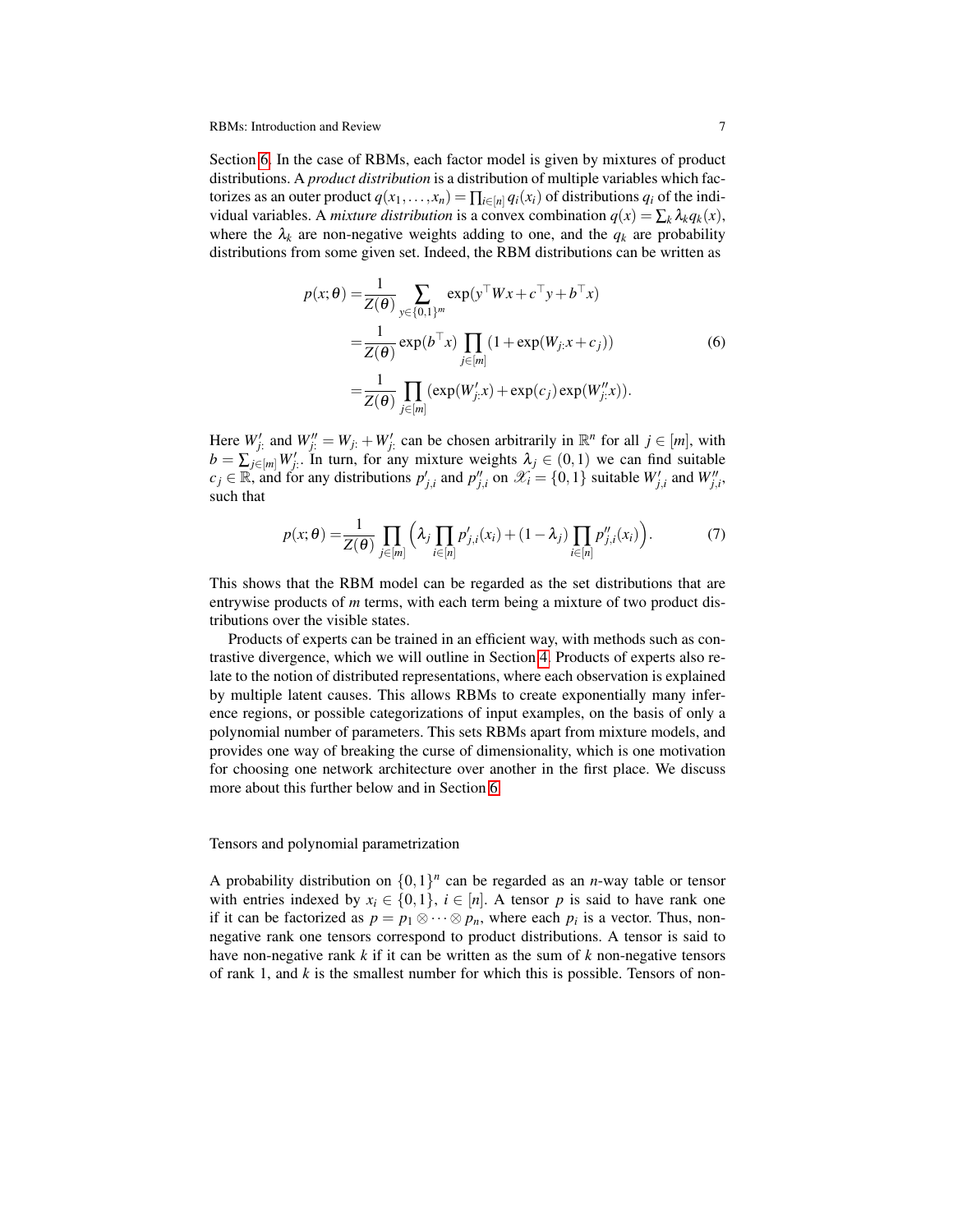Section 6. In the case of RBMs, each factor model is given by mixtures of product distributions. A *product distribution* is a distribution of multiple variables which factorizes as an outer product $q(x_1,\ldots,x_n) = \prod_{i\in[n]} q_i(x_i)$ of distributions $q_i$ of the individual variables. A *mixture distribution* is a convex combination $q(x) = \sum_k \lambda_k q_k(x)$, where the $\lambda_k$ are non-negative weights adding to one, and the $q_k$ are probability distributions from some given set. Indeed, the RBM distributions can be written as

$$
\begin{aligned}
p(x;\theta) =& \frac{1}{Z(\theta)} \sum_{y\in\{0,1\}^m} \exp(y^\top W x + c^\top y + b^\top x) \\
=& \frac{1}{Z(\theta)} \exp(b^\top x) \prod_{j\in[m]} (1+\exp(W_{j:}x + c_j)) \\
=& \frac{1}{Z(\theta)} \prod_{j\in[m]} (\exp(W'_{j:}x) + \exp(c_j)\exp(W''_{j:}x)).
\end{aligned}
\tag{6}
$$

Here $W'_{j:}$ and $W''_{j:} = W_{j:} + W'_{j:}$ can be chosen arbitrarily in $\mathbb{R}^n$ for all $j \in [m]$, with $b = \sum_{j\in[m]} W'_{j:}$. In turn, for any mixture weights $\lambda_j \in (0,1)$ we can find suitable $c_j \in \mathbb{R}$, and for any distributions $p'_{j,i}$ and $p''_{j,i}$ on $\mathscr{X}_i = \{0,1\}$ suitable $W'_{j,i}$ and $W''_{j,i}$, such that

$$
p(x;\theta) = \frac{1}{Z(\theta)} \prod_{j\in[m]} \Big(\lambda_j \prod_{i\in[n]} p'_{j,i}(x_i) + (1-\lambda_j) \prod_{i\in[n]} p''_{j,i}(x_i)\Big). \tag{7}
$$

This shows that the RBM model can be regarded as the set distributions that are entrywise products of $m$ terms, with each term being a mixture of two product distributions over the visible states.

Products of experts can be trained in an efficient way, with methods such as contrastive divergence, which we will outline in Section 4. Products of experts also relate to the notion of distributed representations, where each observation is explained by multiple latent causes. This allows RBMs to create exponentially many inference regions, or possible categorizations of input examples, on the basis of only a polynomial number of parameters. This sets RBMs apart from mixture models, and provides one way of breaking the curse of dimensionality, which is one motivation for choosing one network architecture over another in the first place. We discuss more about this further below and in Section 6.

### Tensors and polynomial parametrization

A probability distribution on $\{0,1\}^n$ can be regarded as an $n$-way table or tensor with entries indexed by $x_i \in \{0,1\}$, $i \in [n]$. A tensor $p$ is said to have rank one if it can be factorized as $p = p_1 \otimes \cdots \otimes p_n$, where each $p_i$ is a vector. Thus, non-negative rank one tensors correspond to product distributions. A tensor is said to have non-negative rank $k$ if it can be written as the sum of $k$ non-negative tensors of rank 1, and $k$ is the smallest number for which this is possible. Tensors of non-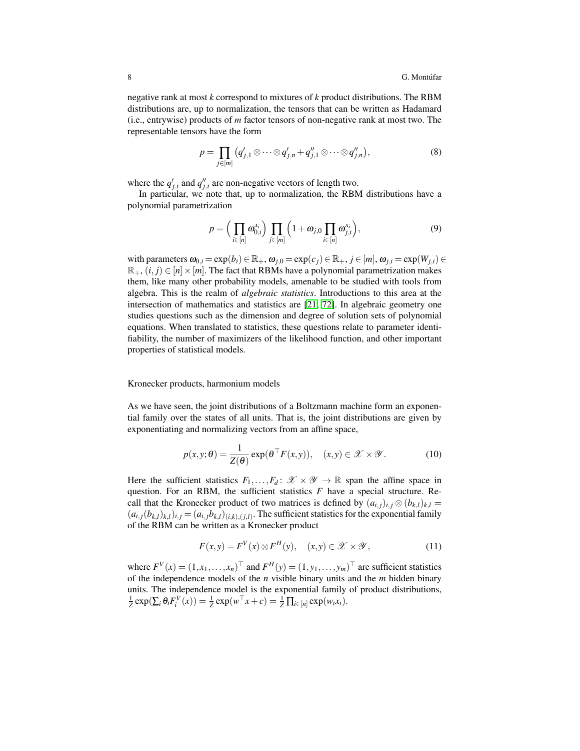negative rank at most $k$ correspond to mixtures of $k$ product distributions. The RBM distributions are, up to normalization, the tensors that can be written as Hadamard (i.e., entrywise) products of $m$ factor tensors of non-negative rank at most two. The representable tensors have the form

$$p = \prod_{j\in[m]} \left(q'_{j,1}\otimes\cdots\otimes q'_{j,n} + q''_{j,1}\otimes\cdots\otimes q''_{j,n}\right), \tag{8}$$

where the $q'_{j,i}$ and $q''_{j,i}$ are non-negative vectors of length two.

In particular, we note that, up to normalization, the RBM distributions have a polynomial parametrization

$$p = \Big(\prod_{i\in[n]} \omega_{0,i}^{x_i}\Big) \prod_{j\in[m]} \Big(1+\omega_{j,0}\prod_{i\in[n]}\omega_{j,i}^{x_i}\Big), \tag{9}$$

with parameters $\omega_{0,i} = \exp(b_i) \in \mathbb{R}_+$, $\omega_{j,0} = \exp(c_j) \in \mathbb{R}_+$, $j\in[m]$, $\omega_{j,i} = \exp(W_{j,i}) \in \mathbb{R}_+$, $(i,j)\in[n]\times[m]$. The fact that RBMs have a polynomial parametrization makes them, like many other probability models, amenable to be studied with tools from algebra. This is the realm of *algebraic statistics*. Introductions to this area at the intersection of mathematics and statistics are [21, 72]. In algebraic geometry one studies questions such as the dimension and degree of solution sets of polynomial equations. When translated to statistics, these questions relate to parameter identifiability, the number of maximizers of the likelihood function, and other important properties of statistical models.

Kronecker products, harmonium models

As we have seen, the joint distributions of a Boltzmann machine form an exponential family over the states of all units. That is, the joint distributions are given by exponentiating and normalizing vectors from an affine space,

$$p(x,y;\theta) = \frac{1}{Z(\theta)}\exp(\theta^\top F(x,y)), \quad (x,y)\in\mathscr{X}\times\mathscr{Y}. \tag{10}$$

Here the sufficient statistics $F_1,\dots,F_d\colon \mathscr{X}\times\mathscr{Y}\to\mathbb{R}$ span the affine space in question. For an RBM, the sufficient statistics $F$ have a special structure. Recall that the Kronecker product of two matrices is defined by $(a_{i,j})_{i,j}\otimes(b_{k,l})_{k,l} = (a_{i,j}(b_{k,l})_{k,l})_{i,j} = (a_{i,j}b_{k,l})_{(i,k),(j,l)}$. The sufficient statistics for the exponential family of the RBM can be written as a Kronecker product

$$F(x,y) = F^V(x)\otimes F^H(y), \quad (x,y)\in\mathscr{X}\times\mathscr{Y}, \tag{11}$$

where $F^V(x) = (1,x_1,\dots,x_n)^\top$ and $F^H(y) = (1,y_1,\dots,y_m)^\top$ are sufficient statistics of the independence models of the $n$ visible binary units and the $m$ hidden binary units. The independence model is the exponential family of product distributions, $\frac{1}{Z}\exp(\sum_i\theta_i F_i^V(x)) = \frac{1}{Z}\exp(w^\top x + c) = \frac{1}{Z}\prod_{i\in[n]}\exp(w_i x_i)$.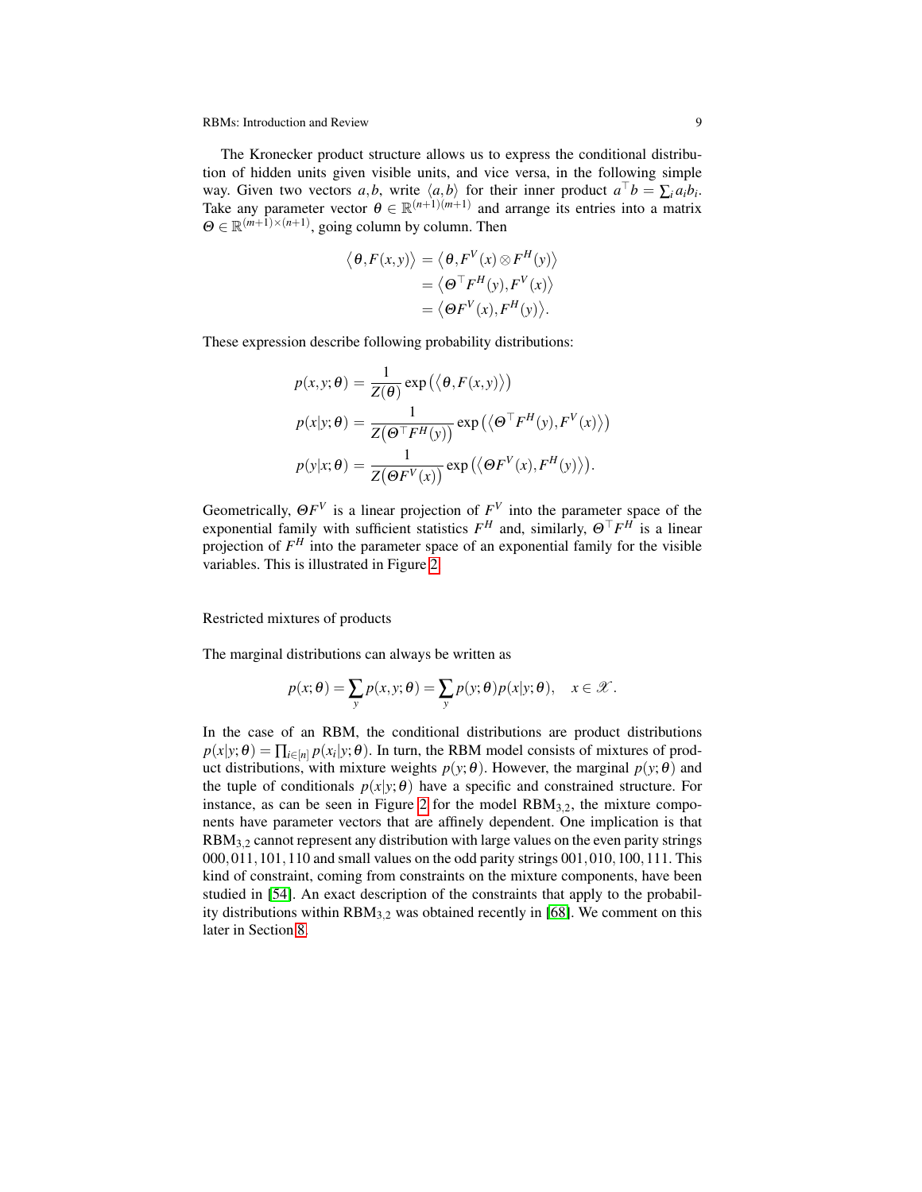The Kronecker product structure allows us to express the conditional distribution of hidden units given visible units, and vice versa, in the following simple way. Given two vectors $a, b$, write $\langle a, b\rangle$ for their inner product $a^\top b = \sum_i a_i b_i$. Take any parameter vector $\theta \in \mathbb{R}^{(n+1)(m+1)}$ and arrange its entries into a matrix $\Theta \in \mathbb{R}^{(m+1)\times(n+1)}$, going column by column. Then

$$
\begin{aligned}
\big\langle \theta, F(x,y)\big\rangle &= \big\langle \theta, F^V(x)\otimes F^H(y)\big\rangle \\
&= \big\langle \Theta^\top F^H(y), F^V(x)\big\rangle \\
&= \big\langle \Theta F^V(x), F^H(y)\big\rangle.
\end{aligned}
$$

These expression describe following probability distributions:

$$
\begin{aligned}
p(x,y;\theta) &= \frac{1}{Z(\theta)}\exp\big(\big\langle \theta, F(x,y)\big\rangle\big) \\
p(x|y;\theta) &= \frac{1}{Z\big(\Theta^\top F^H(y)\big)}\exp\big(\big\langle \Theta^\top F^H(y), F^V(x)\big\rangle\big) \\
p(y|x;\theta) &= \frac{1}{Z\big(\Theta F^V(x)\big)}\exp\big(\big\langle \Theta F^V(x), F^H(y)\big\rangle\big).
\end{aligned}
$$

Geometrically, $\Theta F^V$ is a linear projection of $F^V$ into the parameter space of the exponential family with sufficient statistics $F^H$ and, similarly, $\Theta^\top F^H$ is a linear projection of $F^H$ into the parameter space of an exponential family for the visible variables. This is illustrated in Figure 2.

### Restricted mixtures of products

The marginal distributions can always be written as

$$
p(x;\theta) = \sum_y p(x,y;\theta) = \sum_y p(y;\theta)p(x|y;\theta), \quad x \in \mathscr{X}.
$$

In the case of an RBM, the conditional distributions are product distributions $p(x|y;\theta) = \prod_{i\in[n]} p(x_i|y;\theta)$. In turn, the RBM model consists of mixtures of product distributions, with mixture weights $p(y;\theta)$. However, the marginal $p(y;\theta)$ and the tuple of conditionals $p(x|y;\theta)$ have a specific and constrained structure. For instance, as can be seen in Figure 2 for the model $\mathrm{RBM}_{3,2}$, the mixture components have parameter vectors that are affinely dependent. One implication is that $\mathrm{RBM}_{3,2}$ cannot represent any distribution with large values on the even parity strings $000, 011, 101, 110$ and small values on the odd parity strings $001, 010, 100, 111$. This kind of constraint, coming from constraints on the mixture components, have been studied in [54]. An exact description of the constraints that apply to the probability distributions within $\mathrm{RBM}_{3,2}$ was obtained recently in [68]. We comment on this later in Section 8.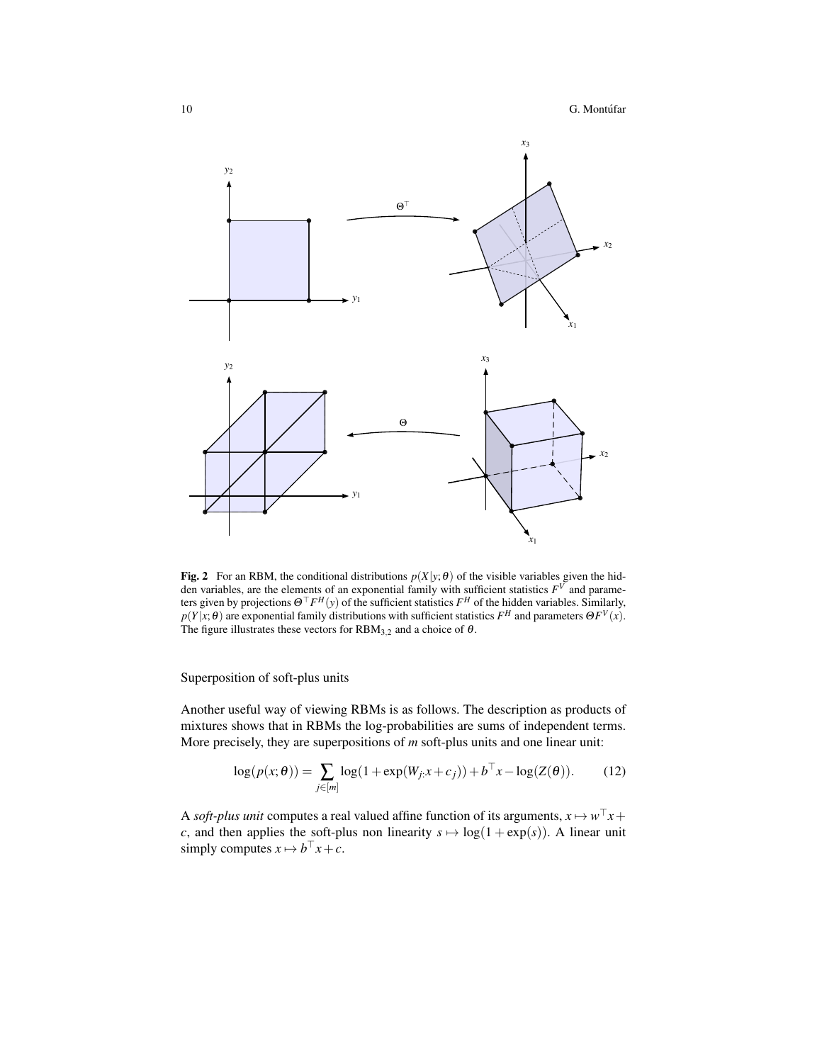**Fig. 2** For an RBM, the conditional distributions $p(X|y;\theta)$ of the visible variables given the hidden variables, are the elements of an exponential family with sufficient statistics $F^V$ and parameters given by projections $\Theta^\top F^H(y)$ of the sufficient statistics $F^H$ of the hidden variables. Similarly, $p(Y|x;\theta)$ are exponential family distributions with sufficient statistics $F^H$ and parameters $\Theta F^V(x)$. The figure illustrates these vectors for $\mathrm{RBM}_{3,2}$ and a choice of $\theta$.

Superposition of soft-plus units

Another useful way of viewing RBMs is as follows. The description as products of mixtures shows that in RBMs the log-probabilities are sums of independent terms. More precisely, they are superpositions of $m$ soft-plus units and one linear unit:

$$\log(p(x;\theta)) = \sum_{j\in[m]} \log(1+\exp(W_{j:}x+c_j)) + b^\top x - \log(Z(\theta)). \tag{12}$$

A *soft-plus unit* computes a real valued affine function of its arguments, $x \mapsto w^\top x + c$, and then applies the soft-plus non linearity $s \mapsto \log(1+\exp(s))$. A linear unit simply computes $x \mapsto b^\top x + c$.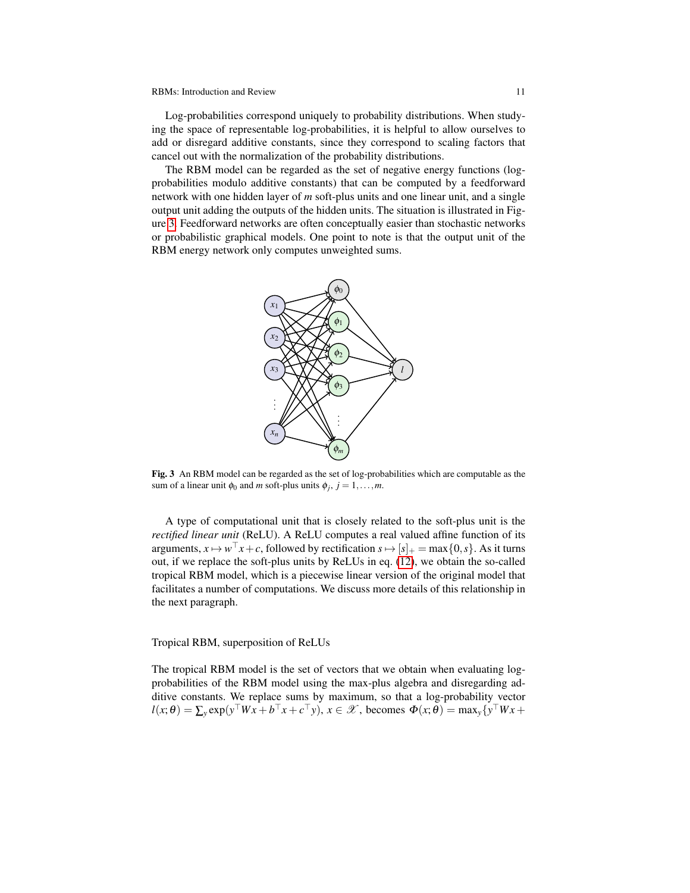Log-probabilities correspond uniquely to probability distributions. When studying the space of representable log-probabilities, it is helpful to allow ourselves to add or disregard additive constants, since they correspond to scaling factors that cancel out with the normalization of the probability distributions.

The RBM model can be regarded as the set of negative energy functions (log-probabilities modulo additive constants) that can be computed by a feedforward network with one hidden layer of $m$ soft-plus units and one linear unit, and a single output unit adding the outputs of the hidden units. The situation is illustrated in Figure 3. Feedforward networks are often conceptually easier than stochastic networks or probabilistic graphical models. One point to note is that the output unit of the RBM energy network only computes unweighted sums.

**Fig. 3** An RBM model can be regarded as the set of log-probabilities which are computable as the sum of a linear unit $\phi_0$ and $m$ soft-plus units $\phi_j$, $j = 1, \dots, m$.

A type of computational unit that is closely related to the soft-plus unit is the *rectified linear unit* (ReLU). A ReLU computes a real valued affine function of its arguments, $x \mapsto w^\top x + c$, followed by rectification $s \mapsto [s]_+ = \max\{0, s\}$. As it turns out, if we replace the soft-plus units by ReLUs in eq. (12), we obtain the so-called tropical RBM model, which is a piecewise linear version of the original model that facilitates a number of computations. We discuss more details of this relationship in the next paragraph.

### Tropical RBM, superposition of ReLUs

The tropical RBM model is the set of vectors that we obtain when evaluating log-probabilities of the RBM model using the max-plus algebra and disregarding additive constants. We replace sums by maximum, so that a log-probability vector $l(x;\theta) = \sum_y \exp(y^\top W x + b^\top x + c^\top y)$, $x \in \mathscr{X}$, becomes $\Phi(x;\theta) = \max_y\{y^\top W x +$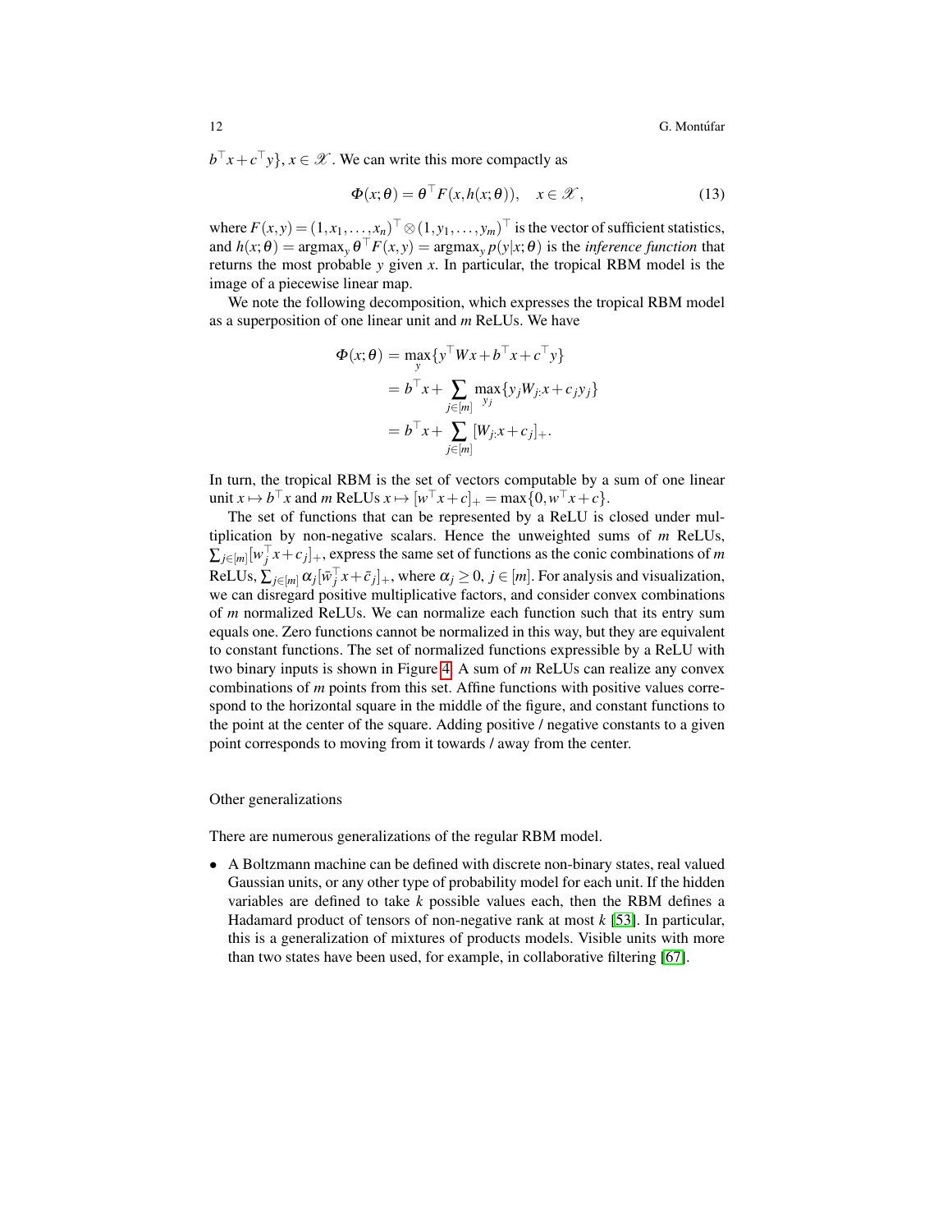$b^\top x + c^\top y\}$, $x \in \mathscr{X}$. We can write this more compactly as

$$\Phi(x;\theta) = \theta^\top F(x, h(x;\theta)), \quad x \in \mathscr{X}, \tag{13}$$

where $F(x,y) = (1, x_1, \ldots, x_n)^\top \otimes (1, y_1, \ldots, y_m)^\top$ is the vector of sufficient statistics, and $h(x;\theta) = \operatorname{argmax}_y \theta^\top F(x,y) = \operatorname{argmax}_y p(y|x;\theta)$ is the *inference function* that returns the most probable $y$ given $x$. In particular, the tropical RBM model is the image of a piecewise linear map.

We note the following decomposition, which expresses the tropical RBM model as a superposition of one linear unit and $m$ ReLUs. We have

$$\begin{aligned}
\Phi(x;\theta) &= \max_y \{y^\top W x + b^\top x + c^\top y\} \\
&= b^\top x + \sum_{j\in[m]} \max_{y_j} \{y_j W_{j:} x + c_j y_j\} \\
&= b^\top x + \sum_{j\in[m]} [W_{j:} x + c_j]_+ .
\end{aligned}$$

In turn, the tropical RBM is the set of vectors computable by a sum of one linear unit $x \mapsto b^\top x$ and $m$ ReLUs $x \mapsto [w^\top x + c]_+ = \max\{0, w^\top x + c\}$.

The set of functions that can be represented by a ReLU is closed under multiplication by non-negative scalars. Hence the unweighted sums of $m$ ReLUs, $\sum_{j\in[m]} [w_j^\top x + c_j]_+$, express the same set of functions as the conic combinations of $m$ ReLUs, $\sum_{j\in[m]} \alpha_j [\bar{w}_j^\top x + \bar{c}_j]_+$, where $\alpha_j \geq 0$, $j \in [m]$. For analysis and visualization, we can disregard positive multiplicative factors, and consider convex combinations of $m$ normalized ReLUs. We can normalize each function such that its entry sum equals one. Zero functions cannot be normalized in this way, but they are equivalent to constant functions. The set of normalized functions expressible by a ReLU with two binary inputs is shown in Figure 4. A sum of $m$ ReLUs can realize any convex combinations of $m$ points from this set. Affine functions with positive values correspond to the horizontal square in the middle of the figure, and constant functions to the point at the center of the square. Adding positive / negative constants to a given point corresponds to moving from it towards / away from the center.

### Other generalizations

There are numerous generalizations of the regular RBM model.

- A Boltzmann machine can be defined with discrete non-binary states, real valued Gaussian units, or any other type of probability model for each unit. If the hidden variables are defined to take $k$ possible values each, then the RBM defines a Hadamard product of tensors of non-negative rank at most $k$ [53]. In particular, this is a generalization of mixtures of products models. Visible units with more than two states have been used, for example, in collaborative filtering [67].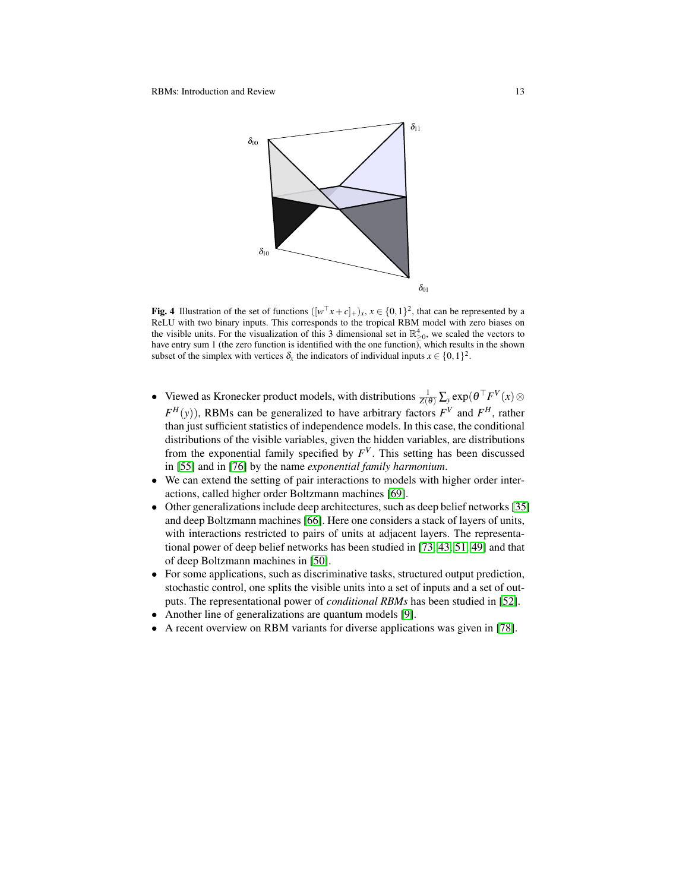**Fig. 4** Illustration of the set of functions $([w^\top x + c]_+)_x$, $x \in \{0,1\}^2$, that can be represented by a ReLU with two binary inputs. This corresponds to the tropical RBM model with zero biases on the visible units. For the visualization of this 3 dimensional set in $\mathbb{R}^4_{\geq 0}$, we scaled the vectors to have entry sum 1 (the zero function is identified with the one function), which results in the shown subset of the simplex with vertices $\delta_x$ the indicators of individual inputs $x \in \{0,1\}^2$.

- Viewed as Kronecker product models, with distributions $\frac{1}{Z(\theta)} \sum_y \exp(\theta^\top F^V(x) \otimes F^H(y))$, RBMs can be generalized to have arbitrary factors $F^V$ and $F^H$, rather than just sufficient statistics of independence models. In this case, the conditional distributions of the visible variables, given the hidden variables, are distributions from the exponential family specified by $F^V$. This setting has been discussed in [55] and in [76] by the name *exponential family harmonium*.
- We can extend the setting of pair interactions to models with higher order interactions, called higher order Boltzmann machines [69].
- Other generalizations include deep architectures, such as deep belief networks [35] and deep Boltzmann machines [66]. Here one considers a stack of layers of units, with interactions restricted to pairs of units at adjacent layers. The representational power of deep belief networks has been studied in [73, 43, 51, 49] and that of deep Boltzmann machines in [50].
- For some applications, such as discriminative tasks, structured output prediction, stochastic control, one splits the visible units into a set of inputs and a set of outputs. The representational power of *conditional RBMs* has been studied in [52].
- Another line of generalizations are quantum models [9].
- A recent overview on RBM variants for diverse applications was given in [78].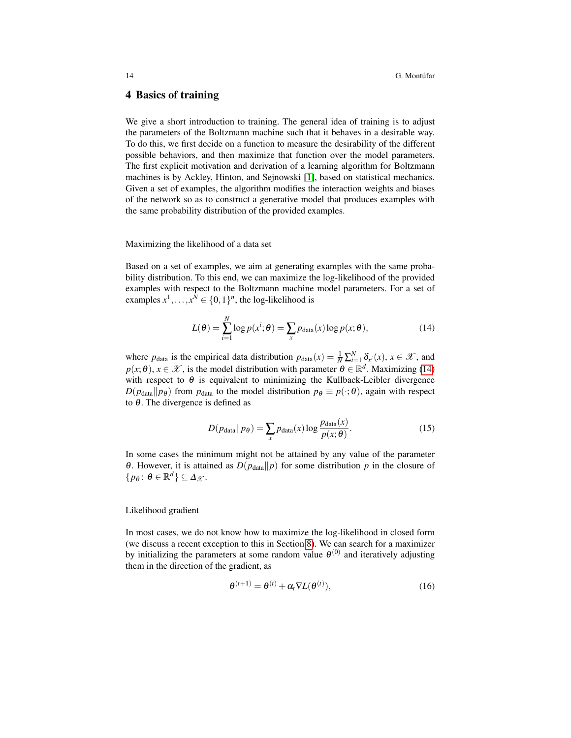## 4 Basics of training

We give a short introduction to training. The general idea of training is to adjust the parameters of the Boltzmann machine such that it behaves in a desirable way. To do this, we first decide on a function to measure the desirability of the different possible behaviors, and then maximize that function over the model parameters. The first explicit motivation and derivation of a learning algorithm for Boltzmann machines is by Ackley, Hinton, and Sejnowski [1], based on statistical mechanics. Given a set of examples, the algorithm modifies the interaction weights and biases of the network so as to construct a generative model that produces examples with the same probability distribution of the provided examples.

### Maximizing the likelihood of a data set

Based on a set of examples, we aim at generating examples with the same probability distribution. To this end, we can maximize the log-likelihood of the provided examples with respect to the Boltzmann machine model parameters. For a set of examples $x^1, \dots, x^N \in \{0,1\}^n$, the log-likelihood is

$$L(\theta) = \sum_{i=1}^{N} \log p(x^i;\theta) = \sum_x p_{\text{data}}(x) \log p(x;\theta), \tag{14}$$

where $p_{\text{data}}$ is the empirical data distribution $p_{\text{data}}(x) = \frac{1}{N}\sum_{i=1}^{N} \delta_{x^i}(x)$, $x \in \mathscr{X}$, and $p(x;\theta)$, $x \in \mathscr{X}$, is the model distribution with parameter $\theta \in \mathbb{R}^d$. Maximizing (14) with respect to $\theta$ is equivalent to minimizing the Kullback-Leibler divergence $D(p_{\text{data}} \| p_\theta)$ from $p_{\text{data}}$ to the model distribution $p_\theta \equiv p(\cdot;\theta)$, again with respect to $\theta$. The divergence is defined as

$$D(p_{\text{data}} \| p_\theta) = \sum_x p_{\text{data}}(x) \log \frac{p_{\text{data}}(x)}{p(x;\theta)}. \tag{15}$$

In some cases the minimum might not be attained by any value of the parameter $\theta$. However, it is attained as $D(p_{\text{data}} \| p)$ for some distribution $p$ in the closure of $\{p_\theta : \theta \in \mathbb{R}^d\} \subseteq \Delta_{\mathscr{X}}$.

### Likelihood gradient

In most cases, we do not know how to maximize the log-likelihood in closed form (we discuss a recent exception to this in Section 8). We can search for a maximizer by initializing the parameters at some random value $\theta^{(0)}$ and iteratively adjusting them in the direction of the gradient, as

$$\theta^{(t+1)} = \theta^{(t)} + \alpha_t \nabla L(\theta^{(t)}), \tag{16}$$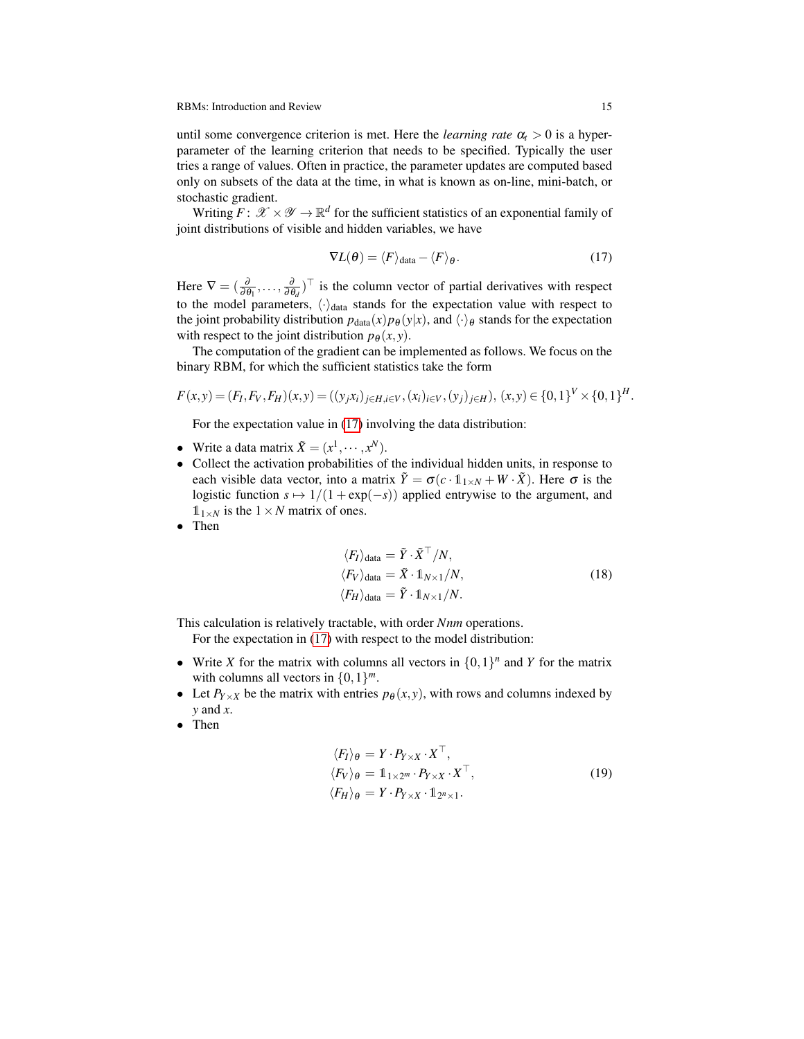until some convergence criterion is met. Here the *learning rate* $\alpha_t > 0$ is a hyper-parameter of the learning criterion that needs to be specified. Typically the user tries a range of values. Often in practice, the parameter updates are computed based only on subsets of the data at the time, in what is known as on-line, mini-batch, or stochastic gradient.

Writing $F\colon \mathscr{X} \times \mathscr{Y} \to \mathbb{R}^d$ for the sufficient statistics of an exponential family of joint distributions of visible and hidden variables, we have

$$\nabla L(\theta) = \langle F \rangle_{\text{data}} - \langle F \rangle_{\theta}. \tag{17}$$

Here $\nabla = (\frac{\partial}{\partial \theta_1}, \ldots, \frac{\partial}{\partial \theta_d})^\top$ is the column vector of partial derivatives with respect to the model parameters, $\langle \cdot \rangle_{\text{data}}$ stands for the expectation value with respect to the joint probability distribution $p_{\text{data}}(x) p_\theta(y|x)$, and $\langle \cdot \rangle_\theta$ stands for the expectation with respect to the joint distribution $p_\theta(x,y)$.

The computation of the gradient can be implemented as follows. We focus on the binary RBM, for which the sufficient statistics take the form

$$F(x,y) = (F_I, F_V, F_H)(x,y) = ((y_j x_i)_{j\in H, i\in V}, (x_i)_{i\in V}, (y_j)_{j\in H}),\ (x,y) \in \{0,1\}^V \times \{0,1\}^H.$$

For the expectation value in (17) involving the data distribution:

- Write a data matrix $\tilde{X} = (x^1, \cdots, x^N)$.
- Collect the activation probabilities of the individual hidden units, in response to each visible data vector, into a matrix $\tilde{Y} = \sigma(c \cdot \mathbb{1}_{1\times N} + W \cdot \tilde{X})$. Here $\sigma$ is the logistic function $s \mapsto 1/(1+\exp(-s))$ applied entrywise to the argument, and $\mathbb{1}_{1\times N}$ is the $1 \times N$ matrix of ones.
- Then

$$\begin{aligned}
\langle F_I \rangle_{\text{data}} &= \tilde{Y} \cdot \tilde{X}^\top / N, \\
\langle F_V \rangle_{\text{data}} &= \tilde{X} \cdot \mathbb{1}_{N\times 1} / N, \\
\langle F_H \rangle_{\text{data}} &= \tilde{Y} \cdot \mathbb{1}_{N\times 1} / N.
\end{aligned} \tag{18}$$

This calculation is relatively tractable, with order $Nnm$ operations.

For the expectation in (17) with respect to the model distribution:

- Write $X$ for the matrix with columns all vectors in $\{0,1\}^n$ and $Y$ for the matrix with columns all vectors in $\{0,1\}^m$.
- Let $P_{Y\times X}$ be the matrix with entries $p_\theta(x,y)$, with rows and columns indexed by $y$ and $x$.
- Then

$$\begin{aligned}
\langle F_I \rangle_\theta &= Y \cdot P_{Y\times X} \cdot X^\top, \\
\langle F_V \rangle_\theta &= \mathbb{1}_{1\times 2^m} \cdot P_{Y\times X} \cdot X^\top, \\
\langle F_H \rangle_\theta &= Y \cdot P_{Y\times X} \cdot \mathbb{1}_{2^n\times 1}.
\end{aligned} \tag{19}$$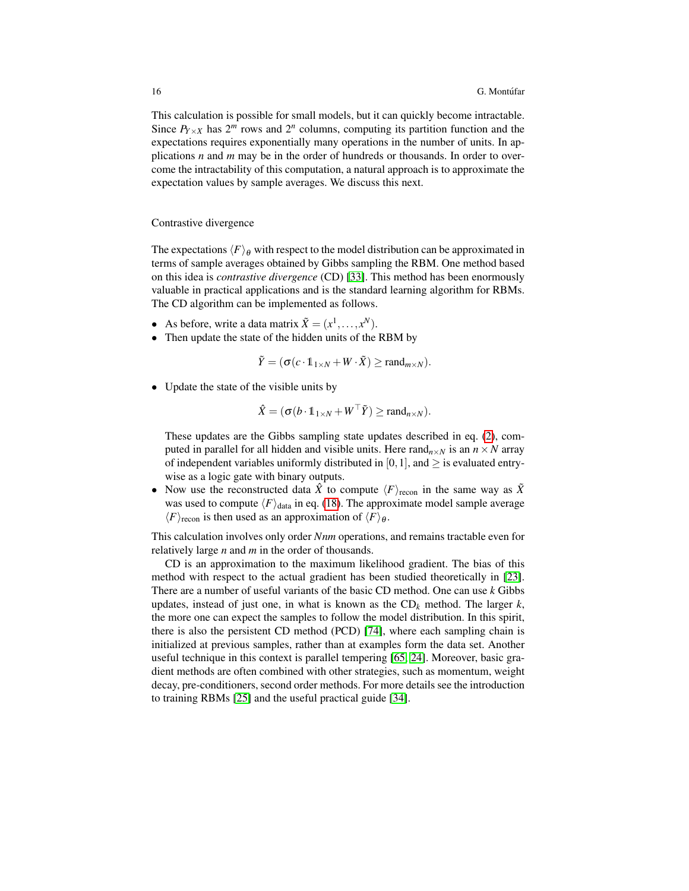This calculation is possible for small models, but it can quickly become intractable. Since $P_{Y\times X}$ has $2^m$ rows and $2^n$ columns, computing its partition function and the expectations requires exponentially many operations in the number of units. In applications $n$ and $m$ may be in the order of hundreds or thousands. In order to overcome the intractability of this computation, a natural approach is to approximate the expectation values by sample averages. We discuss this next.

### Contrastive divergence

The expectations $\langle F\rangle_\theta$ with respect to the model distribution can be approximated in terms of sample averages obtained by Gibbs sampling the RBM. One method based on this idea is *contrastive divergence* (CD) [33]. This method has been enormously valuable in practical applications and is the standard learning algorithm for RBMs. The CD algorithm can be implemented as follows.

- As before, write a data matrix $\tilde{X} = (x^1, \dots, x^N)$.
- Then update the state of the hidden units of the RBM by

$$\tilde{Y} = (\sigma(c \cdot \mathbb{1}_{1\times N} + W \cdot \tilde{X}) \geq \mathrm{rand}_{m\times N}).$$

- Update the state of the visible units by

$$\hat{X} = (\sigma(b \cdot \mathbb{1}_{1\times N} + W^\top \tilde{Y}) \geq \mathrm{rand}_{n\times N}).$$

  These updates are the Gibbs sampling state updates described in eq. (2), computed in parallel for all hidden and visible units. Here $\mathrm{rand}_{n\times N}$ is an $n\times N$ array of independent variables uniformly distributed in $[0,1]$, and $\geq$ is evaluated entry-wise as a logic gate with binary outputs.
- Now use the reconstructed data $\hat{X}$ to compute $\langle F\rangle_{\mathrm{recon}}$ in the same way as $\tilde{X}$ was used to compute $\langle F\rangle_{\mathrm{data}}$ in eq. (18). The approximate model sample average $\langle F\rangle_{\mathrm{recon}}$ is then used as an approximation of $\langle F\rangle_\theta$.

This calculation involves only order $Nnm$ operations, and remains tractable even for relatively large $n$ and $m$ in the order of thousands.

CD is an approximation to the maximum likelihood gradient. The bias of this method with respect to the actual gradient has been studied theoretically in [23]. There are a number of useful variants of the basic CD method. One can use $k$ Gibbs updates, instead of just one, in what is known as the $\mathrm{CD}_k$ method. The larger $k$, the more one can expect the samples to follow the model distribution. In this spirit, there is also the persistent CD method (PCD) [74], where each sampling chain is initialized at previous samples, rather than at examples form the data set. Another useful technique in this context is parallel tempering [65, 24]. Moreover, basic gradient methods are often combined with other strategies, such as momentum, weight decay, pre-conditioners, second order methods. For more details see the introduction to training RBMs [25] and the useful practical guide [34].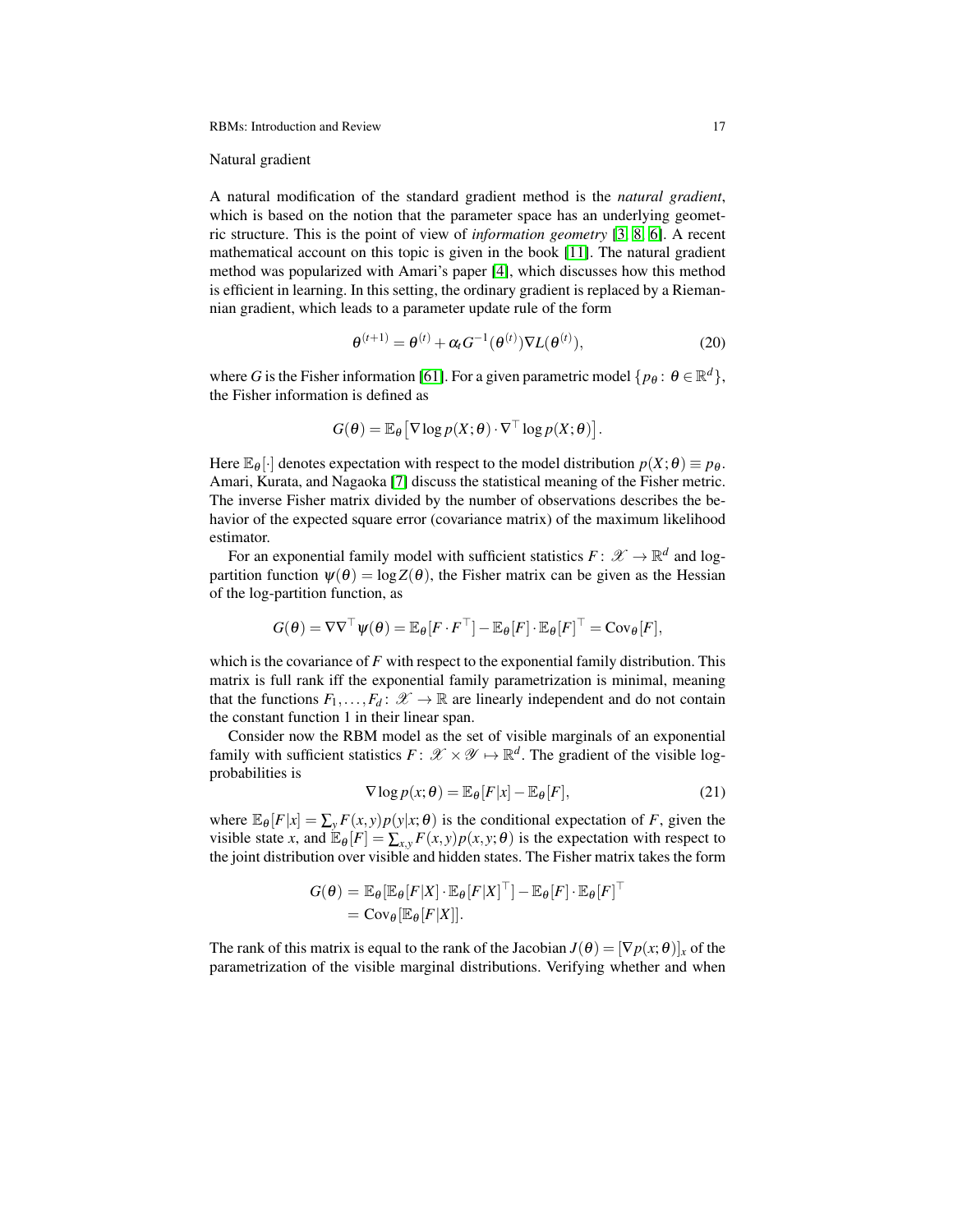Natural gradient

A natural modification of the standard gradient method is the *natural gradient*, which is based on the notion that the parameter space has an underlying geometric structure. This is the point of view of *information geometry* [3, 8, 6]. A recent mathematical account on this topic is given in the book [11]. The natural gradient method was popularized with Amari's paper [4], which discusses how this method is efficient in learning. In this setting, the ordinary gradient is replaced by a Riemannian gradient, which leads to a parameter update rule of the form

$$\theta^{(t+1)} = \theta^{(t)} + \alpha_t G^{-1}(\theta^{(t)}) \nabla L(\theta^{(t)}), \tag{20}$$

where $G$ is the Fisher information [61]. For a given parametric model $\{p_\theta \colon \theta \in \mathbb{R}^d\}$, the Fisher information is defined as

$$G(\theta) = \mathbb{E}_\theta \left[ \nabla \log p(X;\theta) \cdot \nabla^\top \log p(X;\theta) \right].$$

Here $\mathbb{E}_\theta[\cdot]$ denotes expectation with respect to the model distribution $p(X;\theta) \equiv p_\theta$. Amari, Kurata, and Nagaoka [7] discuss the statistical meaning of the Fisher metric. The inverse Fisher matrix divided by the number of observations describes the behavior of the expected square error (covariance matrix) of the maximum likelihood estimator.

For an exponential family model with sufficient statistics $F \colon \mathscr{X} \to \mathbb{R}^d$ and log-partition function $\psi(\theta) = \log Z(\theta)$, the Fisher matrix can be given as the Hessian of the log-partition function, as

$$G(\theta) = \nabla \nabla^\top \psi(\theta) = \mathbb{E}_\theta[F \cdot F^\top] - \mathbb{E}_\theta[F] \cdot \mathbb{E}_\theta[F]^\top = \mathrm{Cov}_\theta[F],$$

which is the covariance of $F$ with respect to the exponential family distribution. This matrix is full rank iff the exponential family parametrization is minimal, meaning that the functions $F_1, \ldots, F_d \colon \mathscr{X} \to \mathbb{R}$ are linearly independent and do not contain the constant function 1 in their linear span.

Consider now the RBM model as the set of visible marginals of an exponential family with sufficient statistics $F \colon \mathscr{X} \times \mathscr{Y} \mapsto \mathbb{R}^d$. The gradient of the visible log-probabilities is

$$\nabla \log p(x;\theta) = \mathbb{E}_\theta[F|x] - \mathbb{E}_\theta[F], \tag{21}$$

where $\mathbb{E}_\theta[F|x] = \sum_y F(x,y) p(y|x;\theta)$ is the conditional expectation of $F$, given the visible state $x$, and $\mathbb{E}_\theta[F] = \sum_{x,y} F(x,y) p(x,y;\theta)$ is the expectation with respect to the joint distribution over visible and hidden states. The Fisher matrix takes the form

$$\begin{aligned} G(\theta) &= \mathbb{E}_\theta[\mathbb{E}_\theta[F|X] \cdot \mathbb{E}_\theta[F|X]^\top] - \mathbb{E}_\theta[F] \cdot \mathbb{E}_\theta[F]^\top \\ &= \mathrm{Cov}_\theta[\mathbb{E}_\theta[F|X]]. \end{aligned}$$

The rank of this matrix is equal to the rank of the Jacobian $J(\theta) = [\nabla p(x;\theta)]_x$ of the parametrization of the visible marginal distributions. Verifying whether and when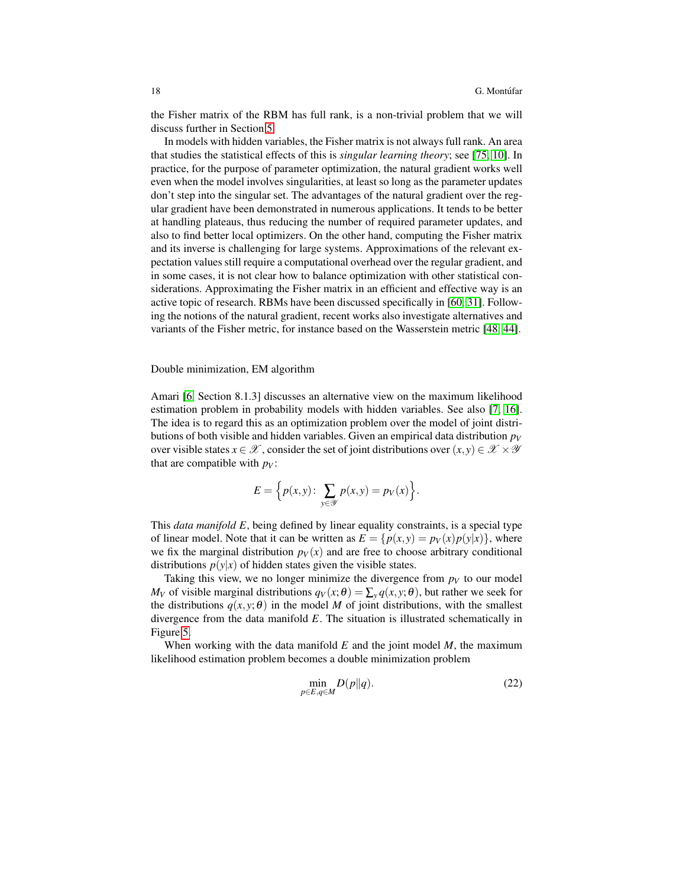the Fisher matrix of the RBM has full rank, is a non-trivial problem that we will discuss further in Section 5.

In models with hidden variables, the Fisher matrix is not always full rank. An area that studies the statistical effects of this is *singular learning theory*; see [75, 10]. In practice, for the purpose of parameter optimization, the natural gradient works well even when the model involves singularities, at least so long as the parameter updates don't step into the singular set. The advantages of the natural gradient over the regular gradient have been demonstrated in numerous applications. It tends to be better at handling plateaus, thus reducing the number of required parameter updates, and also to find better local optimizers. On the other hand, computing the Fisher matrix and its inverse is challenging for large systems. Approximations of the relevant expectation values still require a computational overhead over the regular gradient, and in some cases, it is not clear how to balance optimization with other statistical considerations. Approximating the Fisher matrix in an efficient and effective way is an active topic of research. RBMs have been discussed specifically in [60, 31]. Following the notions of the natural gradient, recent works also investigate alternatives and variants of the Fisher metric, for instance based on the Wasserstein metric [48, 44].

Double minimization, EM algorithm

Amari [6, Section 8.1.3] discusses an alternative view on the maximum likelihood estimation problem in probability models with hidden variables. See also [7, 16]. The idea is to regard this as an optimization problem over the model of joint distributions of both visible and hidden variables. Given an empirical data distribution $p_V$ over visible states $x \in \mathscr{X}$, consider the set of joint distributions over $(x,y) \in \mathscr{X} \times \mathscr{Y}$ that are compatible with $p_V$:

$$E = \Big\{ p(x,y) \colon \sum_{y \in \mathscr{Y}} p(x,y) = p_V(x) \Big\}.$$

This *data manifold* $E$, being defined by linear equality constraints, is a special type of linear model. Note that it can be written as $E = \{p(x,y) = p_V(x)p(y|x)\}$, where we fix the marginal distribution $p_V(x)$ and are free to choose arbitrary conditional distributions $p(y|x)$ of hidden states given the visible states.

Taking this view, we no longer minimize the divergence from $p_V$ to our model $M_V$ of visible marginal distributions $q_V(x;\theta) = \sum_y q(x,y;\theta)$, but rather we seek for the distributions $q(x,y;\theta)$ in the model $M$ of joint distributions, with the smallest divergence from the data manifold $E$. The situation is illustrated schematically in Figure 5.

When working with the data manifold $E$ and the joint model $M$, the maximum likelihood estimation problem becomes a double minimization problem

$$\min_{p \in E, q \in M} D(p\|q). \tag{22}$$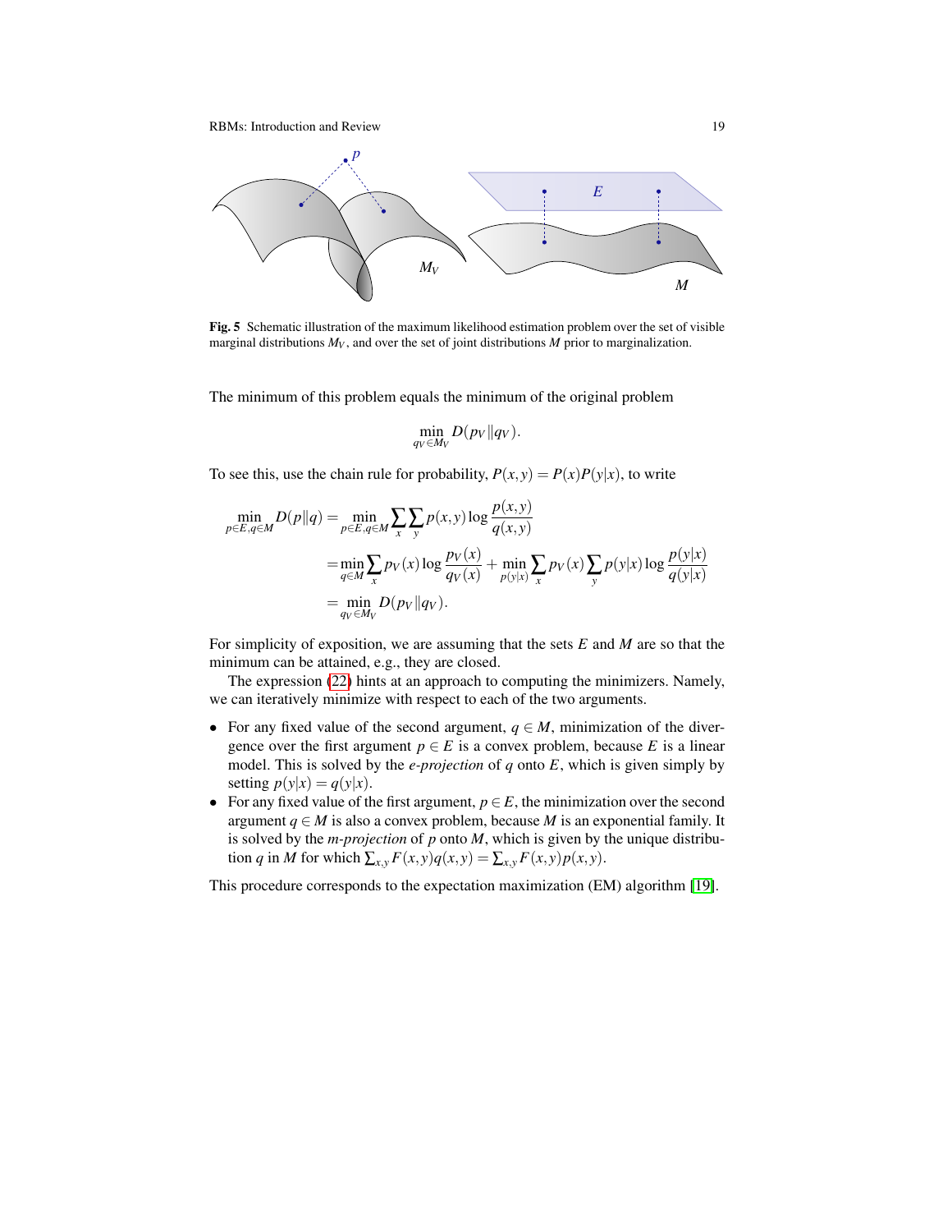Fig. 5 Schematic illustration of the maximum likelihood estimation problem over the set of visible marginal distributions $M_V$, and over the set of joint distributions $M$ prior to marginalization.

The minimum of this problem equals the minimum of the original problem

$$\min_{q_V \in M_V} D(p_V \| q_V).$$

To see this, use the chain rule for probability, $P(x,y) = P(x)P(y|x)$, to write

$$\begin{aligned}
\min_{p \in E, q \in M} D(p\|q) &= \min_{p \in E, q \in M} \sum_x \sum_y p(x,y) \log \frac{p(x,y)}{q(x,y)} \\
&= \min_{q \in M} \sum_x p_V(x) \log \frac{p_V(x)}{q_V(x)} + \min_{p(y|x)} \sum_x p_V(x) \sum_y p(y|x) \log \frac{p(y|x)}{q(y|x)} \\
&= \min_{q_V \in M_V} D(p_V \| q_V).
\end{aligned}$$

For simplicity of exposition, we are assuming that the sets $E$ and $M$ are so that the minimum can be attained, e.g., they are closed.

The expression (22) hints at an approach to computing the minimizers. Namely, we can iteratively minimize with respect to each of the two arguments.

- For any fixed value of the second argument, $q \in M$, minimization of the divergence over the first argument $p \in E$ is a convex problem, because $E$ is a linear model. This is solved by the *e-projection* of $q$ onto $E$, which is given simply by setting $p(y|x) = q(y|x)$.
- For any fixed value of the first argument, $p \in E$, the minimization over the second argument $q \in M$ is also a convex problem, because $M$ is an exponential family. It is solved by the *m-projection* of $p$ onto $M$, which is given by the unique distribution $q$ in $M$ for which $\sum_{x,y} F(x,y)q(x,y) = \sum_{x,y} F(x,y)p(x,y)$.

This procedure corresponds to the expectation maximization (EM) algorithm [19].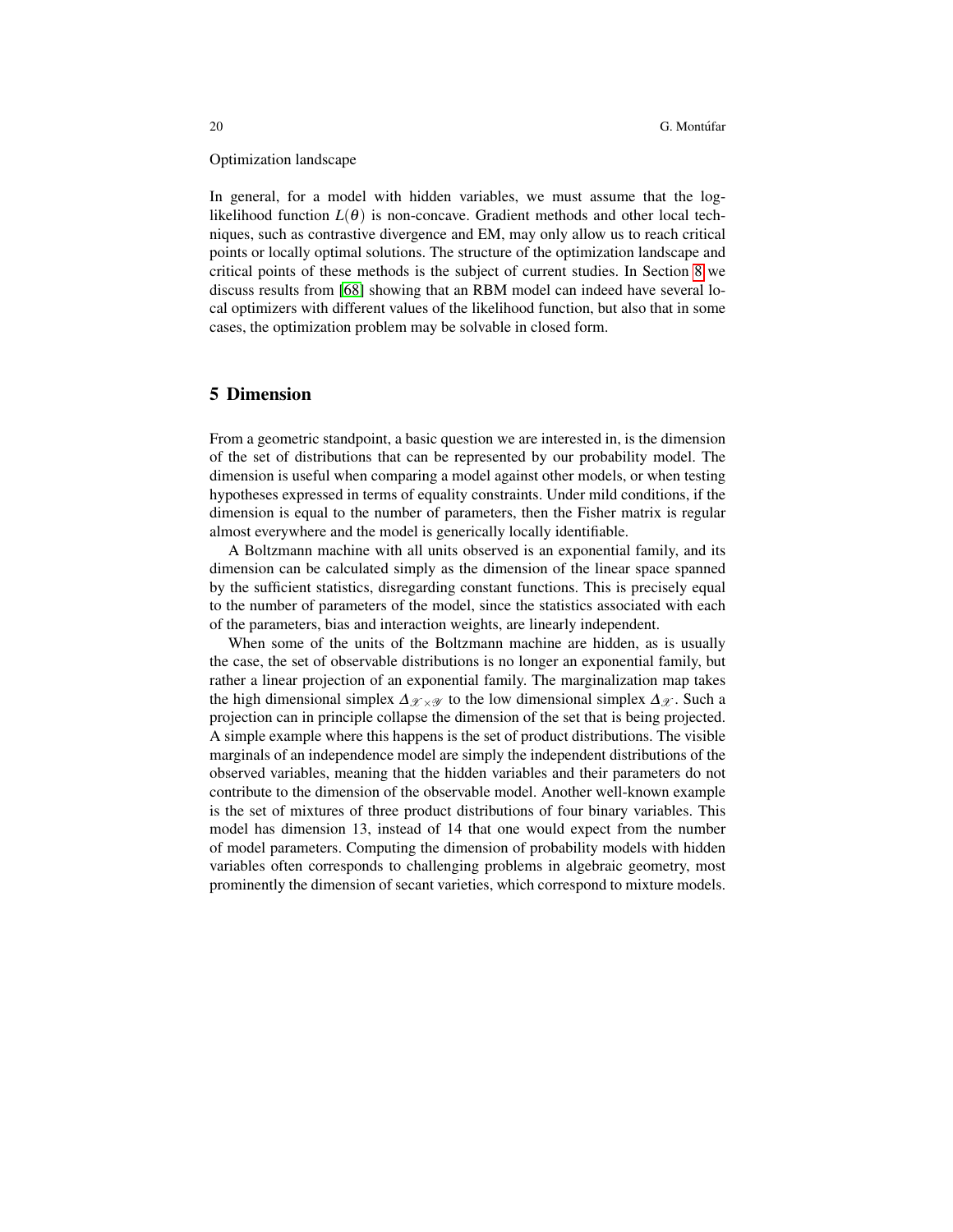Optimization landscape

In general, for a model with hidden variables, we must assume that the log-likelihood function $L(\theta)$ is non-concave. Gradient methods and other local techniques, such as contrastive divergence and EM, may only allow us to reach critical points or locally optimal solutions. The structure of the optimization landscape and critical points of these methods is the subject of current studies. In Section 8 we discuss results from [68] showing that an RBM model can indeed have several local optimizers with different values of the likelihood function, but also that in some cases, the optimization problem may be solvable in closed form.

## 5 Dimension

From a geometric standpoint, a basic question we are interested in, is the dimension of the set of distributions that can be represented by our probability model. The dimension is useful when comparing a model against other models, or when testing hypotheses expressed in terms of equality constraints. Under mild conditions, if the dimension is equal to the number of parameters, then the Fisher matrix is regular almost everywhere and the model is generically locally identifiable.

A Boltzmann machine with all units observed is an exponential family, and its dimension can be calculated simply as the dimension of the linear space spanned by the sufficient statistics, disregarding constant functions. This is precisely equal to the number of parameters of the model, since the statistics associated with each of the parameters, bias and interaction weights, are linearly independent.

When some of the units of the Boltzmann machine are hidden, as is usually the case, the set of observable distributions is no longer an exponential family, but rather a linear projection of an exponential family. The marginalization map takes the high dimensional simplex $\Delta_{\mathscr{X}\times\mathscr{Y}}$ to the low dimensional simplex $\Delta_{\mathscr{X}}$. Such a projection can in principle collapse the dimension of the set that is being projected. A simple example where this happens is the set of product distributions. The visible marginals of an independence model are simply the independent distributions of the observed variables, meaning that the hidden variables and their parameters do not contribute to the dimension of the observable model. Another well-known example is the set of mixtures of three product distributions of four binary variables. This model has dimension 13, instead of 14 that one would expect from the number of model parameters. Computing the dimension of probability models with hidden variables often corresponds to challenging problems in algebraic geometry, most prominently the dimension of secant varieties, which correspond to mixture models.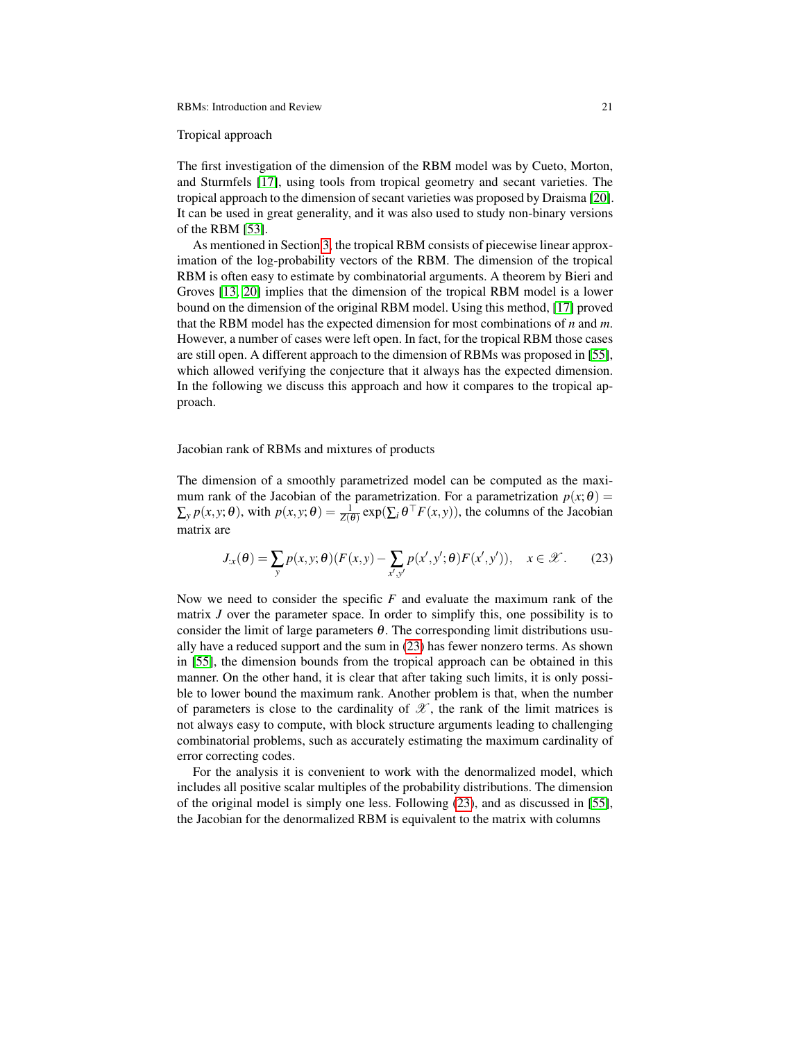### Tropical approach

The first investigation of the dimension of the RBM model was by Cueto, Morton, and Sturmfels [17], using tools from tropical geometry and secant varieties. The tropical approach to the dimension of secant varieties was proposed by Draisma [20]. It can be used in great generality, and it was also used to study non-binary versions of the RBM [53].

As mentioned in Section 3, the tropical RBM consists of piecewise linear approximation of the log-probability vectors of the RBM. The dimension of the tropical RBM is often easy to estimate by combinatorial arguments. A theorem by Bieri and Groves [13, 20] implies that the dimension of the tropical RBM model is a lower bound on the dimension of the original RBM model. Using this method, [17] proved that the RBM model has the expected dimension for most combinations of $n$ and $m$. However, a number of cases were left open. In fact, for the tropical RBM those cases are still open. A different approach to the dimension of RBMs was proposed in [55], which allowed verifying the conjecture that it always has the expected dimension. In the following we discuss this approach and how it compares to the tropical approach.

### Jacobian rank of RBMs and mixtures of products

The dimension of a smoothly parametrized model can be computed as the maximum rank of the Jacobian of the parametrization. For a parametrization $p(x;\theta) = \sum_y p(x,y;\theta)$, with $p(x,y;\theta) = \frac{1}{Z(\theta)}\exp(\sum_i \theta^\top F(x,y))$, the columns of the Jacobian matrix are

$$J_{:x}(\theta) = \sum_y p(x,y;\theta)(F(x,y) - \sum_{x',y'} p(x',y';\theta)F(x',y')), \quad x \in \mathscr{X}. \tag{23}$$

Now we need to consider the specific $F$ and evaluate the maximum rank of the matrix $J$ over the parameter space. In order to simplify this, one possibility is to consider the limit of large parameters $\theta$. The corresponding limit distributions usually have a reduced support and the sum in (23) has fewer nonzero terms. As shown in [55], the dimension bounds from the tropical approach can be obtained in this manner. On the other hand, it is clear that after taking such limits, it is only possible to lower bound the maximum rank. Another problem is that, when the number of parameters is close to the cardinality of $\mathscr{X}$, the rank of the limit matrices is not always easy to compute, with block structure arguments leading to challenging combinatorial problems, such as accurately estimating the maximum cardinality of error correcting codes.

For the analysis it is convenient to work with the denormalized model, which includes all positive scalar multiples of the probability distributions. The dimension of the original model is simply one less. Following (23), and as discussed in [55], the Jacobian for the denormalized RBM is equivalent to the matrix with columns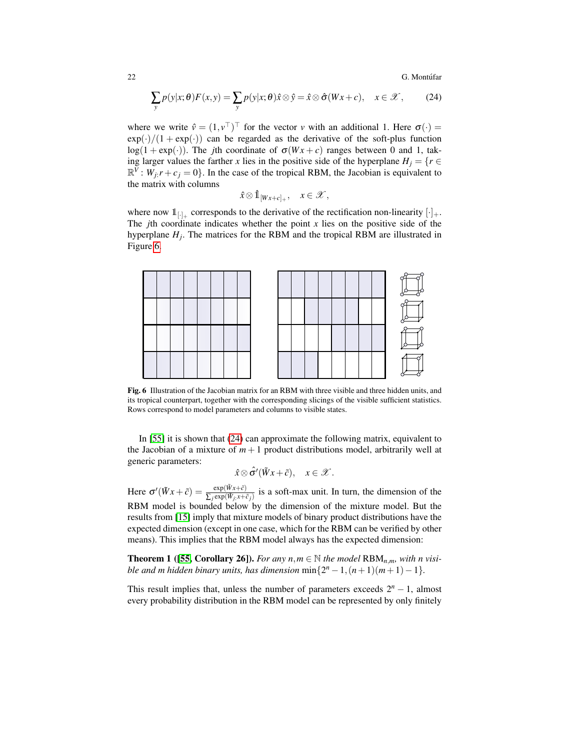$$\sum_y p(y|x;\theta)F(x,y) = \sum_y p(y|x;\theta)\hat{x}\otimes\hat{y} = \hat{x}\otimes\hat{\sigma}(Wx+c), \quad x\in\mathscr{X}, \tag{24}$$

where we write $\hat{v} = (1, v^\top)^\top$ for the vector $v$ with an additional 1. Here $\sigma(\cdot) = \exp(\cdot)/(1+\exp(\cdot))$ can be regarded as the derivative of the soft-plus function $\log(1+\exp(\cdot))$. The $j$th coordinate of $\sigma(Wx+c)$ ranges between 0 and 1, taking larger values the farther $x$ lies in the positive side of the hyperplane $H_j = \{r \in \mathbb{R}^V : W_{j:}r + c_j = 0\}$. In the case of the tropical RBM, the Jacobian is equivalent to the matrix with columns

$$\hat{x}\otimes\hat{\mathbb{1}}_{[Wx+c]_+}, \quad x\in\mathscr{X},$$

where now $\mathbb{1}_{[\cdot]_+}$ corresponds to the derivative of the rectification non-linearity $[\cdot]_+$. The $j$th coordinate indicates whether the point $x$ lies on the positive side of the hyperplane $H_j$. The matrices for the RBM and the tropical RBM are illustrated in Figure 6.

**Fig. 6** Illustration of the Jacobian matrix for an RBM with three visible and three hidden units, and its tropical counterpart, together with the corresponding slicings of the visible sufficient statistics. Rows correspond to model parameters and columns to visible states.

In [55] it is shown that (24) can approximate the following matrix, equivalent to the Jacobian of a mixture of $m+1$ product distributions model, arbitrarily well at generic parameters:

$$\hat{x}\otimes\hat{\sigma}'(\tilde{W}x+\tilde{c}), \quad x\in\mathscr{X}.$$

Here $\sigma'(\tilde{W}x+\tilde{c}) = \frac{\exp(\tilde{W}x+\tilde{c})}{\sum_j \exp(\tilde{W}_{j:}x+\tilde{c}_j)}$ is a soft-max unit. In turn, the dimension of the RBM model is bounded below by the dimension of the mixture model. But the results from [15] imply that mixture models of binary product distributions have the expected dimension (except in one case, which for the RBM can be verified by other means). This implies that the RBM model always has the expected dimension:

**Theorem 1 ([55, Corollary 26]).** *For any $n,m\in\mathbb{N}$ the model $\mathrm{RBM}_{n,m}$, with $n$ visible and $m$ hidden binary units, has dimension* $\min\{2^n-1, (n+1)(m+1)-1\}$.

This result implies that, unless the number of parameters exceeds $2^n-1$, almost every probability distribution in the RBM model can be represented by only finitely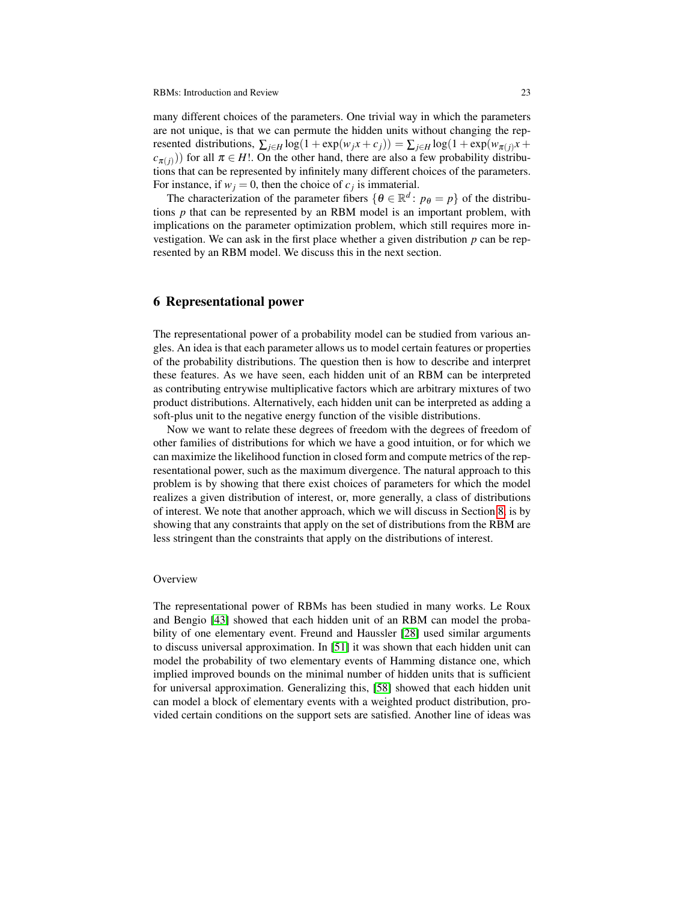many different choices of the parameters. One trivial way in which the parameters are not unique, is that we can permute the hidden units without changing the represented distributions, $\sum_{j\in H}\log(1+\exp(w_j x + c_j)) = \sum_{j\in H}\log(1+\exp(w_{\pi(j)}x + c_{\pi(j)}))$ for all $\pi \in H!$. On the other hand, there are also a few probability distributions that can be represented by infinitely many different choices of the parameters. For instance, if $w_j = 0$, then the choice of $c_j$ is immaterial.

The characterization of the parameter fibers $\{\theta \in \mathbb{R}^d : p_\theta = p\}$ of the distributions $p$ that can be represented by an RBM model is an important problem, with implications on the parameter optimization problem, which still requires more investigation. We can ask in the first place whether a given distribution $p$ can be represented by an RBM model. We discuss this in the next section.

# 6 Representational power

The representational power of a probability model can be studied from various angles. An idea is that each parameter allows us to model certain features or properties of the probability distributions. The question then is how to describe and interpret these features. As we have seen, each hidden unit of an RBM can be interpreted as contributing entrywise multiplicative factors which are arbitrary mixtures of two product distributions. Alternatively, each hidden unit can be interpreted as adding a soft-plus unit to the negative energy function of the visible distributions.

Now we want to relate these degrees of freedom with the degrees of freedom of other families of distributions for which we have a good intuition, or for which we can maximize the likelihood function in closed form and compute metrics of the representational power, such as the maximum divergence. The natural approach to this problem is by showing that there exist choices of parameters for which the model realizes a given distribution of interest, or, more generally, a class of distributions of interest. We note that another approach, which we will discuss in Section 8, is by showing that any constraints that apply on the set of distributions from the RBM are less stringent than the constraints that apply on the distributions of interest.

Overview

The representational power of RBMs has been studied in many works. Le Roux and Bengio [43] showed that each hidden unit of an RBM can model the probability of one elementary event. Freund and Haussler [28] used similar arguments to discuss universal approximation. In [51] it was shown that each hidden unit can model the probability of two elementary events of Hamming distance one, which implied improved bounds on the minimal number of hidden units that is sufficient for universal approximation. Generalizing this, [58] showed that each hidden unit can model a block of elementary events with a weighted product distribution, provided certain conditions on the support sets are satisfied. Another line of ideas was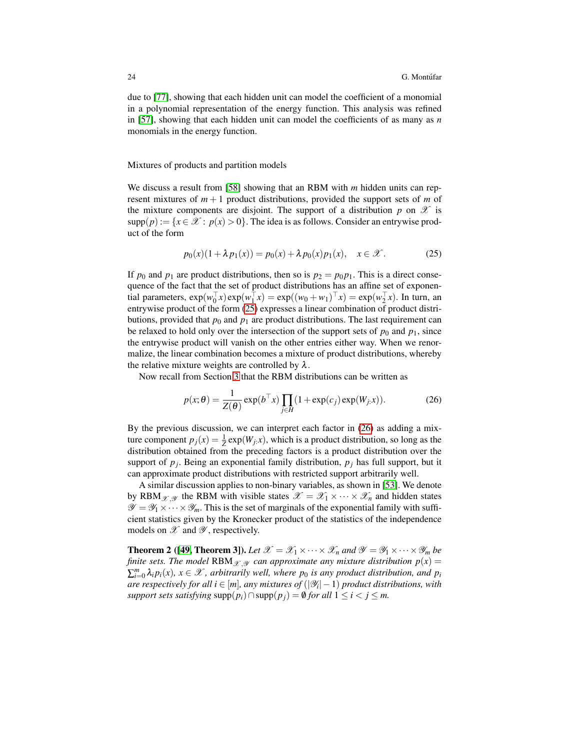due to [77], showing that each hidden unit can model the coefficient of a monomial in a polynomial representation of the energy function. This analysis was refined in [57], showing that each hidden unit can model the coefficients of as many as $n$ monomials in the energy function.

### Mixtures of products and partition models

We discuss a result from [58] showing that an RBM with $m$ hidden units can represent mixtures of $m+1$ product distributions, provided the support sets of $m$ of the mixture components are disjoint. The support of a distribution $p$ on $\mathscr{X}$ is $\operatorname{supp}(p) := \{x \in \mathscr{X} \colon p(x) > 0\}$. The idea is as follows. Consider an entrywise product of the form

$$p_0(x)(1+\lambda p_1(x)) = p_0(x) + \lambda p_0(x)p_1(x), \quad x \in \mathscr{X}. \tag{25}$$

If $p_0$ and $p_1$ are product distributions, then so is $p_2 = p_0 p_1$. This is a direct consequence of the fact that the set of product distributions has an affine set of exponential parameters, $\exp(w_0^\top x)\exp(w_1^\top x) = \exp((w_0+w_1)^\top x) = \exp(w_2^\top x)$. In turn, an entrywise product of the form (25) expresses a linear combination of product distributions, provided that $p_0$ and $p_1$ are product distributions. The last requirement can be relaxed to hold only over the intersection of the support sets of $p_0$ and $p_1$, since the entrywise product will vanish on the other entries either way. When we renormalize, the linear combination becomes a mixture of product distributions, whereby the relative mixture weights are controlled by $\lambda$.

Now recall from Section 3 that the RBM distributions can be written as

$$p(x;\theta) = \frac{1}{Z(\theta)} \exp(b^\top x) \prod_{j \in H} (1 + \exp(c_j)\exp(W_{j:}x)). \tag{26}$$

By the previous discussion, we can interpret each factor in (26) as adding a mixture component $p_j(x) = \frac{1}{Z}\exp(W_{j:}x)$, which is a product distribution, so long as the distribution obtained from the preceding factors is a product distribution over the support of $p_j$. Being an exponential family distribution, $p_j$ has full support, but it can approximate product distributions with restricted support arbitrarily well.

A similar discussion applies to non-binary variables, as shown in [53]. We denote by $\mathrm{RBM}_{\mathscr{X},\mathscr{Y}}$ the RBM with visible states $\mathscr{X} = \mathscr{X}_1 \times \cdots \times \mathscr{X}_n$ and hidden states $\mathscr{Y} = \mathscr{Y}_1 \times \cdots \times \mathscr{Y}_m$. This is the set of marginals of the exponential family with sufficient statistics given by the Kronecker product of the statistics of the independence models on $\mathscr{X}$ and $\mathscr{Y}$, respectively.

**Theorem 2 ([49, Theorem 3]).** *Let $\mathscr{X} = \mathscr{X}_1 \times \cdots \times \mathscr{X}_n$ and $\mathscr{Y} = \mathscr{Y}_1 \times \cdots \times \mathscr{Y}_m$ be finite sets. The model $\mathrm{RBM}_{\mathscr{X},\mathscr{Y}}$ can approximate any mixture distribution $p(x) = \sum_{i=0}^m \lambda_i p_i(x)$, $x \in \mathscr{X}$, arbitrarily well, where $p_0$ is any product distribution, and $p_i$ are respectively for all $i \in [m]$, any mixtures of $(|\mathscr{Y}_i| - 1)$ product distributions, with support sets satisfying $\operatorname{supp}(p_i) \cap \operatorname{supp}(p_j) = \emptyset$ for all $1 \leq i < j \leq m$.*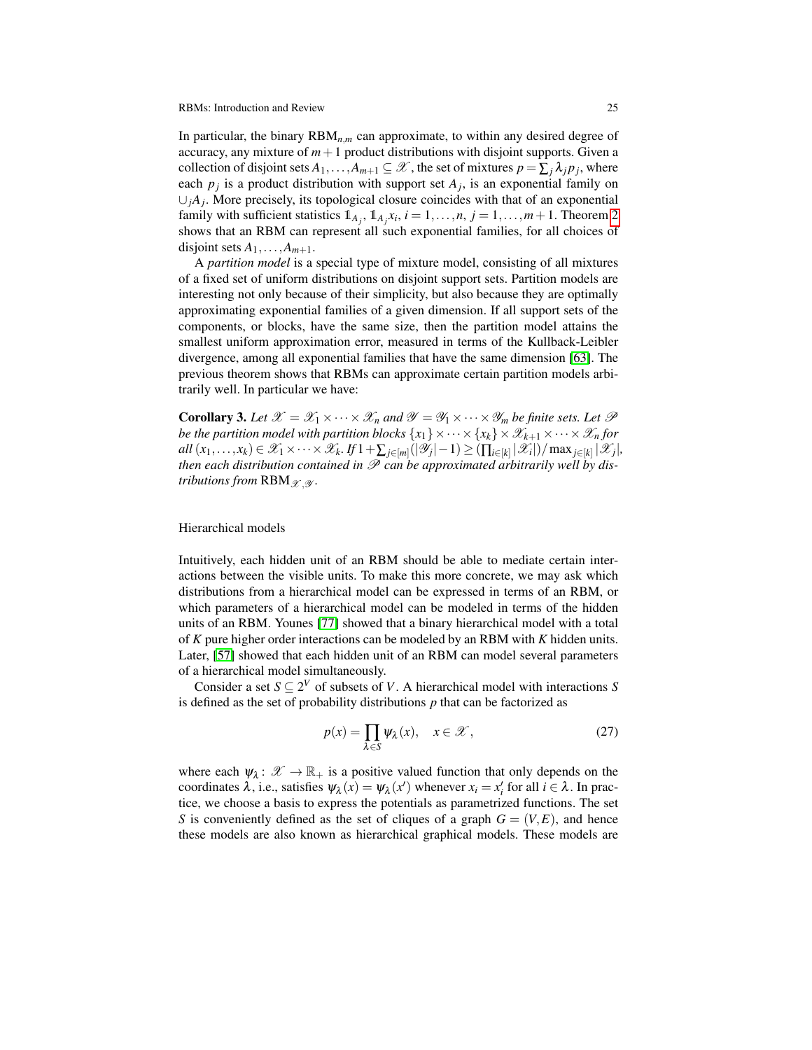In particular, the binary $\mathrm{RBM}_{n,m}$ can approximate, to within any desired degree of accuracy, any mixture of $m+1$ product distributions with disjoint supports. Given a collection of disjoint sets $A_1,\dots,A_{m+1} \subseteq \mathscr{X}$, the set of mixtures $p = \sum_j \lambda_j p_j$, where each $p_j$ is a product distribution with support set $A_j$, is an exponential family on $\cup_j A_j$. More precisely, its topological closure coincides with that of an exponential family with sufficient statistics $\mathbb{1}_{A_j}$, $\mathbb{1}_{A_j} x_i$, $i = 1,\dots,n$, $j = 1,\dots,m+1$. Theorem 2 shows that an RBM can represent all such exponential families, for all choices of disjoint sets $A_1,\dots,A_{m+1}$.

A *partition model* is a special type of mixture model, consisting of all mixtures of a fixed set of uniform distributions on disjoint support sets. Partition models are interesting not only because of their simplicity, but also because they are optimally approximating exponential families of a given dimension. If all support sets of the components, or blocks, have the same size, then the partition model attains the smallest uniform approximation error, measured in terms of the Kullback-Leibler divergence, among all exponential families that have the same dimension [63]. The previous theorem shows that RBMs can approximate certain partition models arbitrarily well. In particular we have:

**Corollary 3.** *Let $\mathscr{X} = \mathscr{X}_1 \times \cdots \times \mathscr{X}_n$ and $\mathscr{Y} = \mathscr{Y}_1 \times \cdots \times \mathscr{Y}_m$ be finite sets. Let $\mathscr{P}$ be the partition model with partition blocks $\{x_1\} \times \cdots \times \{x_k\} \times \mathscr{X}_{k+1} \times \cdots \times \mathscr{X}_n$ for all $(x_1,\dots,x_k) \in \mathscr{X}_1 \times \cdots \times \mathscr{X}_k$. If $1 + \sum_{j\in[m]}(|\mathscr{Y}_j| - 1) \geq (\prod_{i\in[k]} |\mathscr{X}_i|)/\max_{j\in[k]} |\mathscr{X}_j|$, then each distribution contained in $\mathscr{P}$ can be approximated arbitrarily well by distributions from $\mathrm{RBM}_{\mathscr{X},\mathscr{Y}}$.*

## Hierarchical models

Intuitively, each hidden unit of an RBM should be able to mediate certain interactions between the visible units. To make this more concrete, we may ask which distributions from a hierarchical model can be expressed in terms of an RBM, or which parameters of a hierarchical model can be modeled in terms of the hidden units of an RBM. Younes [77] showed that a binary hierarchical model with a total of $K$ pure higher order interactions can be modeled by an RBM with $K$ hidden units. Later, [57] showed that each hidden unit of an RBM can model several parameters of a hierarchical model simultaneously.

Consider a set $S \subseteq 2^V$ of subsets of $V$. A hierarchical model with interactions $S$ is defined as the set of probability distributions $p$ that can be factorized as

$$p(x) = \prod_{\lambda \in S} \psi_\lambda(x), \quad x \in \mathscr{X}, \tag{27}$$

where each $\psi_\lambda \colon \mathscr{X} \to \mathbb{R}_+$ is a positive valued function that only depends on the coordinates $\lambda$, i.e., satisfies $\psi_\lambda(x) = \psi_\lambda(x')$ whenever $x_i = x'_i$ for all $i \in \lambda$. In practice, we choose a basis to express the potentials as parametrized functions. The set $S$ is conveniently defined as the set of cliques of a graph $G = (V,E)$, and hence these models are also known as hierarchical graphical models. These models are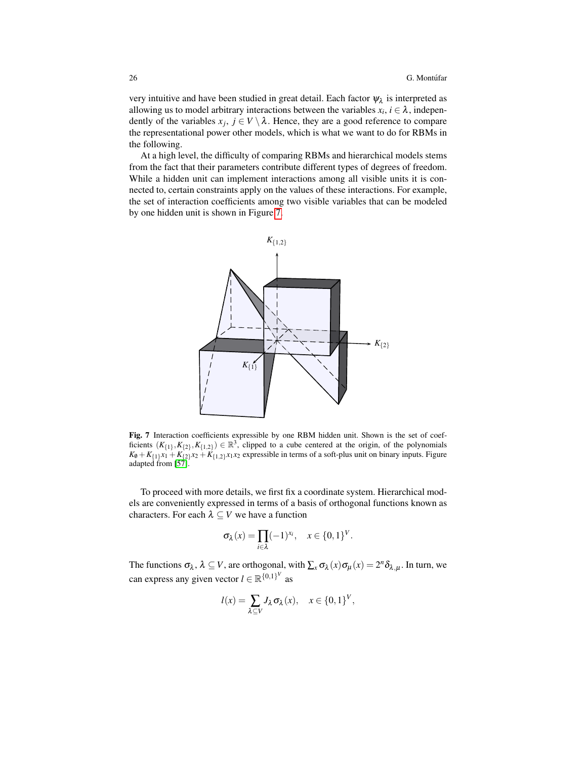very intuitive and have been studied in great detail. Each factor $\psi_\lambda$ is interpreted as allowing us to model arbitrary interactions between the variables $x_i$, $i \in \lambda$, independently of the variables $x_j$, $j \in V \setminus \lambda$. Hence, they are a good reference to compare the representational power other models, which is what we want to do for RBMs in the following.

At a high level, the difficulty of comparing RBMs and hierarchical models stems from the fact that their parameters contribute different types of degrees of freedom. While a hidden unit can implement interactions among all visible units it is connected to, certain constraints apply on the values of these interactions. For example, the set of interaction coefficients among two visible variables that can be modeled by one hidden unit is shown in Figure 7.

**Fig. 7** Interaction coefficients expressible by one RBM hidden unit. Shown is the set of coefficients $(K_{\{1\}}, K_{\{2\}}, K_{\{1,2\}}) \in \mathbb{R}^3$, clipped to a cube centered at the origin, of the polynomials $K_\emptyset + K_{\{1\}}x_1 + K_{\{2\}}x_2 + K_{\{1,2\}}x_1x_2$ expressible in terms of a soft-plus unit on binary inputs. Figure adapted from [57].

To proceed with more details, we first fix a coordinate system. Hierarchical models are conveniently expressed in terms of a basis of orthogonal functions known as characters. For each $\lambda \subseteq V$ we have a function

$$\sigma_\lambda(x) = \prod_{i \in \lambda} (-1)^{x_i}, \quad x \in \{0,1\}^V.$$

The functions $\sigma_\lambda$, $\lambda \subseteq V$, are orthogonal, with $\sum_x \sigma_\lambda(x)\sigma_\mu(x) = 2^n \delta_{\lambda,\mu}$. In turn, we can express any given vector $l \in \mathbb{R}^{\{0,1\}^V}$ as

$$l(x) = \sum_{\lambda \subseteq V} J_\lambda \sigma_\lambda(x), \quad x \in \{0,1\}^V,$$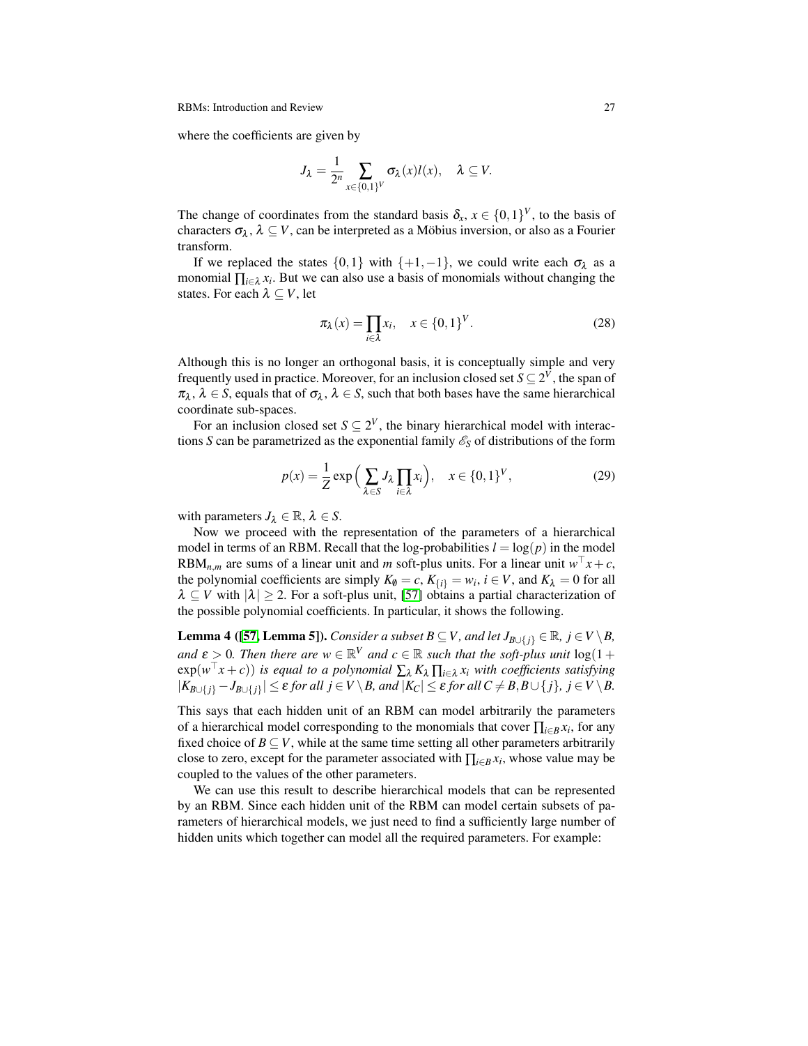where the coefficients are given by

$$J_\lambda = \frac{1}{2^n} \sum_{x \in \{0,1\}^V} \sigma_\lambda(x) l(x), \quad \lambda \subseteq V.$$

The change of coordinates from the standard basis $\delta_x$, $x \in \{0,1\}^V$, to the basis of characters $\sigma_\lambda$, $\lambda \subseteq V$, can be interpreted as a Möbius inversion, or also as a Fourier transform.

If we replaced the states $\{0,1\}$ with $\{+1,-1\}$, we could write each $\sigma_\lambda$ as a monomial $\prod_{i\in\lambda} x_i$. But we can also use a basis of monomials without changing the states. For each $\lambda \subseteq V$, let

$$\pi_\lambda(x) = \prod_{i\in\lambda} x_i, \quad x \in \{0,1\}^V. \tag{28}$$

Although this is no longer an orthogonal basis, it is conceptually simple and very frequently used in practice. Moreover, for an inclusion closed set $S \subseteq 2^V$, the span of $\pi_\lambda$, $\lambda \in S$, equals that of $\sigma_\lambda$, $\lambda \in S$, such that both bases have the same hierarchical coordinate sub-spaces.

For an inclusion closed set $S \subseteq 2^V$, the binary hierarchical model with interactions $S$ can be parametrized as the exponential family $\mathscr{E}_S$ of distributions of the form

$$p(x) = \frac{1}{Z} \exp\Big( \sum_{\lambda \in S} J_\lambda \prod_{i\in\lambda} x_i \Big), \quad x \in \{0,1\}^V, \tag{29}$$

with parameters $J_\lambda \in \mathbb{R}$, $\lambda \in S$.

Now we proceed with the representation of the parameters of a hierarchical model in terms of an RBM. Recall that the log-probabilities $l = \log(p)$ in the model $\mathrm{RBM}_{n,m}$ are sums of a linear unit and $m$ soft-plus units. For a linear unit $w^\top x + c$, the polynomial coefficients are simply $K_\emptyset = c$, $K_{\{i\}} = w_i$, $i \in V$, and $K_\lambda = 0$ for all $\lambda \subseteq V$ with $|\lambda| \geq 2$. For a soft-plus unit, [57] obtains a partial characterization of the possible polynomial coefficients. In particular, it shows the following.

**Lemma 4 ([57, Lemma 5]).** *Consider a subset $B \subseteq V$, and let $J_{B\cup\{j\}} \in \mathbb{R}$, $j \in V \setminus B$, and $\varepsilon > 0$. Then there are $w \in \mathbb{R}^V$ and $c \in \mathbb{R}$ such that the soft-plus unit $\log(1+\exp(w^\top x + c))$ is equal to a polynomial $\sum_\lambda K_\lambda \prod_{i\in\lambda} x_i$ with coefficients satisfying $|K_{B\cup\{j\}} - J_{B\cup\{j\}}| \leq \varepsilon$ for all $j \in V \setminus B$, and $|K_C| \leq \varepsilon$ for all $C \neq B, B\cup\{j\}$, $j \in V \setminus B$.*

This says that each hidden unit of an RBM can model arbitrarily the parameters of a hierarchical model corresponding to the monomials that cover $\prod_{i\in B} x_i$, for any fixed choice of $B \subseteq V$, while at the same time setting all other parameters arbitrarily close to zero, except for the parameter associated with $\prod_{i\in B} x_i$, whose value may be coupled to the values of the other parameters.

We can use this result to describe hierarchical models that can be represented by an RBM. Since each hidden unit of the RBM can model certain subsets of parameters of hierarchical models, we just need to find a sufficiently large number of hidden units which together can model all the required parameters. For example: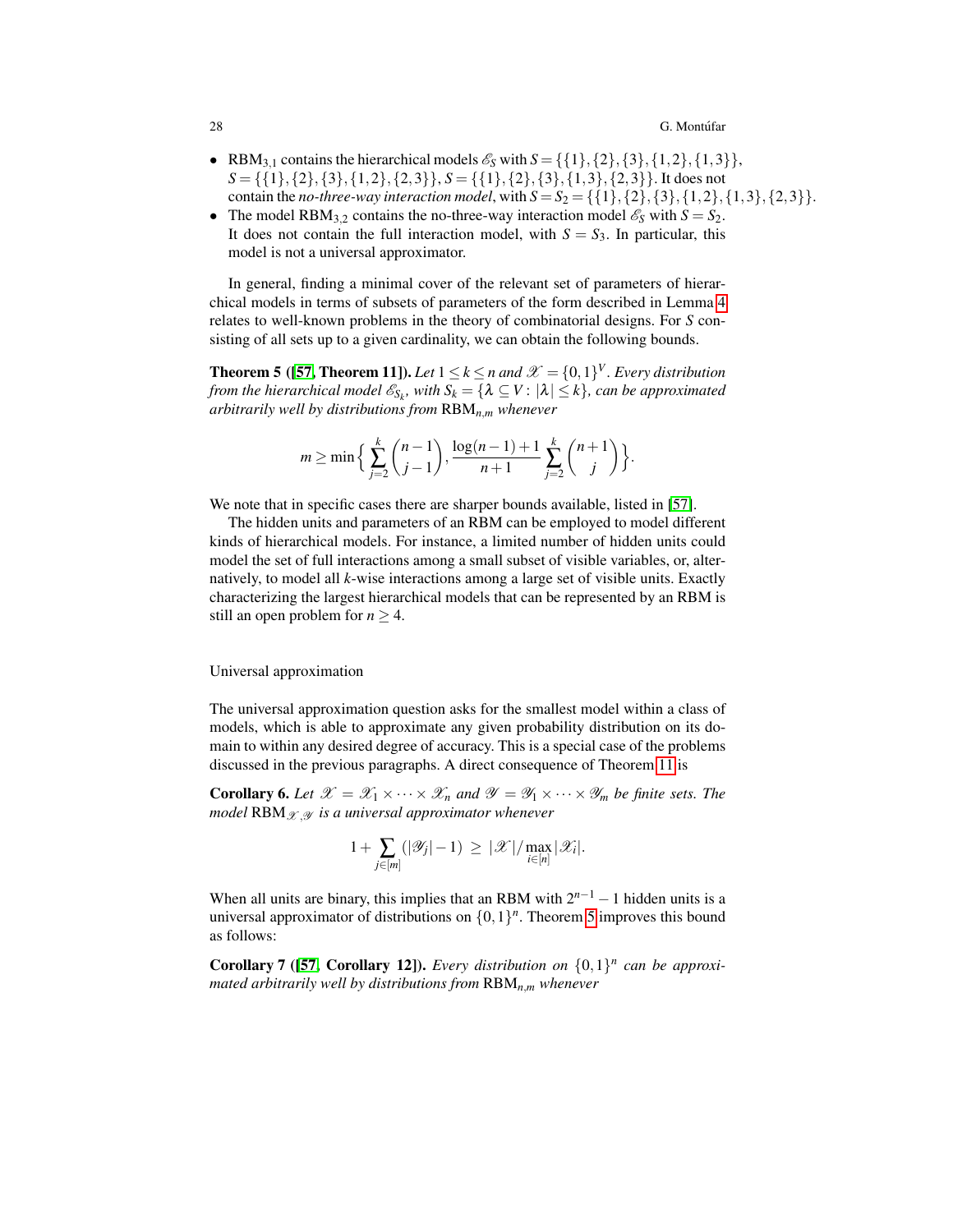- $\mathrm{RBM}_{3,1}$ contains the hierarchical models $\mathscr{E}_S$ with $S = \{\{1\},\{2\},\{3\},\{1,2\},\{1,3\}\}$, $S = \{\{1\},\{2\},\{3\},\{1,2\},\{2,3\}\}$, $S = \{\{1\},\{2\},\{3\},\{1,3\},\{2,3\}\}$. It does not contain the *no-three-way interaction model*, with $S = S_2 = \{\{1\},\{2\},\{3\},\{1,2\},\{1,3\},\{2,3\}\}$.
- The model $\mathrm{RBM}_{3,2}$ contains the no-three-way interaction model $\mathscr{E}_S$ with $S = S_2$. It does not contain the full interaction model, with $S = S_3$. In particular, this model is not a universal approximator.

In general, finding a minimal cover of the relevant set of parameters of hierarchical models in terms of subsets of parameters of the form described in Lemma 4 relates to well-known problems in the theory of combinatorial designs. For $S$ consisting of all sets up to a given cardinality, we can obtain the following bounds.

**Theorem 5 ([57, Theorem 11]).** *Let $1 \leq k \leq n$ and $\mathscr{X} = \{0,1\}^V$. Every distribution from the hierarchical model $\mathscr{E}_{S_k}$, with $S_k = \{\lambda \subseteq V : |\lambda| \leq k\}$, can be approximated arbitrarily well by distributions from $\mathrm{RBM}_{n,m}$ whenever*

$$m \geq \min\Big\{ \sum_{j=2}^{k} \binom{n-1}{j-1}, \frac{\log(n-1)+1}{n+1} \sum_{j=2}^{k} \binom{n+1}{j} \Big\}.$$

We note that in specific cases there are sharper bounds available, listed in [57].

The hidden units and parameters of an RBM can be employed to model different kinds of hierarchical models. For instance, a limited number of hidden units could model the set of full interactions among a small subset of visible variables, or, alternatively, to model all $k$-wise interactions among a large set of visible units. Exactly characterizing the largest hierarchical models that can be represented by an RBM is still an open problem for $n \geq 4$.

### Universal approximation

The universal approximation question asks for the smallest model within a class of models, which is able to approximate any given probability distribution on its domain to within any desired degree of accuracy. This is a special case of the problems discussed in the previous paragraphs. A direct consequence of Theorem 11 is

**Corollary 6.** *Let $\mathscr{X} = \mathscr{X}_1 \times \cdots \times \mathscr{X}_n$ and $\mathscr{Y} = \mathscr{Y}_1 \times \cdots \times \mathscr{Y}_m$ be finite sets. The model $\mathrm{RBM}_{\mathscr{X},\mathscr{Y}}$ is a universal approximator whenever*

$$1 + \sum_{j \in [m]} (|\mathscr{Y}_j| - 1) \;\geq\; |\mathscr{X}| / \max_{i \in [n]} |\mathscr{X}_i|.$$

When all units are binary, this implies that an RBM with $2^{n-1} - 1$ hidden units is a universal approximator of distributions on $\{0,1\}^n$. Theorem 5 improves this bound as follows:

**Corollary 7 ([57, Corollary 12]).** *Every distribution on $\{0,1\}^n$ can be approximated arbitrarily well by distributions from $\mathrm{RBM}_{n,m}$ whenever*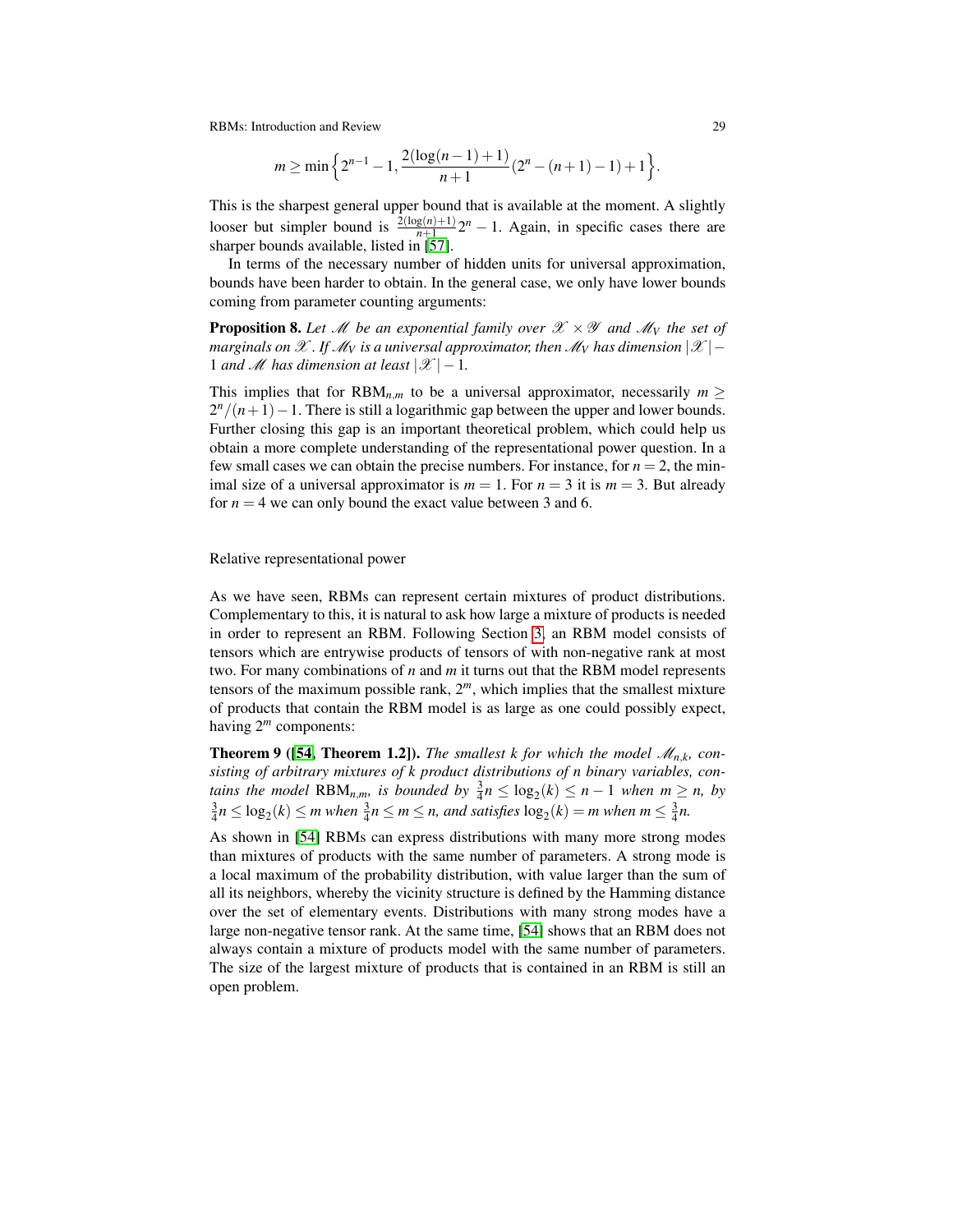$$m \geq \min\Big\{2^{n-1}-1, \frac{2(\log(n-1)+1)}{n+1}(2^n-(n+1)-1)+1\Big\}.$$

This is the sharpest general upper bound that is available at the moment. A slightly looser but simpler bound is $\frac{2(\log(n)+1)}{n+1}2^n - 1$. Again, in specific cases there are sharper bounds available, listed in [57].

In terms of the necessary number of hidden units for universal approximation, bounds have been harder to obtain. In the general case, we only have lower bounds coming from parameter counting arguments:

**Proposition 8.** *Let $\mathcal{M}$ be an exponential family over $\mathcal{X} \times \mathcal{Y}$ and $\mathcal{M}_\mathrm{V}$ the set of marginals on $\mathcal{X}$. If $\mathcal{M}_\mathrm{V}$ is a universal approximator, then $\mathcal{M}_\mathrm{V}$ has dimension $|\mathcal{X}|-1$ and $\mathcal{M}$ has dimension at least $|\mathcal{X}|-1$.*

This implies that for $\mathrm{RBM}_{n,m}$ to be a universal approximator, necessarily $m \geq 2^n/(n+1)-1$. There is still a logarithmic gap between the upper and lower bounds. Further closing this gap is an important theoretical problem, which could help us obtain a more complete understanding of the representational power question. In a few small cases we can obtain the precise numbers. For instance, for $n=2$, the minimal size of a universal approximator is $m=1$. For $n=3$ it is $m=3$. But already for $n=4$ we can only bound the exact value between 3 and 6.

Relative representational power

As we have seen, RBMs can represent certain mixtures of product distributions. Complementary to this, it is natural to ask how large a mixture of products is needed in order to represent an RBM. Following Section 3, an RBM model consists of tensors which are entrywise products of tensors of with non-negative rank at most two. For many combinations of $n$ and $m$ it turns out that the RBM model represents tensors of the maximum possible rank, $2^m$, which implies that the smallest mixture of products that contain the RBM model is as large as one could possibly expect, having $2^m$ components:

**Theorem 9 ([54, Theorem 1.2]).** *The smallest $k$ for which the model $\mathcal{M}_{n,k}$, consisting of arbitrary mixtures of $k$ product distributions of $n$ binary variables, contains the model $\mathrm{RBM}_{n,m}$, is bounded by $\frac{3}{4}n \leq \log_2(k) \leq n-1$ when $m \geq n$, by $\frac{3}{4}n \leq \log_2(k) \leq m$ when $\frac{3}{4}n \leq m \leq n$, and satisfies $\log_2(k) = m$ when $m \leq \frac{3}{4}n$.*

As shown in [54] RBMs can express distributions with many more strong modes than mixtures of products with the same number of parameters. A strong mode is a local maximum of the probability distribution, with value larger than the sum of all its neighbors, whereby the vicinity structure is defined by the Hamming distance over the set of elementary events. Distributions with many strong modes have a large non-negative tensor rank. At the same time, [54] shows that an RBM does not always contain a mixture of products model with the same number of parameters. The size of the largest mixture of products that is contained in an RBM is still an open problem.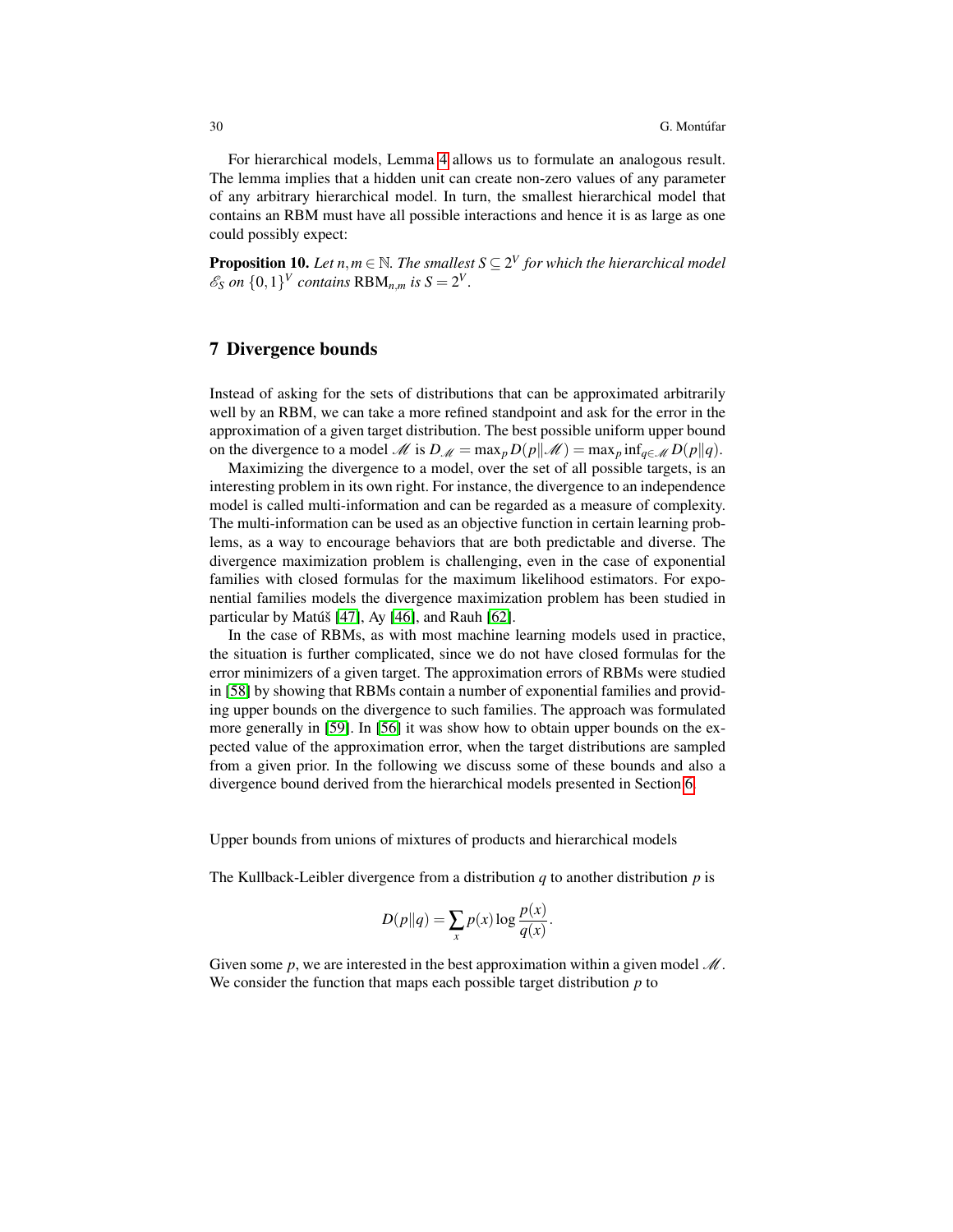For hierarchical models, Lemma 4 allows us to formulate an analogous result. The lemma implies that a hidden unit can create non-zero values of any parameter of any arbitrary hierarchical model. In turn, the smallest hierarchical model that contains an RBM must have all possible interactions and hence it is as large as one could possibly expect:

**Proposition 10.** *Let $n,m \in \mathbb{N}$. The smallest $S \subseteq 2^V$ for which the hierarchical model $\mathscr{E}_S$ on $\{0,1\}^V$ contains $\mathrm{RBM}_{n,m}$ is $S = 2^V$.*

## 7 Divergence bounds

Instead of asking for the sets of distributions that can be approximated arbitrarily well by an RBM, we can take a more refined standpoint and ask for the error in the approximation of a given target distribution. The best possible uniform upper bound on the divergence to a model $\mathscr{M}$ is $D_{\mathscr{M}} = \max_p D(p\|\mathscr{M}) = \max_p \inf_{q\in\mathscr{M}} D(p\|q)$.

Maximizing the divergence to a model, over the set of all possible targets, is an interesting problem in its own right. For instance, the divergence to an independence model is called multi-information and can be regarded as a measure of complexity. The multi-information can be used as an objective function in certain learning problems, as a way to encourage behaviors that are both predictable and diverse. The divergence maximization problem is challenging, even in the case of exponential families with closed formulas for the maximum likelihood estimators. For exponential families models the divergence maximization problem has been studied in particular by Matúš [47], Ay [46], and Rauh [62].

In the case of RBMs, as with most machine learning models used in practice, the situation is further complicated, since we do not have closed formulas for the error minimizers of a given target. The approximation errors of RBMs were studied in [58] by showing that RBMs contain a number of exponential families and providing upper bounds on the divergence to such families. The approach was formulated more generally in [59]. In [56] it was show how to obtain upper bounds on the expected value of the approximation error, when the target distributions are sampled from a given prior. In the following we discuss some of these bounds and also a divergence bound derived from the hierarchical models presented in Section 6.

Upper bounds from unions of mixtures of products and hierarchical models

The Kullback-Leibler divergence from a distribution $q$ to another distribution $p$ is

$$D(p\|q) = \sum_x p(x) \log \frac{p(x)}{q(x)}.$$

Given some $p$, we are interested in the best approximation within a given model $\mathscr{M}$. We consider the function that maps each possible target distribution $p$ to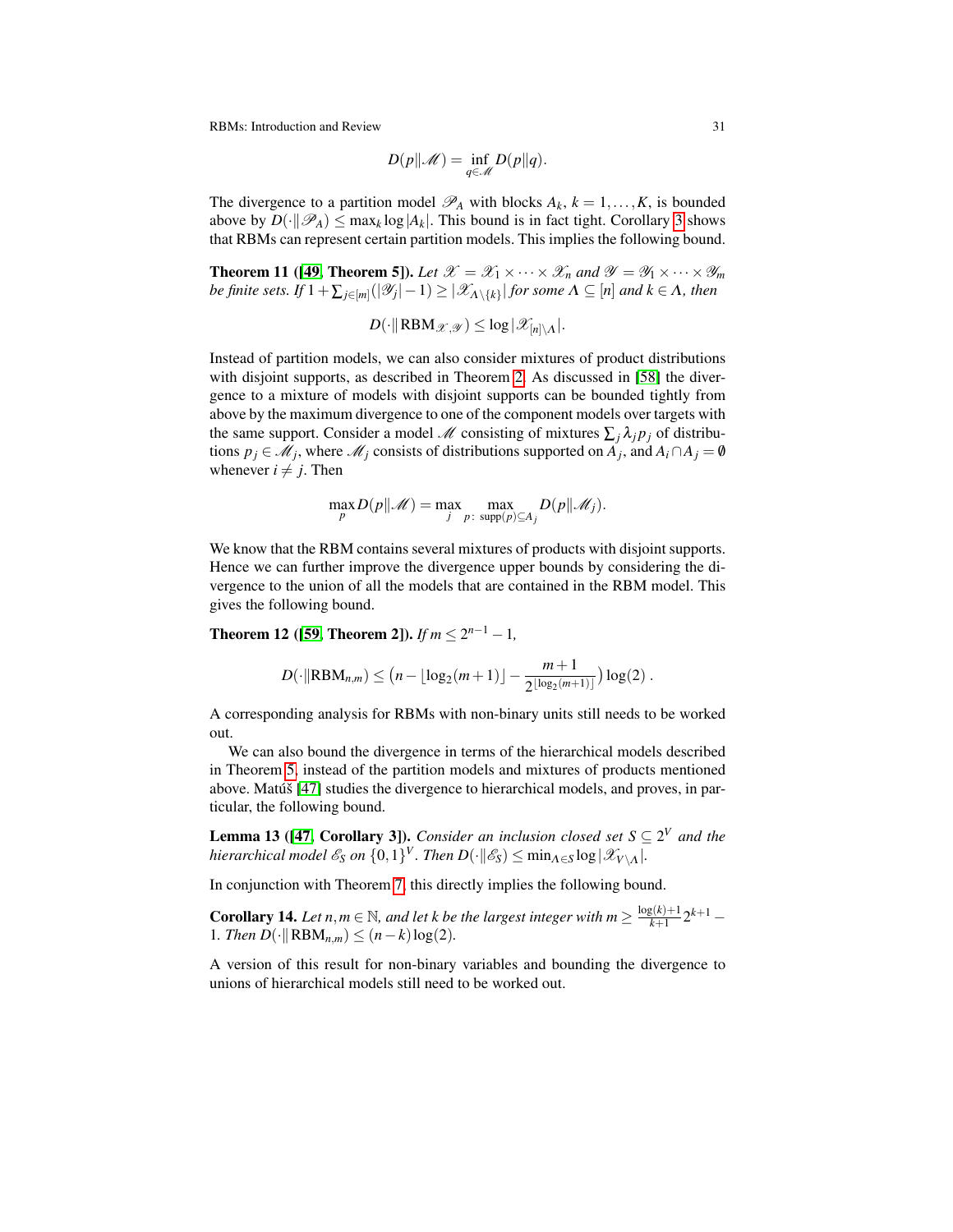$$D(p\|\mathscr{M}) = \inf_{q\in\mathscr{M}} D(p\|q).$$

The divergence to a partition model $\mathscr{P}_A$ with blocks $A_k$, $k = 1,\dots,K$, is bounded above by $D(\cdot\|\mathscr{P}_A) \leq \max_k \log|A_k|$. This bound is in fact tight. Corollary 3 shows that RBMs can represent certain partition models. This implies the following bound.

**Theorem 11 ([49, Theorem 5]).** *Let $\mathscr{X} = \mathscr{X}_1 \times \cdots \times \mathscr{X}_n$ and $\mathscr{Y} = \mathscr{Y}_1 \times \cdots \times \mathscr{Y}_m$ be finite sets. If $1+\sum_{j\in[m]}(|\mathscr{Y}_j|-1) \geq |\mathscr{X}_{\Lambda\setminus\{k\}}|$ for some $\Lambda \subseteq [n]$ and $k \in \Lambda$, then*

$$D(\cdot\|\,\mathrm{RBM}_{\mathscr{X},\mathscr{Y}}) \leq \log|\mathscr{X}_{[n]\setminus\Lambda}|.$$

Instead of partition models, we can also consider mixtures of product distributions with disjoint supports, as described in Theorem 2. As discussed in [58] the divergence to a mixture of models with disjoint supports can be bounded tightly from above by the maximum divergence to one of the component models over targets with the same support. Consider a model $\mathscr{M}$ consisting of mixtures $\sum_j \lambda_j p_j$ of distributions $p_j \in \mathscr{M}_j$, where $\mathscr{M}_j$ consists of distributions supported on $A_j$, and $A_i \cap A_j = \emptyset$ whenever $i \neq j$. Then

$$\max_p D(p\|\mathscr{M}) = \max_j \max_{p\colon\, \mathrm{supp}(p)\subseteq A_j} D(p\|\mathscr{M}_j).$$

We know that the RBM contains several mixtures of products with disjoint supports. Hence we can further improve the divergence upper bounds by considering the divergence to the union of all the models that are contained in the RBM model. This gives the following bound.

**Theorem 12 ([59, Theorem 2]).** *If $m \leq 2^{n-1}-1$,*

$$D(\cdot\|\mathrm{RBM}_{n,m}) \leq \Big(n - \lfloor\log_2(m+1)\rfloor - \frac{m+1}{2^{\lfloor\log_2(m+1)\rfloor}}\Big)\log(2)\;.$$

A corresponding analysis for RBMs with non-binary units still needs to be worked out.

We can also bound the divergence in terms of the hierarchical models described in Theorem 5, instead of the partition models and mixtures of products mentioned above. Matúš [47] studies the divergence to hierarchical models, and proves, in particular, the following bound.

**Lemma 13 ([47, Corollary 3]).** *Consider an inclusion closed set $S \subseteq 2^V$ and the hierarchical model $\mathscr{E}_S$ on $\{0,1\}^V$. Then $D(\cdot\|\mathscr{E}_S) \leq \min_{\Lambda\in S}\log|\mathscr{X}_{V\setminus\Lambda}|$.*

In conjunction with Theorem 7, this directly implies the following bound.

**Corollary 14.** *Let $n,m \in \mathbb{N}$, and let $k$ be the largest integer with $m \geq \frac{\log(k)+1}{k+1}2^{k+1} - 1$. Then $D(\cdot\|\,\mathrm{RBM}_{n,m}) \leq (n-k)\log(2)$.*

A version of this result for non-binary variables and bounding the divergence to unions of hierarchical models still need to be worked out.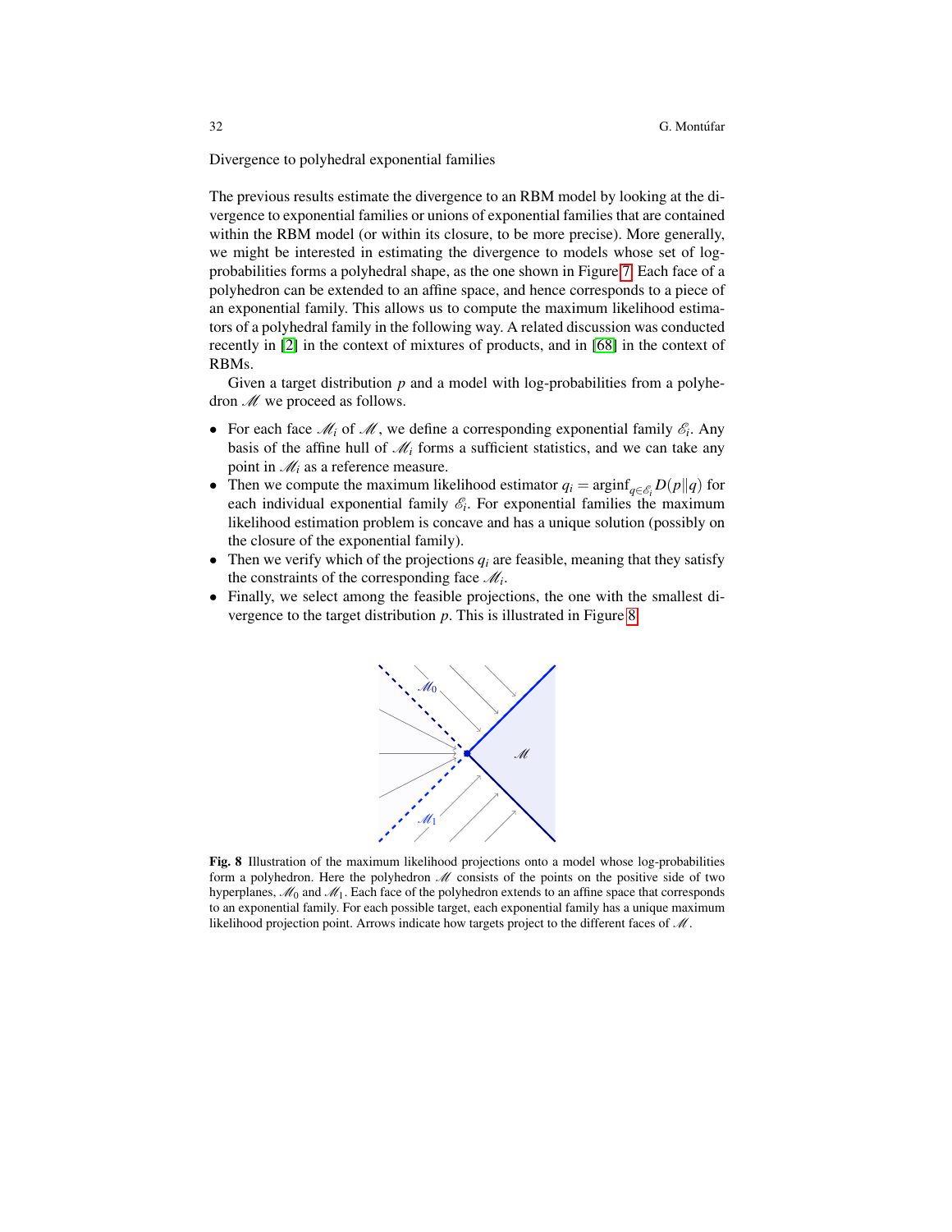Divergence to polyhedral exponential families

The previous results estimate the divergence to an RBM model by looking at the divergence to exponential families or unions of exponential families that are contained within the RBM model (or within its closure, to be more precise). More generally, we might be interested in estimating the divergence to models whose set of log-probabilities forms a polyhedral shape, as the one shown in Figure 7. Each face of a polyhedron can be extended to an affine space, and hence corresponds to a piece of an exponential family. This allows us to compute the maximum likelihood estimators of a polyhedral family in the following way. A related discussion was conducted recently in [2] in the context of mixtures of products, and in [68] in the context of RBMs.

Given a target distribution $p$ and a model with log-probabilities from a polyhedron $\mathscr{M}$ we proceed as follows.

- For each face $\mathscr{M}_i$ of $\mathscr{M}$, we define a corresponding exponential family $\mathscr{E}_i$. Any basis of the affine hull of $\mathscr{M}_i$ forms a sufficient statistics, and we can take any point in $\mathscr{M}_i$ as a reference measure.
- Then we compute the maximum likelihood estimator $q_i = \operatorname{arginf}_{q \in \mathscr{E}_i} D(p\|q)$ for each individual exponential family $\mathscr{E}_i$. For exponential families the maximum likelihood estimation problem is concave and has a unique solution (possibly on the closure of the exponential family).
- Then we verify which of the projections $q_i$ are feasible, meaning that they satisfy the constraints of the corresponding face $\mathscr{M}_i$.
- Finally, we select among the feasible projections, the one with the smallest divergence to the target distribution $p$. This is illustrated in Figure 8.

**Fig. 8** Illustration of the maximum likelihood projections onto a model whose log-probabilities form a polyhedron. Here the polyhedron $\mathscr{M}$ consists of the points on the positive side of two hyperplanes, $\mathscr{M}_0$ and $\mathscr{M}_1$. Each face of the polyhedron extends to an affine space that corresponds to an exponential family. For each possible target, each exponential family has a unique maximum likelihood projection point. Arrows indicate how targets project to the different faces of $\mathscr{M}$.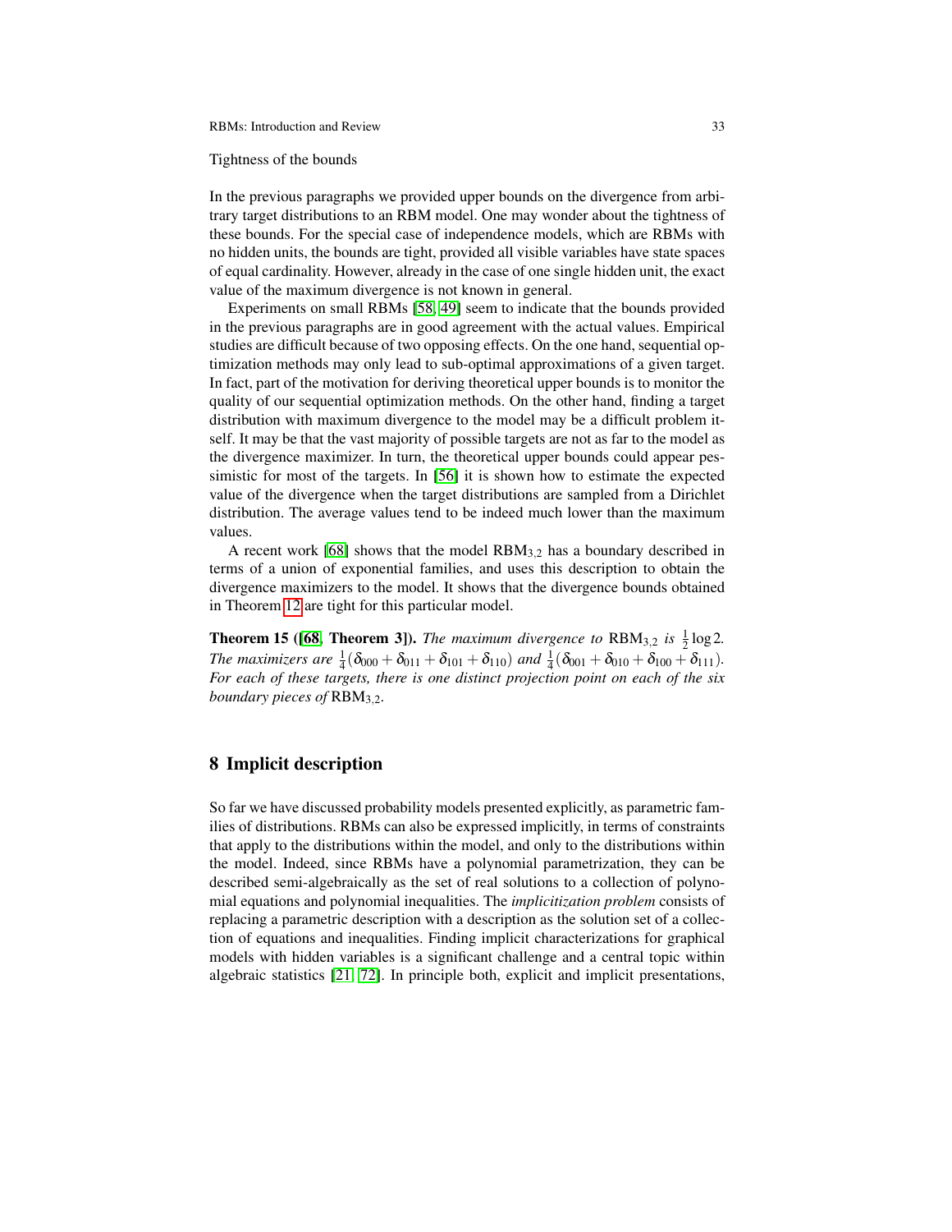Tightness of the bounds

In the previous paragraphs we provided upper bounds on the divergence from arbitrary target distributions to an RBM model. One may wonder about the tightness of these bounds. For the special case of independence models, which are RBMs with no hidden units, the bounds are tight, provided all visible variables have state spaces of equal cardinality. However, already in the case of one single hidden unit, the exact value of the maximum divergence is not known in general.

Experiments on small RBMs [58, 49] seem to indicate that the bounds provided in the previous paragraphs are in good agreement with the actual values. Empirical studies are difficult because of two opposing effects. On the one hand, sequential optimization methods may only lead to sub-optimal approximations of a given target. In fact, part of the motivation for deriving theoretical upper bounds is to monitor the quality of our sequential optimization methods. On the other hand, finding a target distribution with maximum divergence to the model may be a difficult problem itself. It may be that the vast majority of possible targets are not as far to the model as the divergence maximizer. In turn, the theoretical upper bounds could appear pessimistic for most of the targets. In [56] it is shown how to estimate the expected value of the divergence when the target distributions are sampled from a Dirichlet distribution. The average values tend to be indeed much lower than the maximum values.

A recent work [68] shows that the model $\mathrm{RBM}_{3,2}$ has a boundary described in terms of a union of exponential families, and uses this description to obtain the divergence maximizers to the model. It shows that the divergence bounds obtained in Theorem 12 are tight for this particular model.

**Theorem 15 ([68, Theorem 3]).** *The maximum divergence to* $\mathrm{RBM}_{3,2}$ *is* $\frac{1}{2}\log 2$. *The maximizers are* $\frac{1}{4}(\delta_{000}+\delta_{011}+\delta_{101}+\delta_{110})$ *and* $\frac{1}{4}(\delta_{001}+\delta_{010}+\delta_{100}+\delta_{111})$. *For each of these targets, there is one distinct projection point on each of the six boundary pieces of* $\mathrm{RBM}_{3,2}$.

## 8 Implicit description

So far we have discussed probability models presented explicitly, as parametric families of distributions. RBMs can also be expressed implicitly, in terms of constraints that apply to the distributions within the model, and only to the distributions within the model. Indeed, since RBMs have a polynomial parametrization, they can be described semi-algebraically as the set of real solutions to a collection of polynomial equations and polynomial inequalities. The *implicitization problem* consists of replacing a parametric description with a description as the solution set of a collection of equations and inequalities. Finding implicit characterizations for graphical models with hidden variables is a significant challenge and a central topic within algebraic statistics [21, 72]. In principle both, explicit and implicit presentations,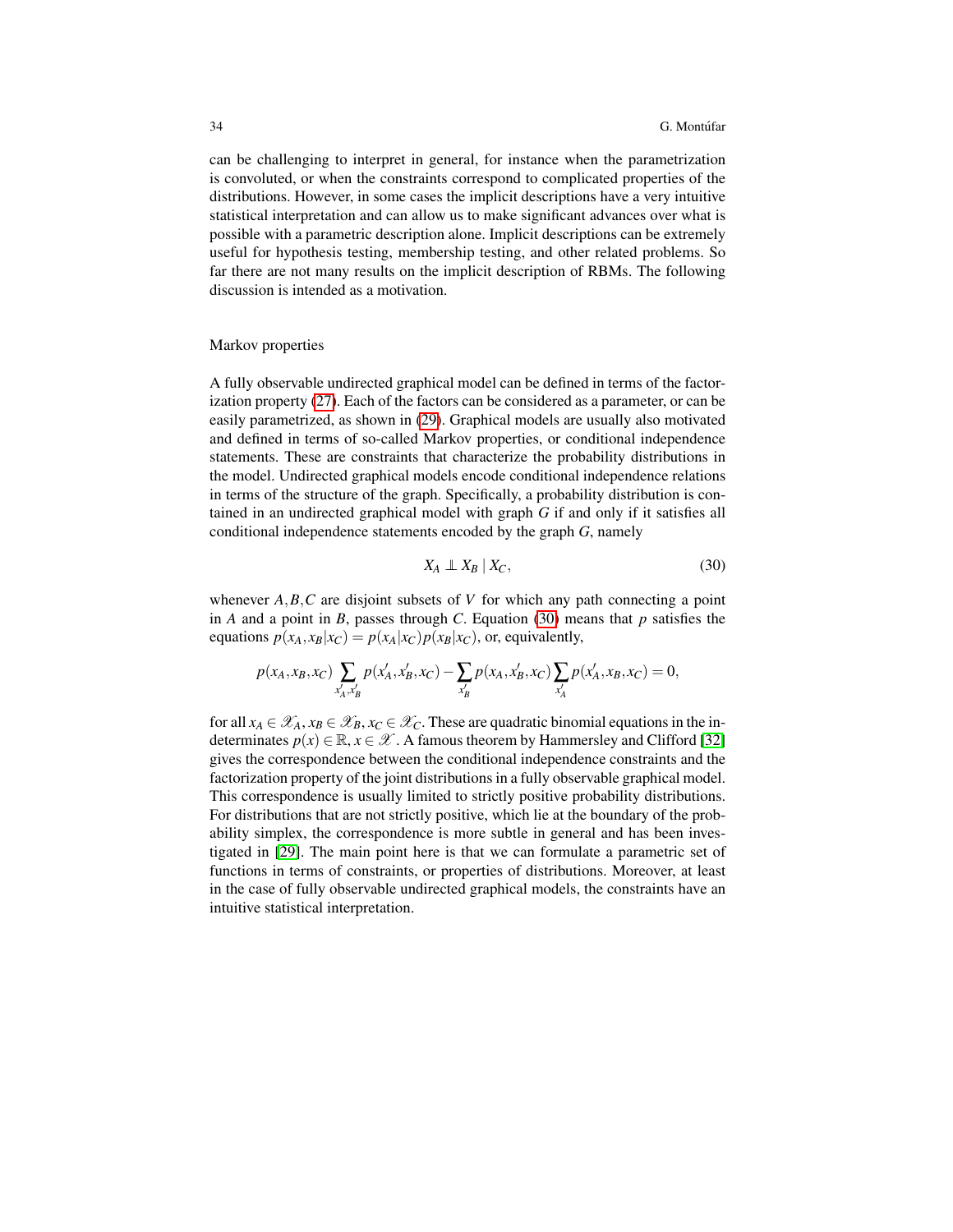can be challenging to interpret in general, for instance when the parametrization is convoluted, or when the constraints correspond to complicated properties of the distributions. However, in some cases the implicit descriptions have a very intuitive statistical interpretation and can allow us to make significant advances over what is possible with a parametric description alone. Implicit descriptions can be extremely useful for hypothesis testing, membership testing, and other related problems. So far there are not many results on the implicit description of RBMs. The following discussion is intended as a motivation.

### Markov properties

A fully observable undirected graphical model can be defined in terms of the factorization property (27). Each of the factors can be considered as a parameter, or can be easily parametrized, as shown in (29). Graphical models are usually also motivated and defined in terms of so-called Markov properties, or conditional independence statements. These are constraints that characterize the probability distributions in the model. Undirected graphical models encode conditional independence relations in terms of the structure of the graph. Specifically, a probability distribution is contained in an undirected graphical model with graph $G$ if and only if it satisfies all conditional independence statements encoded by the graph $G$, namely

$$X_A \perp\!\!\!\perp X_B \mid X_C, \tag{30}$$

whenever $A, B, C$ are disjoint subsets of $V$ for which any path connecting a point in $A$ and a point in $B$, passes through $C$. Equation (30) means that $p$ satisfies the equations $p(x_A, x_B|x_C) = p(x_A|x_C)p(x_B|x_C)$, or, equivalently,

$$p(x_A, x_B, x_C) \sum_{x'_A, x'_B} p(x'_A, x'_B, x_C) - \sum_{x'_B} p(x_A, x'_B, x_C) \sum_{x'_A} p(x'_A, x_B, x_C) = 0,$$

for all $x_A \in \mathscr{X}_A, x_B \in \mathscr{X}_B, x_C \in \mathscr{X}_C$. These are quadratic binomial equations in the indeterminates $p(x) \in \mathbb{R}, x \in \mathscr{X}$. A famous theorem by Hammersley and Clifford [32] gives the correspondence between the conditional independence constraints and the factorization property of the joint distributions in a fully observable graphical model. This correspondence is usually limited to strictly positive probability distributions. For distributions that are not strictly positive, which lie at the boundary of the probability simplex, the correspondence is more subtle in general and has been investigated in [29]. The main point here is that we can formulate a parametric set of functions in terms of constraints, or properties of distributions. Moreover, at least in the case of fully observable undirected graphical models, the constraints have an intuitive statistical interpretation.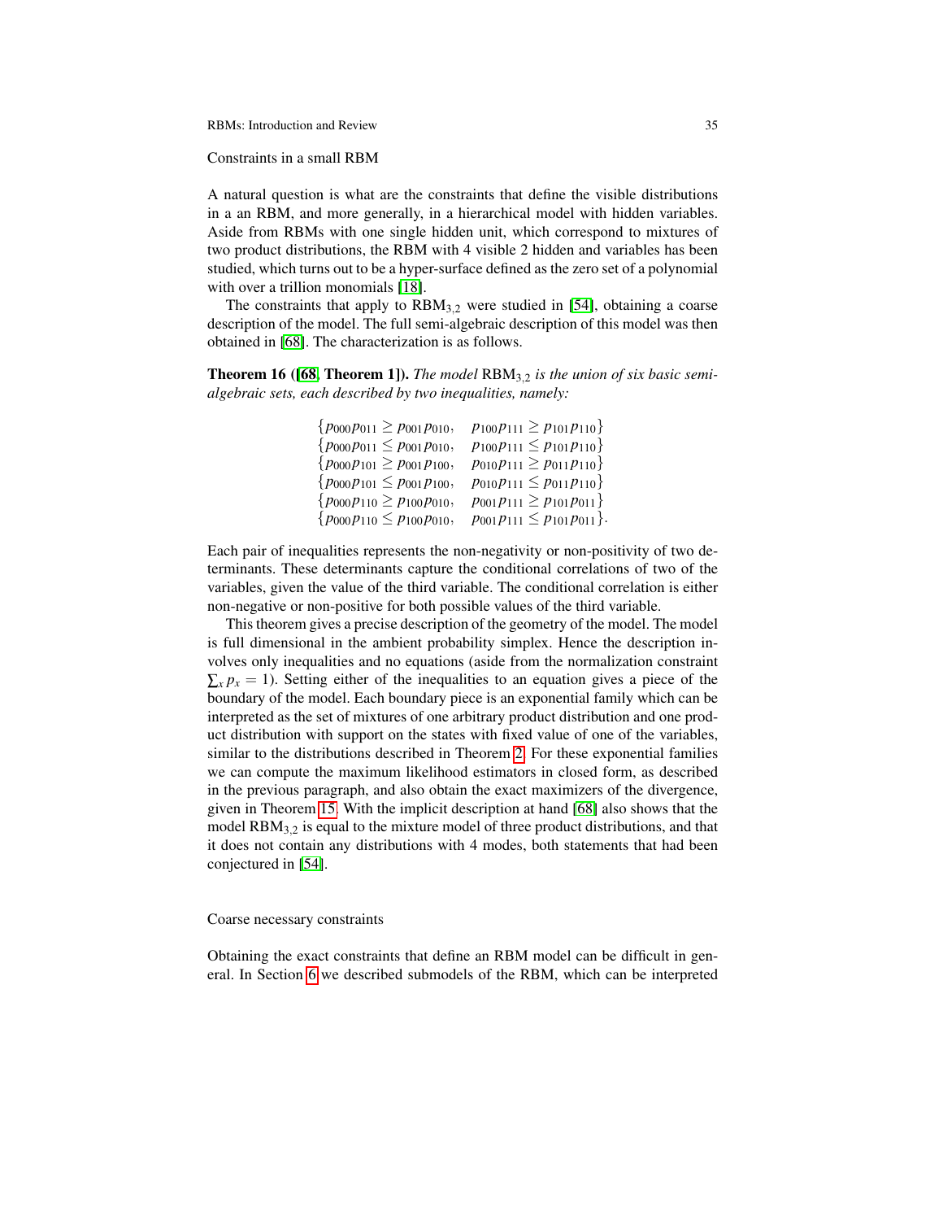### Constraints in a small RBM

A natural question is what are the constraints that define the visible distributions in a an RBM, and more generally, in a hierarchical model with hidden variables. Aside from RBMs with one single hidden unit, which correspond to mixtures of two product distributions, the RBM with 4 visible 2 hidden and variables has been studied, which turns out to be a hyper-surface defined as the zero set of a polynomial with over a trillion monomials [18].

The constraints that apply to $\mathrm{RBM}_{3,2}$ were studied in [54], obtaining a coarse description of the model. The full semi-algebraic description of this model was then obtained in [68]. The characterization is as follows.

**Theorem 16 ([68, Theorem 1]).** *The model* $\mathrm{RBM}_{3,2}$ *is the union of six basic semi-algebraic sets, each described by two inequalities, namely:*

$$
\begin{array}{ll}
\{p_{000}p_{011} \geq p_{001}p_{010}, & p_{100}p_{111} \geq p_{101}p_{110}\} \\
\{p_{000}p_{011} \leq p_{001}p_{010}, & p_{100}p_{111} \leq p_{101}p_{110}\} \\
\{p_{000}p_{101} \geq p_{001}p_{100}, & p_{010}p_{111} \geq p_{011}p_{110}\} \\
\{p_{000}p_{101} \leq p_{001}p_{100}, & p_{010}p_{111} \leq p_{011}p_{110}\} \\
\{p_{000}p_{110} \geq p_{100}p_{010}, & p_{001}p_{111} \geq p_{101}p_{011}\} \\
\{p_{000}p_{110} \leq p_{100}p_{010}, & p_{001}p_{111} \leq p_{101}p_{011}\}.
\end{array}
$$

Each pair of inequalities represents the non-negativity or non-positivity of two determinants. These determinants capture the conditional correlations of two of the variables, given the value of the third variable. The conditional correlation is either non-negative or non-positive for both possible values of the third variable.

This theorem gives a precise description of the geometry of the model. The model is full dimensional in the ambient probability simplex. Hence the description involves only inequalities and no equations (aside from the normalization constraint $\sum_x p_x = 1$). Setting either of the inequalities to an equation gives a piece of the boundary of the model. Each boundary piece is an exponential family which can be interpreted as the set of mixtures of one arbitrary product distribution and one product distribution with support on the states with fixed value of one of the variables, similar to the distributions described in Theorem 2. For these exponential families we can compute the maximum likelihood estimators in closed form, as described in the previous paragraph, and also obtain the exact maximizers of the divergence, given in Theorem 15. With the implicit description at hand [68] also shows that the model $\mathrm{RBM}_{3,2}$ is equal to the mixture model of three product distributions, and that it does not contain any distributions with 4 modes, both statements that had been conjectured in [54].

### Coarse necessary constraints

Obtaining the exact constraints that define an RBM model can be difficult in general. In Section 6 we described submodels of the RBM, which can be interpreted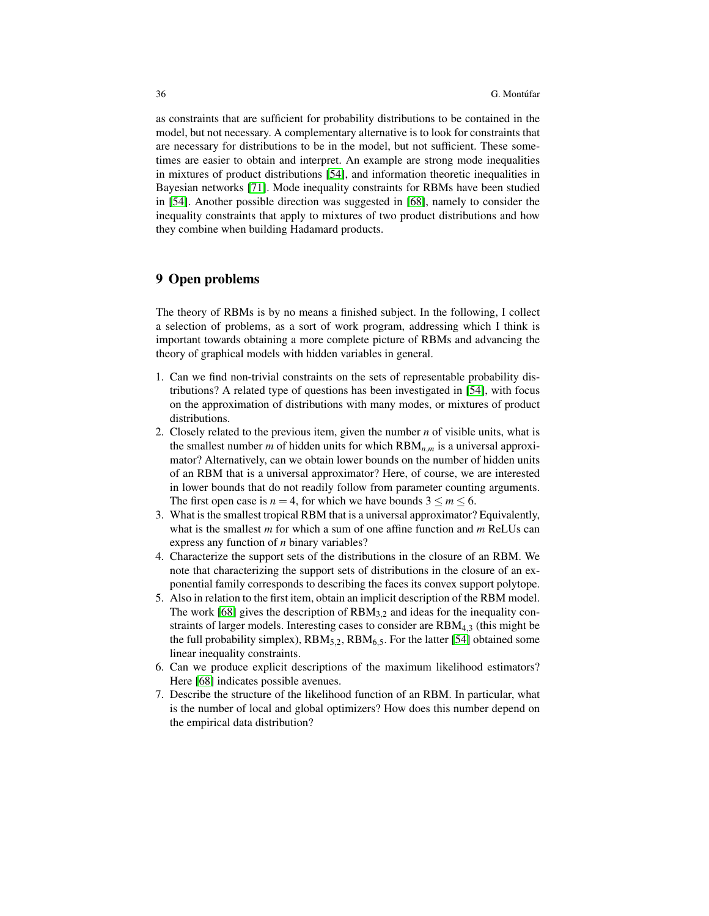as constraints that are sufficient for probability distributions to be contained in the model, but not necessary. A complementary alternative is to look for constraints that are necessary for distributions to be in the model, but not sufficient. These sometimes are easier to obtain and interpret. An example are strong mode inequalities in mixtures of product distributions [54], and information theoretic inequalities in Bayesian networks [71]. Mode inequality constraints for RBMs have been studied in [54]. Another possible direction was suggested in [68], namely to consider the inequality constraints that apply to mixtures of two product distributions and how they combine when building Hadamard products.

## 9 Open problems

The theory of RBMs is by no means a finished subject. In the following, I collect a selection of problems, as a sort of work program, addressing which I think is important towards obtaining a more complete picture of RBMs and advancing the theory of graphical models with hidden variables in general.

1. Can we find non-trivial constraints on the sets of representable probability distributions? A related type of questions has been investigated in [54], with focus on the approximation of distributions with many modes, or mixtures of product distributions.
2. Closely related to the previous item, given the number $n$ of visible units, what is the smallest number $m$ of hidden units for which $\mathrm{RBM}_{n,m}$ is a universal approximator? Alternatively, can we obtain lower bounds on the number of hidden units of an RBM that is a universal approximator? Here, of course, we are interested in lower bounds that do not readily follow from parameter counting arguments. The first open case is $n = 4$, for which we have bounds $3 \leq m \leq 6$.
3. What is the smallest tropical RBM that is a universal approximator? Equivalently, what is the smallest $m$ for which a sum of one affine function and $m$ ReLUs can express any function of $n$ binary variables?
4. Characterize the support sets of the distributions in the closure of an RBM. We note that characterizing the support sets of distributions in the closure of an exponential family corresponds to describing the faces its convex support polytope.
5. Also in relation to the first item, obtain an implicit description of the RBM model. The work [68] gives the description of $\mathrm{RBM}_{3,2}$ and ideas for the inequality constraints of larger models. Interesting cases to consider are $\mathrm{RBM}_{4,3}$ (this might be the full probability simplex), $\mathrm{RBM}_{5,2}$, $\mathrm{RBM}_{6,5}$. For the latter [54] obtained some linear inequality constraints.
6. Can we produce explicit descriptions of the maximum likelihood estimators? Here [68] indicates possible avenues.
7. Describe the structure of the likelihood function of an RBM. In particular, what is the number of local and global optimizers? How does this number depend on the empirical data distribution?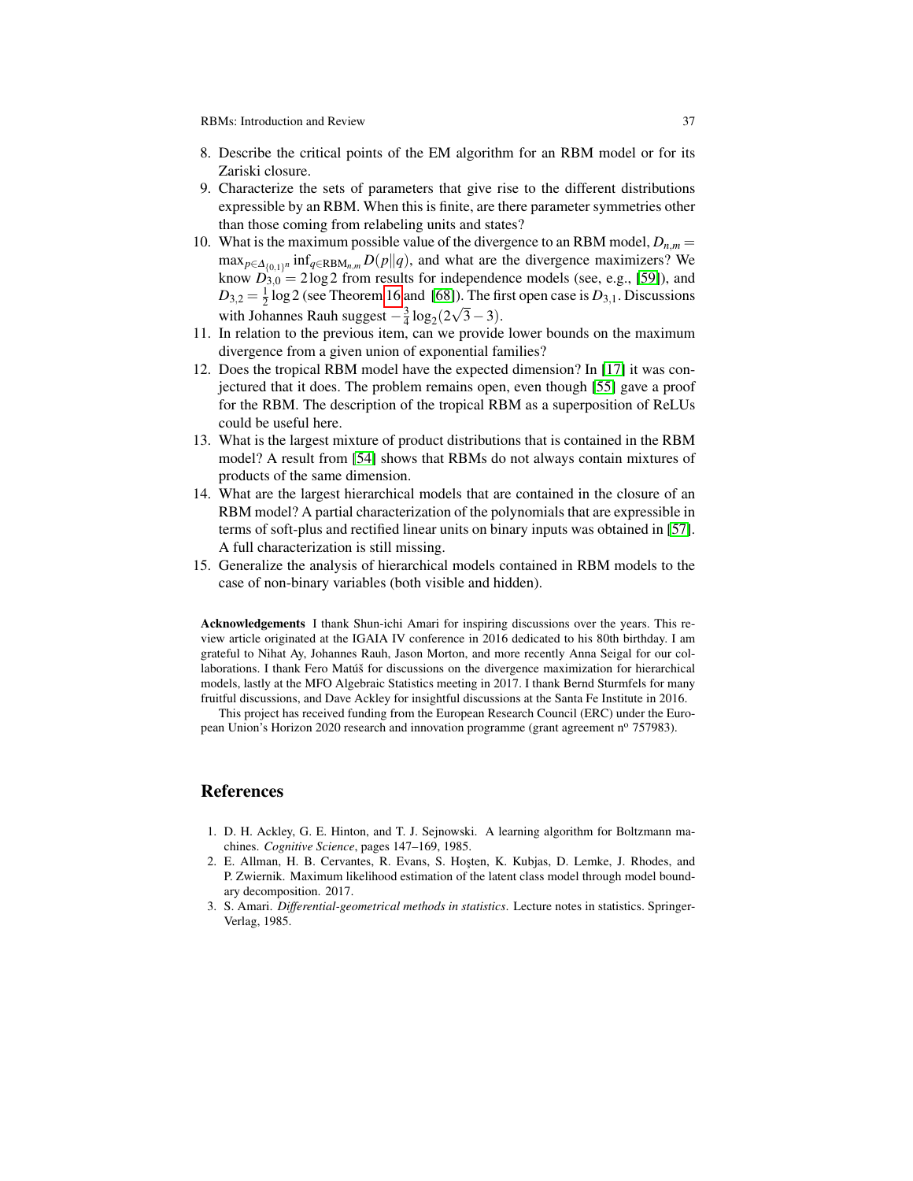8. Describe the critical points of the EM algorithm for an RBM model or for its Zariski closure.
9. Characterize the sets of parameters that give rise to the different distributions expressible by an RBM. When this is finite, are there parameter symmetries other than those coming from relabeling units and states?
10. What is the maximum possible value of the divergence to an RBM model, $D_{n,m} = \max_{p \in \Delta_{\{0,1\}^n}} \inf_{q \in \mathrm{RBM}_{n,m}} D(p\|q)$, and what are the divergence maximizers? We know $D_{3,0} = 2\log 2$ from results for independence models (see, e.g., [59]), and $D_{3,2} = \frac{1}{2}\log 2$ (see Theorem 16 and [68]). The first open case is $D_{3,1}$. Discussions with Johannes Rauh suggest $-\frac{3}{4}\log_2(2\sqrt{3}-3)$.
11. In relation to the previous item, can we provide lower bounds on the maximum divergence from a given union of exponential families?
12. Does the tropical RBM model have the expected dimension? In [17] it was conjectured that it does. The problem remains open, even though [55] gave a proof for the RBM. The description of the tropical RBM as a superposition of ReLUs could be useful here.
13. What is the largest mixture of product distributions that is contained in the RBM model? A result from [54] shows that RBMs do not always contain mixtures of products of the same dimension.
14. What are the largest hierarchical models that are contained in the closure of an RBM model? A partial characterization of the polynomials that are expressible in terms of soft-plus and rectified linear units on binary inputs was obtained in [57]. A full characterization is still missing.
15. Generalize the analysis of hierarchical models contained in RBM models to the case of non-binary variables (both visible and hidden).

**Acknowledgements** I thank Shun-ichi Amari for inspiring discussions over the years. This review article originated at the IGAIA IV conference in 2016 dedicated to his 80th birthday. I am grateful to Nihat Ay, Johannes Rauh, Jason Morton, and more recently Anna Seigal for our collaborations. I thank Fero Matúš for discussions on the divergence maximization for hierarchical models, lastly at the MFO Algebraic Statistics meeting in 2017. I thank Bernd Sturmfels for many fruitful discussions, and Dave Ackley for insightful discussions at the Santa Fe Institute in 2016.

This project has received funding from the European Research Council (ERC) under the European Union's Horizon 2020 research and innovation programme (grant agreement n° 757983).

## References

1. D. H. Ackley, G. E. Hinton, and T. J. Sejnowski. A learning algorithm for Boltzmann machines. *Cognitive Science*, pages 147–169, 1985.
2. E. Allman, H. B. Cervantes, R. Evans, S. Hoşten, K. Kubjas, D. Lemke, J. Rhodes, and P. Zwiernik. Maximum likelihood estimation of the latent class model through model boundary decomposition. 2017.
3. S. Amari. *Differential-geometrical methods in statistics*. Lecture notes in statistics. Springer-Verlag, 1985.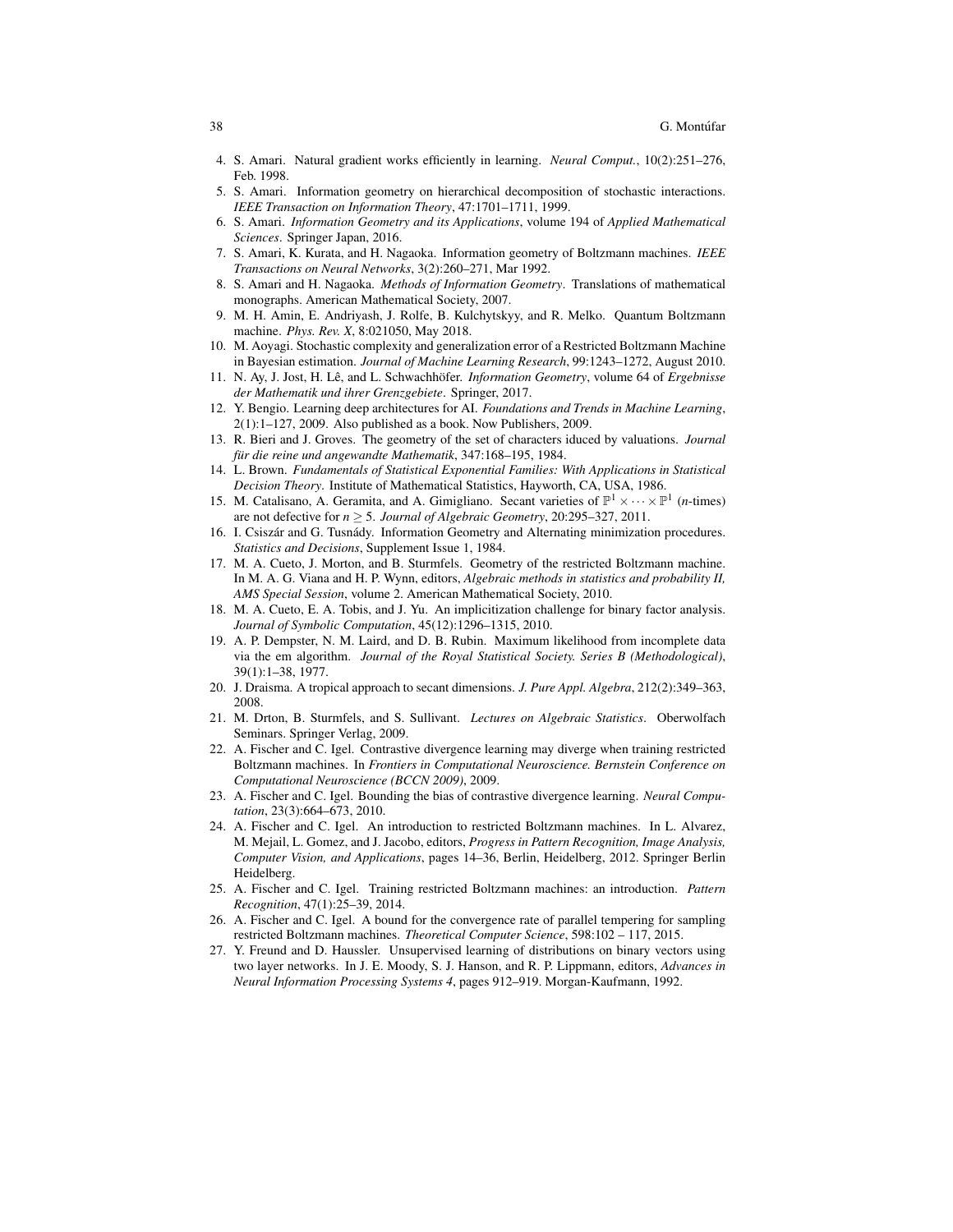4. S. Amari. Natural gradient works efficiently in learning. *Neural Comput.*, 10(2):251–276, Feb. 1998.
5. S. Amari. Information geometry on hierarchical decomposition of stochastic interactions. *IEEE Transaction on Information Theory*, 47:1701–1711, 1999.
6. S. Amari. *Information Geometry and its Applications*, volume 194 of *Applied Mathematical Sciences*. Springer Japan, 2016.
7. S. Amari, K. Kurata, and H. Nagaoka. Information geometry of Boltzmann machines. *IEEE Transactions on Neural Networks*, 3(2):260–271, Mar 1992.
8. S. Amari and H. Nagaoka. *Methods of Information Geometry*. Translations of mathematical monographs. American Mathematical Society, 2007.
9. M. H. Amin, E. Andriyash, J. Rolfe, B. Kulchytskyy, and R. Melko. Quantum Boltzmann machine. *Phys. Rev. X*, 8:021050, May 2018.
10. M. Aoyagi. Stochastic complexity and generalization error of a Restricted Boltzmann Machine in Bayesian estimation. *Journal of Machine Learning Research*, 99:1243–1272, August 2010.
11. N. Ay, J. Jost, H. Lê, and L. Schwachhöfer. *Information Geometry*, volume 64 of *Ergebnisse der Mathematik und ihrer Grenzgebiete*. Springer, 2017.
12. Y. Bengio. Learning deep architectures for AI. *Foundations and Trends in Machine Learning*, 2(1):1–127, 2009. Also published as a book. Now Publishers, 2009.
13. R. Bieri and J. Groves. The geometry of the set of characters iduced by valuations. *Journal für die reine und angewandte Mathematik*, 347:168–195, 1984.
14. L. Brown. *Fundamentals of Statistical Exponential Families: With Applications in Statistical Decision Theory*. Institute of Mathematical Statistics, Hayworth, CA, USA, 1986.
15. M. Catalisano, A. Geramita, and A. Gimigliano. Secant varieties of $\mathbb{P}^1 \times \cdots \times \mathbb{P}^1$ ($n$-times) are not defective for $n \geq 5$. *Journal of Algebraic Geometry*, 20:295–327, 2011.
16. I. Csiszár and G. Tusnády. Information Geometry and Alternating minimization procedures. *Statistics and Decisions*, Supplement Issue 1, 1984.
17. M. A. Cueto, J. Morton, and B. Sturmfels. Geometry of the restricted Boltzmann machine. In M. A. G. Viana and H. P. Wynn, editors, *Algebraic methods in statistics and probability II, AMS Special Session*, volume 2. American Mathematical Society, 2010.
18. M. A. Cueto, E. A. Tobis, and J. Yu. An implicitization challenge for binary factor analysis. *Journal of Symbolic Computation*, 45(12):1296–1315, 2010.
19. A. P. Dempster, N. M. Laird, and D. B. Rubin. Maximum likelihood from incomplete data via the em algorithm. *Journal of the Royal Statistical Society. Series B (Methodological)*, 39(1):1–38, 1977.
20. J. Draisma. A tropical approach to secant dimensions. *J. Pure Appl. Algebra*, 212(2):349–363, 2008.
21. M. Drton, B. Sturmfels, and S. Sullivant. *Lectures on Algebraic Statistics*. Oberwolfach Seminars. Springer Verlag, 2009.
22. A. Fischer and C. Igel. Contrastive divergence learning may diverge when training restricted Boltzmann machines. In *Frontiers in Computational Neuroscience. Bernstein Conference on Computational Neuroscience (BCCN 2009)*, 2009.
23. A. Fischer and C. Igel. Bounding the bias of contrastive divergence learning. *Neural Computation*, 23(3):664–673, 2010.
24. A. Fischer and C. Igel. An introduction to restricted Boltzmann machines. In L. Alvarez, M. Mejail, L. Gomez, and J. Jacobo, editors, *Progress in Pattern Recognition, Image Analysis, Computer Vision, and Applications*, pages 14–36, Berlin, Heidelberg, 2012. Springer Berlin Heidelberg.
25. A. Fischer and C. Igel. Training restricted Boltzmann machines: an introduction. *Pattern Recognition*, 47(1):25–39, 2014.
26. A. Fischer and C. Igel. A bound for the convergence rate of parallel tempering for sampling restricted Boltzmann machines. *Theoretical Computer Science*, 598:102 – 117, 2015.
27. Y. Freund and D. Haussler. Unsupervised learning of distributions on binary vectors using two layer networks. In J. E. Moody, S. J. Hanson, and R. P. Lippmann, editors, *Advances in Neural Information Processing Systems 4*, pages 912–919. Morgan-Kaufmann, 1992.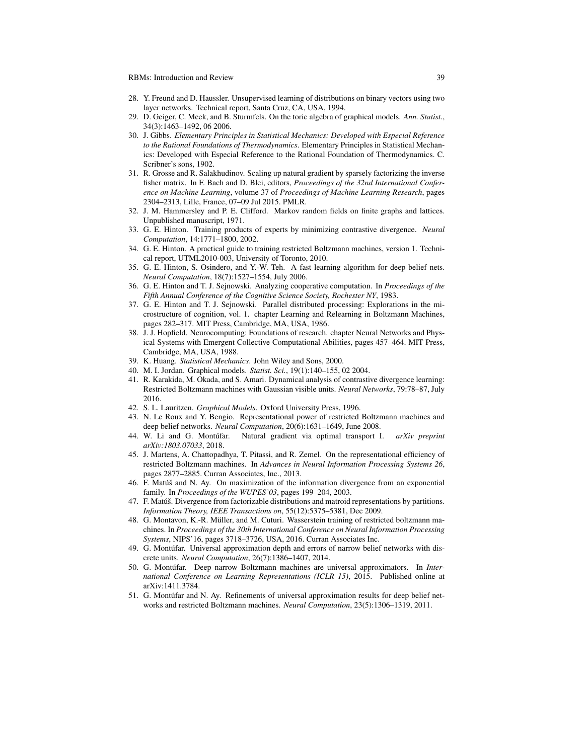28. Y. Freund and D. Haussler. Unsupervised learning of distributions on binary vectors using two layer networks. Technical report, Santa Cruz, CA, USA, 1994.
29. D. Geiger, C. Meek, and B. Sturmfels. On the toric algebra of graphical models. *Ann. Statist.*, 34(3):1463–1492, 06 2006.
30. J. Gibbs. *Elementary Principles in Statistical Mechanics: Developed with Especial Reference to the Rational Foundations of Thermodynamics*. Elementary Principles in Statistical Mechanics: Developed with Especial Reference to the Rational Foundation of Thermodynamics. C. Scribner's sons, 1902.
31. R. Grosse and R. Salakhudinov. Scaling up natural gradient by sparsely factorizing the inverse fisher matrix. In F. Bach and D. Blei, editors, *Proceedings of the 32nd International Conference on Machine Learning*, volume 37 of *Proceedings of Machine Learning Research*, pages 2304–2313, Lille, France, 07–09 Jul 2015. PMLR.
32. J. M. Hammersley and P. E. Clifford. Markov random fields on finite graphs and lattices. Unpublished manuscript, 1971.
33. G. E. Hinton. Training products of experts by minimizing contrastive divergence. *Neural Computation*, 14:1771–1800, 2002.
34. G. E. Hinton. A practical guide to training restricted Boltzmann machines, version 1. Technical report, UTML2010-003, University of Toronto, 2010.
35. G. E. Hinton, S. Osindero, and Y.-W. Teh. A fast learning algorithm for deep belief nets. *Neural Computation*, 18(7):1527–1554, July 2006.
36. G. E. Hinton and T. J. Sejnowski. Analyzing cooperative computation. In *Proceedings of the Fifth Annual Conference of the Cognitive Science Society, Rochester NY*, 1983.
37. G. E. Hinton and T. J. Sejnowski. Parallel distributed processing: Explorations in the microstructure of cognition, vol. 1. chapter Learning and Relearning in Boltzmann Machines, pages 282–317. MIT Press, Cambridge, MA, USA, 1986.
38. J. J. Hopfield. Neurocomputing: Foundations of research. chapter Neural Networks and Physical Systems with Emergent Collective Computational Abilities, pages 457–464. MIT Press, Cambridge, MA, USA, 1988.
39. K. Huang. *Statistical Mechanics*. John Wiley and Sons, 2000.
40. M. I. Jordan. Graphical models. *Statist. Sci.*, 19(1):140–155, 02 2004.
41. R. Karakida, M. Okada, and S. Amari. Dynamical analysis of contrastive divergence learning: Restricted Boltzmann machines with Gaussian visible units. *Neural Networks*, 79:78–87, July 2016.
42. S. L. Lauritzen. *Graphical Models*. Oxford University Press, 1996.
43. N. Le Roux and Y. Bengio. Representational power of restricted Boltzmann machines and deep belief networks. *Neural Computation*, 20(6):1631–1649, June 2008.
44. W. Li and G. Montúfar. Natural gradient via optimal transport I. *arXiv preprint arXiv:1803.07033*, 2018.
45. J. Martens, A. Chattopadhya, T. Pitassi, and R. Zemel. On the representational efficiency of restricted Boltzmann machines. In *Advances in Neural Information Processing Systems 26*, pages 2877–2885. Curran Associates, Inc., 2013.
46. F. Matúš and N. Ay. On maximization of the information divergence from an exponential family. In *Proceedings of the WUPES'03*, pages 199–204, 2003.
47. F. Matúš. Divergence from factorizable distributions and matroid representations by partitions. *Information Theory, IEEE Transactions on*, 55(12):5375–5381, Dec 2009.
48. G. Montavon, K.-R. Müller, and M. Cuturi. Wasserstein training of restricted boltzmann machines. In *Proceedings of the 30th International Conference on Neural Information Processing Systems*, NIPS'16, pages 3718–3726, USA, 2016. Curran Associates Inc.
49. G. Montúfar. Universal approximation depth and errors of narrow belief networks with discrete units. *Neural Computation*, 26(7):1386–1407, 2014.
50. G. Montúfar. Deep narrow Boltzmann machines are universal approximators. In *International Conference on Learning Representations (ICLR 15)*, 2015. Published online at arXiv:1411.3784.
51. G. Montúfar and N. Ay. Refinements of universal approximation results for deep belief networks and restricted Boltzmann machines. *Neural Computation*, 23(5):1306–1319, 2011.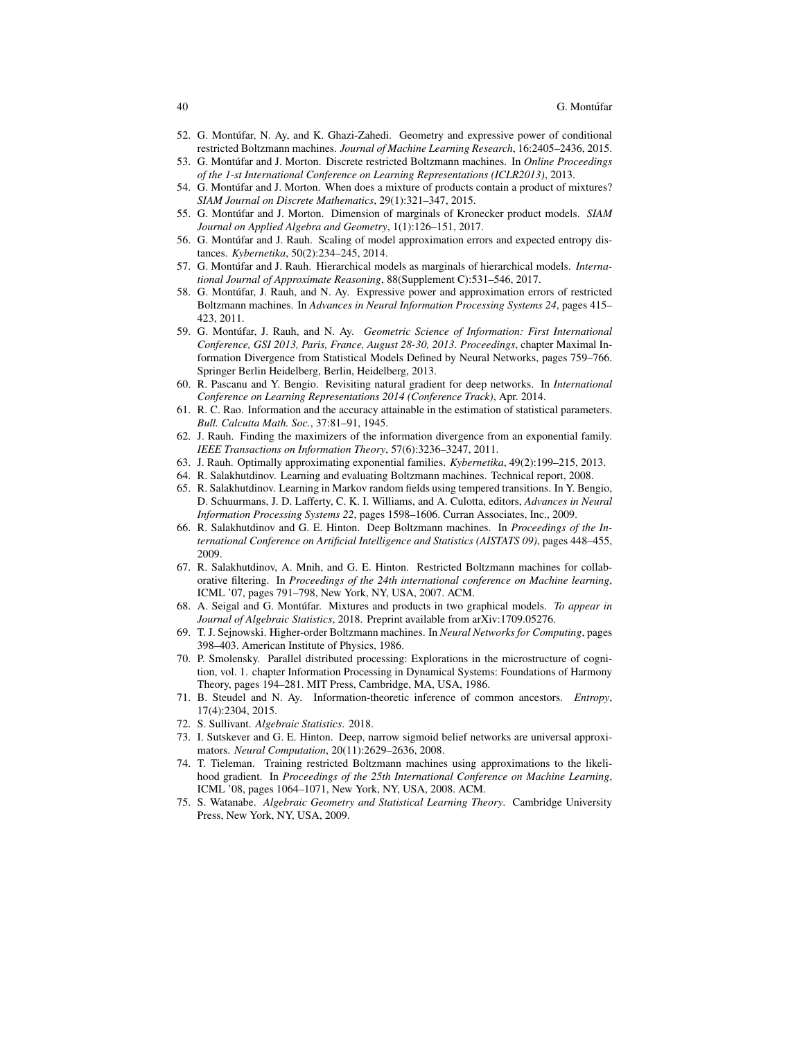52. G. Montúfar, N. Ay, and K. Ghazi-Zahedi. Geometry and expressive power of conditional restricted Boltzmann machines. *Journal of Machine Learning Research*, 16:2405–2436, 2015.
53. G. Montúfar and J. Morton. Discrete restricted Boltzmann machines. In *Online Proceedings of the 1-st International Conference on Learning Representations (ICLR2013)*, 2013.
54. G. Montúfar and J. Morton. When does a mixture of products contain a product of mixtures? *SIAM Journal on Discrete Mathematics*, 29(1):321–347, 2015.
55. G. Montúfar and J. Morton. Dimension of marginals of Kronecker product models. *SIAM Journal on Applied Algebra and Geometry*, 1(1):126–151, 2017.
56. G. Montúfar and J. Rauh. Scaling of model approximation errors and expected entropy distances. *Kybernetika*, 50(2):234–245, 2014.
57. G. Montúfar and J. Rauh. Hierarchical models as marginals of hierarchical models. *International Journal of Approximate Reasoning*, 88(Supplement C):531–546, 2017.
58. G. Montúfar, J. Rauh, and N. Ay. Expressive power and approximation errors of restricted Boltzmann machines. In *Advances in Neural Information Processing Systems 24*, pages 415–423, 2011.
59. G. Montúfar, J. Rauh, and N. Ay. *Geometric Science of Information: First International Conference, GSI 2013, Paris, France, August 28-30, 2013. Proceedings*, chapter Maximal Information Divergence from Statistical Models Defined by Neural Networks, pages 759–766. Springer Berlin Heidelberg, Berlin, Heidelberg, 2013.
60. R. Pascanu and Y. Bengio. Revisiting natural gradient for deep networks. In *International Conference on Learning Representations 2014 (Conference Track)*, Apr. 2014.
61. R. C. Rao. Information and the accuracy attainable in the estimation of statistical parameters. *Bull. Calcutta Math. Soc.*, 37:81–91, 1945.
62. J. Rauh. Finding the maximizers of the information divergence from an exponential family. *IEEE Transactions on Information Theory*, 57(6):3236–3247, 2011.
63. J. Rauh. Optimally approximating exponential families. *Kybernetika*, 49(2):199–215, 2013.
64. R. Salakhutdinov. Learning and evaluating Boltzmann machines. Technical report, 2008.
65. R. Salakhutdinov. Learning in Markov random fields using tempered transitions. In Y. Bengio, D. Schuurmans, J. D. Lafferty, C. K. I. Williams, and A. Culotta, editors, *Advances in Neural Information Processing Systems 22*, pages 1598–1606. Curran Associates, Inc., 2009.
66. R. Salakhutdinov and G. E. Hinton. Deep Boltzmann machines. In *Proceedings of the International Conference on Artificial Intelligence and Statistics (AISTATS 09)*, pages 448–455, 2009.
67. R. Salakhutdinov, A. Mnih, and G. E. Hinton. Restricted Boltzmann machines for collaborative filtering. In *Proceedings of the 24th international conference on Machine learning*, ICML '07, pages 791–798, New York, NY, USA, 2007. ACM.
68. A. Seigal and G. Montúfar. Mixtures and products in two graphical models. *To appear in Journal of Algebraic Statistics*, 2018. Preprint available from arXiv:1709.05276.
69. T. J. Sejnowski. Higher-order Boltzmann machines. In *Neural Networks for Computing*, pages 398–403. American Institute of Physics, 1986.
70. P. Smolensky. Parallel distributed processing: Explorations in the microstructure of cognition, vol. 1. chapter Information Processing in Dynamical Systems: Foundations of Harmony Theory, pages 194–281. MIT Press, Cambridge, MA, USA, 1986.
71. B. Steudel and N. Ay. Information-theoretic inference of common ancestors. *Entropy*, 17(4):2304, 2015.
72. S. Sullivant. *Algebraic Statistics*. 2018.
73. I. Sutskever and G. E. Hinton. Deep, narrow sigmoid belief networks are universal approximators. *Neural Computation*, 20(11):2629–2636, 2008.
74. T. Tieleman. Training restricted Boltzmann machines using approximations to the likelihood gradient. In *Proceedings of the 25th International Conference on Machine Learning*, ICML '08, pages 1064–1071, New York, NY, USA, 2008. ACM.
75. S. Watanabe. *Algebraic Geometry and Statistical Learning Theory*. Cambridge University Press, New York, NY, USA, 2009.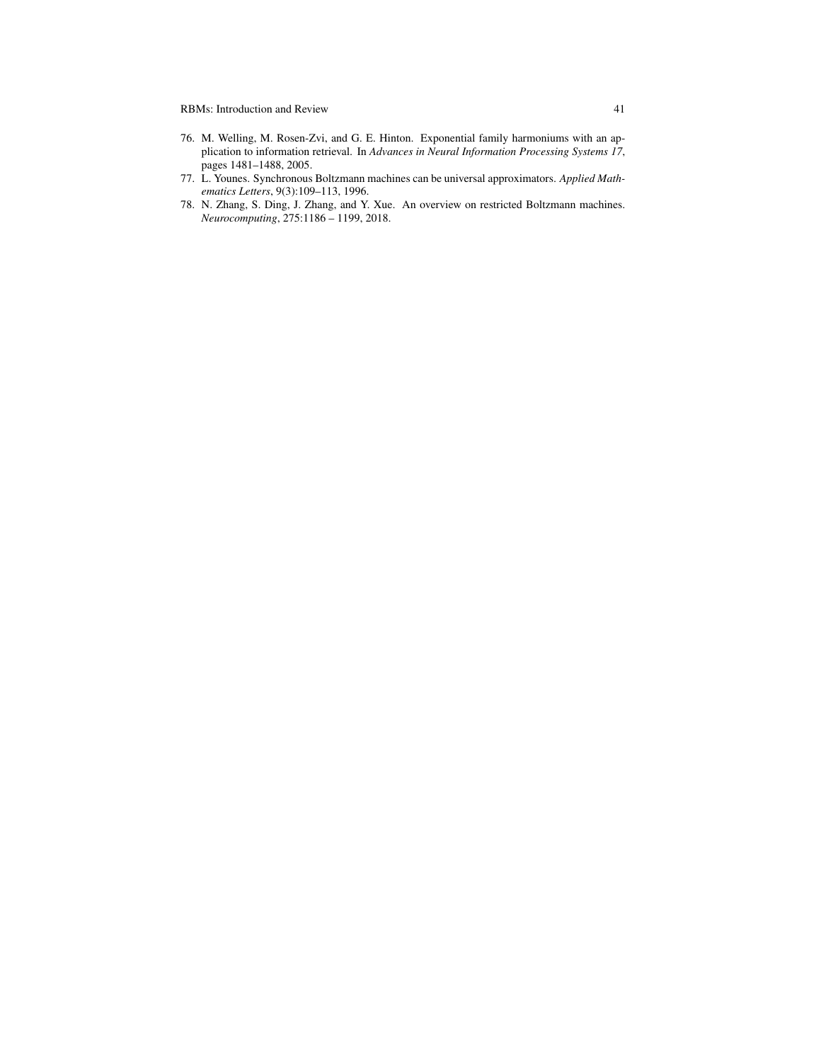76. M. Welling, M. Rosen-Zvi, and G. E. Hinton. Exponential family harmoniums with an application to information retrieval. In *Advances in Neural Information Processing Systems 17*, pages 1481–1488, 2005.
77. L. Younes. Synchronous Boltzmann machines can be universal approximators. *Applied Mathematics Letters*, 9(3):109–113, 1996.
78. N. Zhang, S. Ding, J. Zhang, and Y. Xue. An overview on restricted Boltzmann machines. *Neurocomputing*, 275:1186 – 1199, 2018.